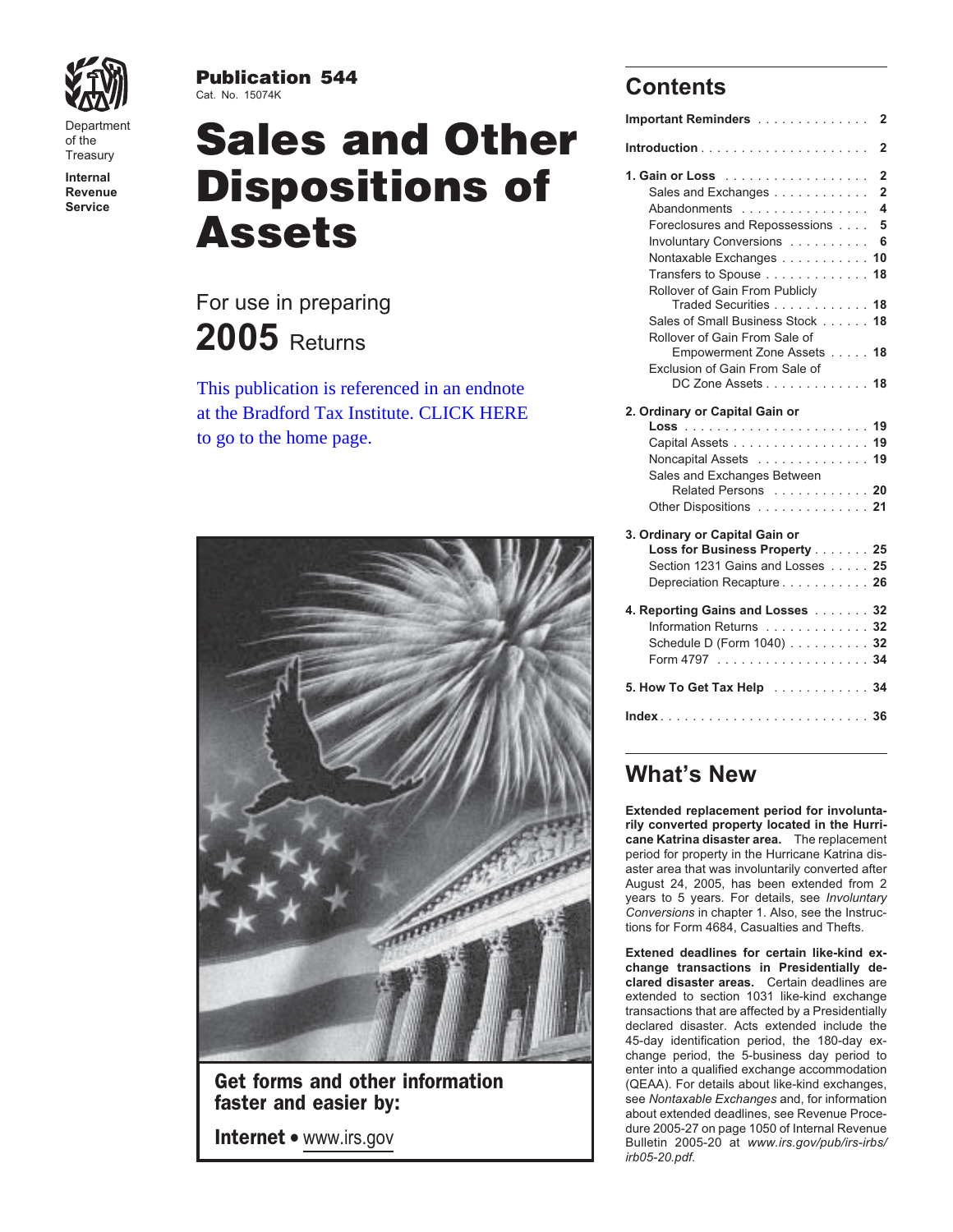Department of the Treasury

**Internal Revenue Service**

**Publication 544**
Cat. No. 15074K

# Sales and Other Dispositions of Assets

For use in preparing

**2005** Returns

This publication is referenced in an endnote at the Bradford Tax Institute. CLICK HERE to go to the home page.

**Get forms and other information faster and easier by:**

**Internet** • www.irs.gov

## Contents

**Important Reminders** . . . . . . . . . . . . . . 2

**Introduction** . . . . . . . . . . . . . . . . . . . . . 2

**1. Gain or Loss** . . . . . . . . . . . . . . . . . . 2
- Sales and Exchanges . . . . . . . . . . . . 2
- Abandonments . . . . . . . . . . . . . . . . 4
- Foreclosures and Repossessions . . . . 5
- Involuntary Conversions . . . . . . . . . . 6
- Nontaxable Exchanges . . . . . . . . . . . 10
- Transfers to Spouse . . . . . . . . . . . . . 18
- Rollover of Gain From Publicly Traded Securities . . . . . . . . . . . . 18
- Sales of Small Business Stock . . . . . . 18
- Rollover of Gain From Sale of Empowerment Zone Assets . . . . . 18
- Exclusion of Gain From Sale of DC Zone Assets . . . . . . . . . . . . . 18

**2. Ordinary or Capital Gain or Loss** . . . . . . . . . . . . . . . . . . . . . . . 19
- Capital Assets . . . . . . . . . . . . . . . . . 19
- Noncapital Assets . . . . . . . . . . . . . . 19
- Sales and Exchanges Between Related Persons . . . . . . . . . . . . 20
- Other Dispositions . . . . . . . . . . . . . . 21

**3. Ordinary or Capital Gain or Loss for Business Property** . . . . . . . 25
- Section 1231 Gains and Losses . . . . . 25
- Depreciation Recapture . . . . . . . . . . . 26

**4. Reporting Gains and Losses** . . . . . . . 32
- Information Returns . . . . . . . . . . . . . 32
- Schedule D (Form 1040) . . . . . . . . . . 32
- Form 4797 . . . . . . . . . . . . . . . . . . . 34

**5. How To Get Tax Help** . . . . . . . . . . . 34

**Index** . . . . . . . . . . . . . . . . . . . . . . . . . 36

## What's New

**Extended replacement period for involuntarily converted property located in the Hurricane Katrina disaster area.** The replacement period for property in the Hurricane Katrina disaster area that was involuntarily converted after August 24, 2005, has been extended from 2 years to 5 years. For details, see *Involuntary Conversions* in chapter 1. Also, see the Instructions for Form 4684, Casualties and Thefts.

**Extened deadlines for certain like-kind exchange transactions in Presidentially declared disaster areas.** Certain deadlines are extended to section 1031 like-kind exchange transactions that are affected by a Presidentially declared disaster. Acts extended include the 45-day identification period, the 180-day exchange period, the 5-business day period to enter into a qualified exchange accommodation (QEAA). For details about like-kind exchanges, see *Nontaxable Exchanges* and, for information about extended deadlines, see Revenue Procedure 2005-27 on page 1050 of Internal Revenue Bulletin 2005-20 at *www.irs.gov/pub/irs-irbs/irb05-20.pdf*.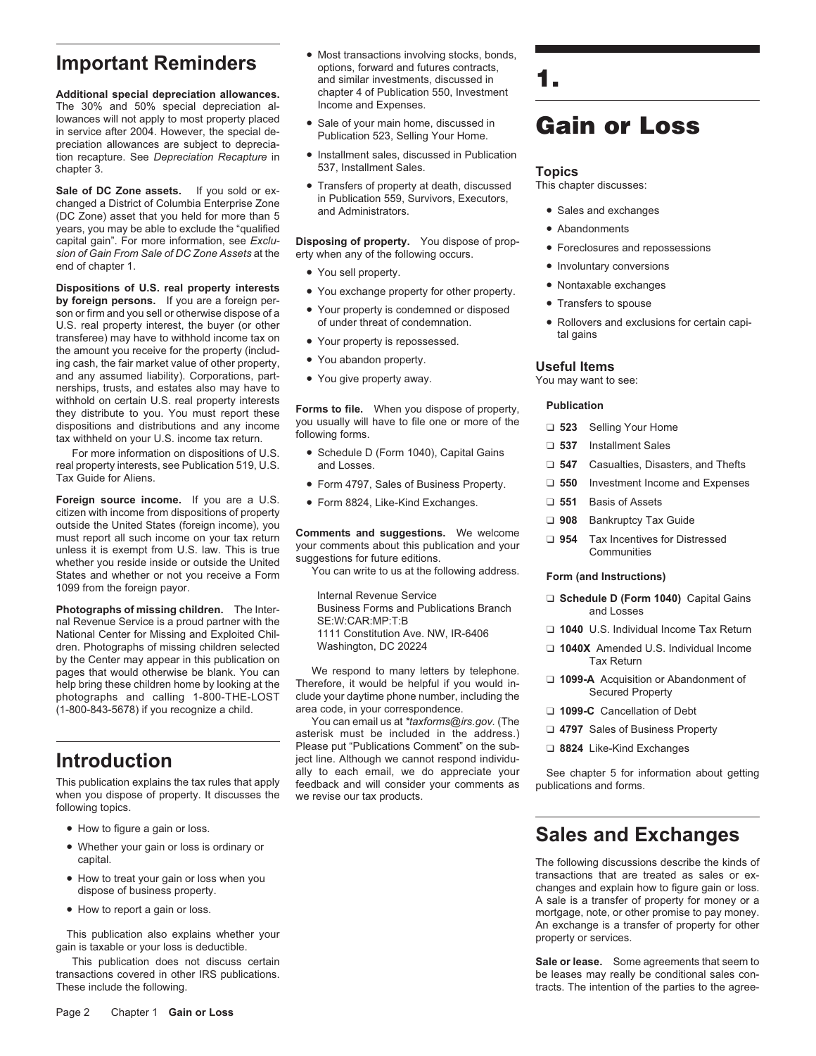## Important Reminders

**Additional special depreciation allowances.** The 30% and 50% special depreciation allowances will not apply to most property placed in service after 2004. However, the special depreciation allowances are subject to depreciation recapture. See *Depreciation Recapture* in chapter 3.

**Sale of DC Zone assets.** If you sold or exchanged a District of Columbia Enterprise Zone (DC Zone) asset that you held for more than 5 years, you may be able to exclude the "qualified capital gain". For more information, see *Exclusion of Gain From Sale of DC Zone Assets* at the end of chapter 1.

**Dispositions of U.S. real property interests by foreign persons.** If you are a foreign person or firm and you sell or otherwise dispose of a U.S. real property interest, the buyer (or other transferee) may have to withhold income tax on the amount you receive for the property (including cash, the fair market value of other property, and any assumed liability). Corporations, partnerships, trusts, and estates also may have to withhold on certain U.S. real property interests they distribute to you. You must report these dispositions and distributions and any income tax withheld on your U.S. income tax return.

For more information on dispositions of U.S. real property interests, see Publication 519, U.S. Tax Guide for Aliens.

**Foreign source income.** If you are a U.S. citizen with income from dispositions of property outside the United States (foreign income), you must report all such income on your tax return unless it is exempt from U.S. law. This is true whether you reside inside or outside the United States and whether or not you receive a Form 1099 from the foreign payor.

**Photographs of missing children.** The Internal Revenue Service is a proud partner with the National Center for Missing and Exploited Children. Photographs of missing children selected by the Center may appear in this publication on pages that would otherwise be blank. You can help bring these children home by looking at the photographs and calling 1-800-THE-LOST (1-800-843-5678) if you recognize a child.

## Introduction

This publication explains the tax rules that apply when you dispose of property. It discusses the following topics.

- How to figure a gain or loss.
- Whether your gain or loss is ordinary or capital.
- How to treat your gain or loss when you dispose of business property.
- How to report a gain or loss.

This publication also explains whether your gain is taxable or your loss is deductible.

This publication does not discuss certain transactions covered in other IRS publications. These include the following.

- Most transactions involving stocks, bonds, options, forward and futures contracts, and similar investments, discussed in chapter 4 of Publication 550, Investment Income and Expenses.
- Sale of your main home, discussed in Publication 523, Selling Your Home.
- Installment sales, discussed in Publication 537, Installment Sales.
- Transfers of property at death, discussed in Publication 559, Survivors, Executors, and Administrators.

**Disposing of property.** You dispose of property when any of the following occurs.

- You sell property.
- You exchange property for other property.
- Your property is condemned or disposed of under threat of condemnation.
- Your property is repossessed.
- You abandon property.
- You give property away.

**Forms to file.** When you dispose of property, you usually will have to file one or more of the following forms.

- Schedule D (Form 1040), Capital Gains and Losses.
- Form 4797, Sales of Business Property.
- Form 8824, Like-Kind Exchanges.

**Comments and suggestions.** We welcome your comments about this publication and your suggestions for future editions.

You can write to us at the following address.

Internal Revenue Service
Business Forms and Publications Branch
SE:W:CAR:MP:T:B
1111 Constitution Ave. NW, IR-6406
Washington, DC 20224

We respond to many letters by telephone. Therefore, it would be helpful if you would include your daytime phone number, including the area code, in your correspondence.

You can email us at *taxforms@irs.gov*. (The asterisk must be included in the address.) Please put "Publications Comment" on the subject line. Although we cannot respond individually to each email, we do appreciate your feedback and will consider your comments as we revise our tax products.

# 1. Gain or Loss

### Topics

This chapter discusses:

- Sales and exchanges
- Abandonments
- Foreclosures and repossessions
- Involuntary conversions
- Nontaxable exchanges
- Transfers to spouse
- Rollovers and exclusions for certain capital gains

### Useful Items

You may want to see:

**Publication**

- ❑ **523** Selling Your Home
- ❑ **537** Installment Sales
- ❑ **547** Casualties, Disasters, and Thefts
- ❑ **550** Investment Income and Expenses
- ❑ **551** Basis of Assets
- ❑ **908** Bankruptcy Tax Guide
- ❑ **954** Tax Incentives for Distressed Communities

**Form (and Instructions)**

- ❑ **Schedule D (Form 1040)** Capital Gains and Losses
- ❑ **1040** U.S. Individual Income Tax Return
- ❑ **1040X** Amended U.S. Individual Income Tax Return
- ❑ **1099-A** Acquisition or Abandonment of Secured Property
- ❑ **1099-C** Cancellation of Debt
- ❑ **4797** Sales of Business Property
- ❑ **8824** Like-Kind Exchanges

See chapter 5 for information about getting publications and forms.

## Sales and Exchanges

The following discussions describe the kinds of transactions that are treated as sales or exchanges and explain how to figure gain or loss. A sale is a transfer of property for money or a mortgage, note, or other promise to pay money. An exchange is a transfer of property for other property or services.

**Sale or lease.** Some agreements that seem to be leases may really be conditional sales contracts. The intention of the parties to the agree-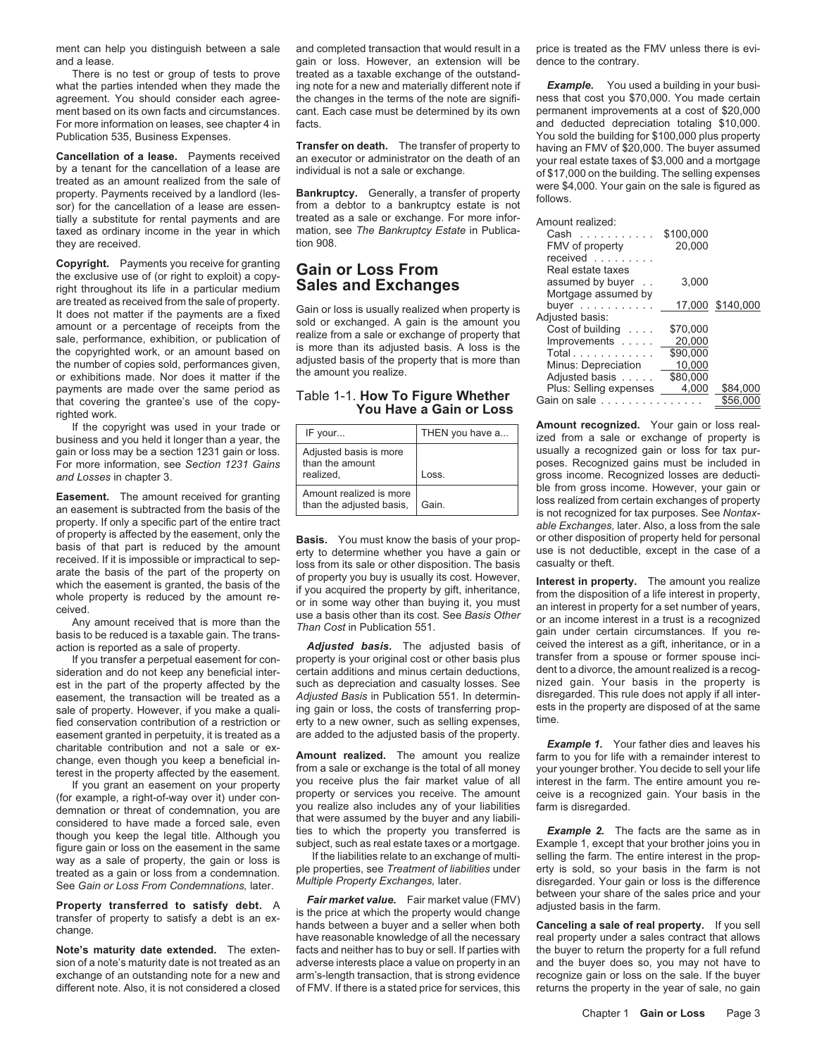ment can help you distinguish between a sale and a lease.

There is no test or group of tests to prove what the parties intended when they made the agreement. You should consider each agreement based on its own facts and circumstances. For more information on leases, see chapter 4 in Publication 535, Business Expenses.

**Cancellation of a lease.** Payments received by a tenant for the cancellation of a lease are treated as an amount realized from the sale of property. Payments received by a landlord (lessor) for the cancellation of a lease are essentially a substitute for rental payments and are taxed as ordinary income in the year in which they are received.

**Copyright.** Payments you receive for granting the exclusive use of (or right to exploit) a copyright throughout its life in a particular medium are treated as received from the sale of property. It does not matter if the payments are a fixed amount or a percentage of receipts from the sale, performance, exhibition, or publication of the copyrighted work, or an amount based on the number of copies sold, performances given, or exhibitions made. Nor does it matter if the payments are made over the same period as that covering the grantee's use of the copyrighted work.

If the copyright was used in your trade or business and you held it longer than a year, the gain or loss may be a section 1231 gain or loss. For more information, see *Section 1231 Gains and Losses* in chapter 3.

**Easement.** The amount received for granting an easement is subtracted from the basis of the property. If only a specific part of the entire tract of property is affected by the easement, only the basis of that part is reduced by the amount received. If it is impossible or impractical to separate the basis of the part of the property on which the easement is granted, the basis of the whole property is reduced by the amount received.

Any amount received that is more than the basis to be reduced is a taxable gain. The transaction is reported as a sale of property.

If you transfer a perpetual easement for consideration and do not keep any beneficial interest in the part of the property affected by the easement, the transaction will be treated as a sale of property. However, if you make a qualified conservation contribution of a restriction or easement granted in perpetuity, it is treated as a charitable contribution and not a sale or exchange, even though you keep a beneficial interest in the property affected by the easement.

If you grant an easement on your property (for example, a right-of-way over it) under condemnation or threat of condemnation, you are considered to have made a forced sale, even though you keep the legal title. Although you figure gain or loss on the easement in the same way as a sale of property, the gain or loss is treated as a gain or loss from a condemnation. See *Gain or Loss From Condemnations,* later.

**Property transferred to satisfy debt.** A transfer of property to satisfy a debt is an exchange.

**Note's maturity date extended.** The extension of a note's maturity date is not treated as an exchange of an outstanding note for a new and different note. Also, it is not considered a closed and completed transaction that would result in a gain or loss. However, an extension will be treated as a taxable exchange of the outstanding note for a new and materially different note if the changes in the terms of the note are significant. Each case must be determined by its own facts.

**Transfer on death.** The transfer of property to an executor or administrator on the death of an individual is not a sale or exchange.

**Bankruptcy.** Generally, a transfer of property from a debtor to a bankruptcy estate is not treated as a sale or exchange. For more information, see *The Bankruptcy Estate* in Publication 908.

## Gain or Loss From Sales and Exchanges

Gain or loss is usually realized when property is sold or exchanged. A gain is the amount you realize from a sale or exchange of property that is more than its adjusted basis. A loss is the adjusted basis of the property that is more than the amount you realize.

### Table 1-1. How To Figure Whether You Have a Gain or Loss

| IF your... | THEN you have a... |
|---|---|
| Adjusted basis is more than the amount realized, | Loss. |
| Amount realized is more than the adjusted basis, | Gain. |

**Basis.** You must know the basis of your property to determine whether you have a gain or loss from its sale or other disposition. The basis of property you buy is usually its cost. However, if you acquired the property by gift, inheritance, or in some way other than buying it, you must use a basis other than its cost. See *Basis Other Than Cost* in Publication 551.

***Adjusted basis.*** The adjusted basis of property is your original cost or other basis plus certain additions and minus certain deductions, such as depreciation and casualty losses. See *Adjusted Basis* in Publication 551. In determining gain or loss, the costs of transferring property to a new owner, such as selling expenses, are added to the adjusted basis of the property.

**Amount realized.** The amount you realize from a sale or exchange is the total of all money you receive plus the fair market value of all property or services you receive. The amount you realize also includes any of your liabilities that were assumed by the buyer and any liabilities to which the property you transferred is subject, such as real estate taxes or a mortgage.

If the liabilities relate to an exchange of multiple properties, see *Treatment of liabilities* under *Multiple Property Exchanges,* later.

***Fair market value.*** Fair market value (FMV) is the price at which the property would change hands between a buyer and a seller when both have reasonable knowledge of all the necessary facts and neither has to buy or sell. If parties with adverse interests place a value on property in an arm's-length transaction, that is strong evidence of FMV. If there is a stated price for services, this price is treated as the FMV unless there is evidence to the contrary.

***Example.*** You used a building in your business that cost you $70,000. You made certain permanent improvements at a cost of $20,000 and deducted depreciation totaling $10,000. You sold the building for $100,000 plus property having an FMV of $20,000. The buyer assumed your real estate taxes of $3,000 and a mortgage of $17,000 on the building. The selling expenses were $4,000. Your gain on the sale is figured as follows.

| | | |
|---|---|---|
| Amount realized: | | |
| Cash | $100,000 | |
| FMV of property received | 20,000 | |
| Real estate taxes assumed by buyer | 3,000 | |
| Mortgage assumed by buyer | 17,000 | $140,000 |
| Adjusted basis: | | |
| Cost of building | $70,000 | |
| Improvements | 20,000 | |
| Total | $90,000 | |
| Minus: Depreciation | 10,000 | |
| Adjusted basis | $80,000 | |
| Plus: Selling expenses | 4,000 | $84,000 |
| Gain on sale | | $56,000 |

**Amount recognized.** Your gain or loss realized from a sale or exchange of property is usually a recognized gain or loss for tax purposes. Recognized gains must be included in gross income. Recognized losses are deductible from gross income. However, your gain or loss realized from certain exchanges of property is not recognized for tax purposes. See *Nontaxable Exchanges,* later. Also, a loss from the sale or other disposition of property held for personal use is not deductible, except in the case of a casualty or theft.

**Interest in property.** The amount you realize from the disposition of a life interest in property, an interest in property for a set number of years, or an income interest in a trust is a recognized gain under certain circumstances. If you received the interest as a gift, inheritance, or in a transfer from a spouse or former spouse incident to a divorce, the amount realized is a recognized gain. Your basis in the property is disregarded. This rule does not apply if all interests in the property are disposed of at the same time.

***Example 1.*** Your father dies and leaves his farm to you for life with a remainder interest to your younger brother. You decide to sell your life interest in the farm. The entire amount you receive is a recognized gain. Your basis in the farm is disregarded.

***Example 2.*** The facts are the same as in Example 1, except that your brother joins you in selling the farm. The entire interest in the property is sold, so your basis in the farm is not disregarded. Your gain or loss is the difference between your share of the sales price and your adjusted basis in the farm.

**Canceling a sale of real property.** If you sell real property under a sales contract that allows the buyer to return the property for a full refund and the buyer does so, you may not have to recognize gain or loss on the sale. If the buyer returns the property in the year of sale, no gain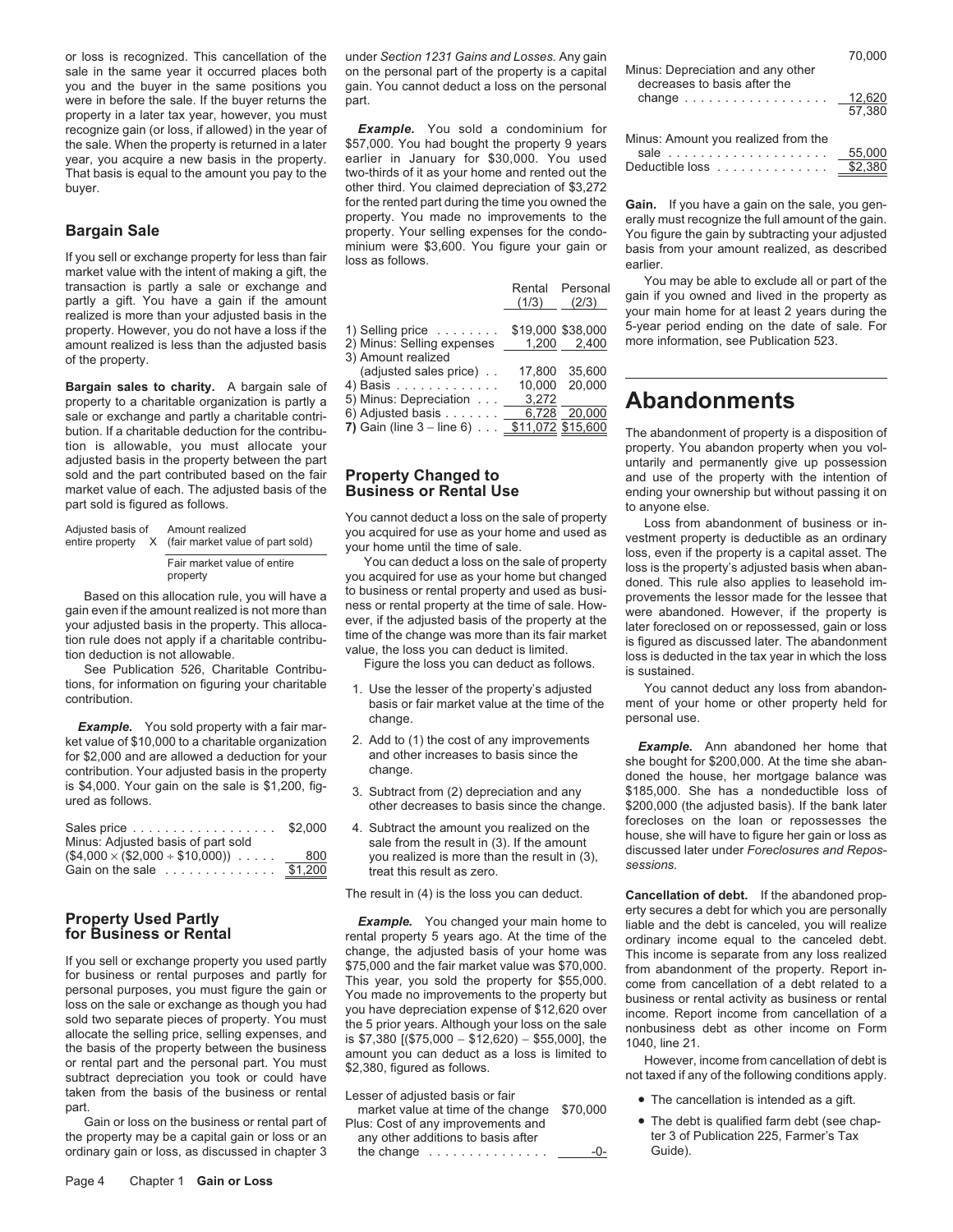or loss is recognized. This cancellation of the sale in the same year it occurred places both you and the buyer in the same positions you were in before the sale. If the buyer returns the property in a later tax year, however, you must recognize gain (or loss, if allowed) in the year of the sale. When the property is returned in a later year, you acquire a new basis in the property. That basis is equal to the amount you pay to the buyer.

## Bargain Sale

If you sell or exchange property for less than fair market value with the intent of making a gift, the transaction is partly a sale or exchange and partly a gift. You have a gain if the amount realized is more than your adjusted basis in the property. However, you do not have a loss if the amount realized is less than the adjusted basis of the property.

**Bargain sales to charity.** A bargain sale of property to a charitable organization is partly a sale or exchange and partly a charitable contribution. If a charitable deduction for the contribution is allowable, you must allocate your adjusted basis in the property between the part sold and the part contributed based on the fair market value of each. The adjusted basis of the part sold is figured as follows.

$$\text{Adjusted basis of entire property} \times \frac{\text{Amount realized (fair market value of part sold)}}{\text{Fair market value of entire property}}$$

Based on this allocation rule, you will have a gain even if the amount realized is not more than your adjusted basis in the property. This allocation rule does not apply if a charitable contribution deduction is not allowable.

See Publication 526, Charitable Contributions, for information on figuring your charitable contribution.

***Example.*** You sold property with a fair market value of $10,000 to a charitable organization for $2,000 and are allowed a deduction for your contribution. Your adjusted basis in the property is $4,000. Your gain on the sale is $1,200, figured as follows.

| | |
|---|---|
| Sales price | $2,000 |
| Minus: Adjusted basis of part sold ($4,000 × ($2,000 ÷ $10,000)) | 800 |
| Gain on the sale | $1,200 |

## Property Used Partly for Business or Rental

If you sell or exchange property you used partly for business or rental purposes and partly for personal purposes, you must figure the gain or loss on the sale or exchange as though you had sold two separate pieces of property. You must allocate the selling price, selling expenses, and the basis of the property between the business or rental part and the personal part. You must subtract depreciation you took or could have taken from the basis of the business or rental part.

Gain or loss on the business or rental part of the property may be a capital gain or loss or an ordinary gain or loss, as discussed in chapter 3 under *Section 1231 Gains and Losses.* Any gain on the personal part of the property is a capital gain. You cannot deduct a loss on the personal part.

***Example.*** You sold a condominium for $57,000. You had bought the property 9 years earlier in January for $30,000. You used two-thirds of it as your home and rented out the other third. You claimed depreciation of $3,272 for the rented part during the time you owned the property. You made no improvements to the property. Your selling expenses for the condominium were $3,600. You figure your gain or loss as follows.

| | Rental (1/3) | Personal (2/3) |
|---|---|---|
| 1) Selling price | $19,000 | $38,000 |
| 2) Minus: Selling expenses | 1,200 | 2,400 |
| 3) Amount realized (adjusted sales price) | 17,800 | 35,600 |
| 4) Basis | 10,000 | 20,000 |
| 5) Minus: Depreciation | 3,272 | |
| 6) Adjusted basis | 6,728 | 20,000 |
| **7)** Gain (line 3 – line 6) | $11,072 | $15,600 |

## Property Changed to Business or Rental Use

You cannot deduct a loss on the sale of property you acquired for use as your home and used as your home until the time of sale.

You can deduct a loss on the sale of property you acquired for use as your home but changed to business or rental property and used as business or rental property at the time of sale. However, if the adjusted basis of the property at the time of the change was more than its fair market value, the loss you can deduct is limited.

Figure the loss you can deduct as follows.

1. Use the lesser of the property's adjusted basis or fair market value at the time of the change.
2. Add to (1) the cost of any improvements and other increases to basis since the change.
3. Subtract from (2) depreciation and any other decreases to basis since the change.
4. Subtract the amount you realized on the sale from the result in (3). If the amount you realized is more than the result in (3), treat this result as zero.

The result in (4) is the loss you can deduct.

***Example.*** You changed your main home to rental property 5 years ago. At the time of the change, the adjusted basis of your home was $75,000 and the fair market value was $70,000. This year, you sold the property for $55,000. You made no improvements to the property but you have depreciation expense of $12,620 over the 5 prior years. Although your loss on the sale is $7,380 [($75,000 − $12,620) − $55,000], the amount you can deduct as a loss is limited to $2,380, figured as follows.

| | | |
|---|---|---|
| Lesser of adjusted basis or fair market value at time of the change | $70,000 | |
| Plus: Cost of any improvements and any other additions to basis after the change | -0- | |
| | | 70,000 |
| Minus: Depreciation and any other decreases to basis after the change | | 12,620 |
| | | 57,380 |
| Minus: Amount you realized from the sale | | 55,000 |
| Deductible loss | | $2,380 |

**Gain.** If you have a gain on the sale, you generally must recognize the full amount of the gain. You figure the gain by subtracting your adjusted basis from your amount realized, as described earlier.

You may be able to exclude all or part of the gain if you owned and lived in the property as your main home for at least 2 years during the 5-year period ending on the date of sale. For more information, see Publication 523.

# Abandonments

The abandonment of property is a disposition of property. You abandon property when you voluntarily and permanently give up possession and use of the property with the intention of ending your ownership but without passing it on to anyone else.

Loss from abandonment of business or investment property is deductible as an ordinary loss, even if the property is a capital asset. The loss is the property's adjusted basis when abandoned. This rule also applies to leasehold improvements the lessor made for the lessee that were abandoned. However, if the property is later foreclosed on or repossessed, gain or loss is figured as discussed later. The abandonment loss is deducted in the tax year in which the loss is sustained.

You cannot deduct any loss from abandonment of your home or other property held for personal use.

***Example.*** Ann abandoned her home that she bought for $200,000. At the time she abandoned the house, her mortgage balance was $185,000. She has a nondeductible loss of $200,000 (the adjusted basis). If the bank later forecloses on the loan or repossesses the house, she will have to figure her gain or loss as discussed later under *Foreclosures and Repossessions.*

**Cancellation of debt.** If the abandoned property secures a debt for which you are personally liable and the debt is canceled, you will realize ordinary income equal to the canceled debt. This income is separate from any loss realized from abandonment of the property. Report income from cancellation of a debt related to a business or rental activity as business or rental income. Report income from cancellation of a nonbusiness debt as other income on Form 1040, line 21.

However, income from cancellation of debt is not taxed if any of the following conditions apply.

- The cancellation is intended as a gift.
- The debt is qualified farm debt (see chapter 3 of Publication 225, Farmer's Tax Guide).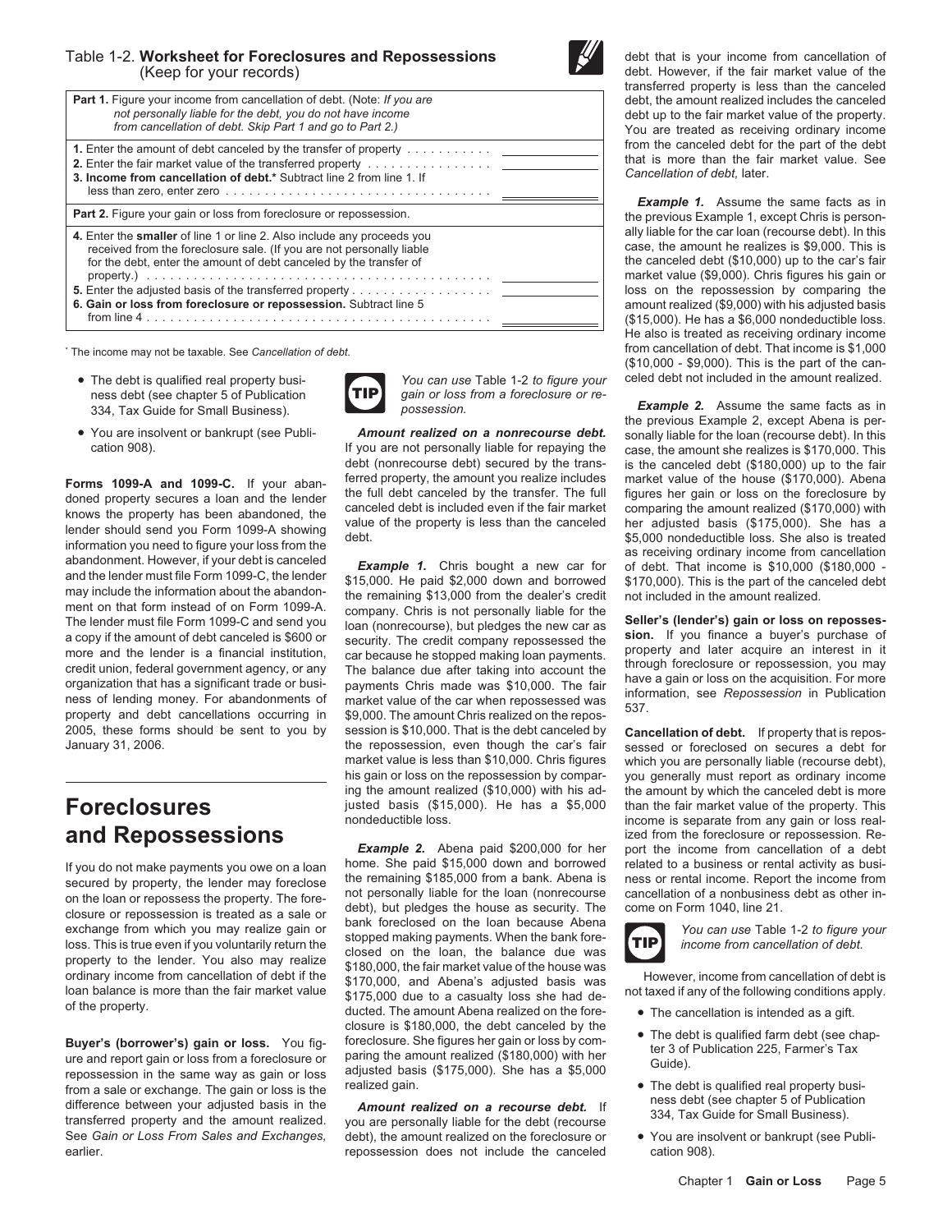Table 1-2. **Worksheet for Foreclosures and Repossessions**
(Keep for your records)

| | |
|---|---|
| **Part 1.** Figure your income from cancellation of debt. (Note: *If you are not personally liable for the debt, you do not have income from cancellation of debt. Skip Part 1 and go to Part 2.)* | |
| **1.** Enter the amount of debt canceled by the transfer of property | |
| **2.** Enter the fair market value of the transferred property | |
| **3. Income from cancellation of debt.*** Subtract line 2 from line 1. If less than zero, enter zero | |
| **Part 2.** Figure your gain or loss from foreclosure or repossession. | |
| **4.** Enter the **smaller** of line 1 or line 2. Also include any proceeds you received from the foreclosure sale. (If you are not personally liable for the debt, enter the amount of debt canceled by the transfer of property.) | |
| **5.** Enter the adjusted basis of the transferred property | |
| **6. Gain or loss from foreclosure or repossession.** Subtract line 5 from line 4 | |

* The income may not be taxable. See *Cancellation of debt.*

- The debt is qualified real property business debt (see chapter 5 of Publication 334, Tax Guide for Small Business).
- You are insolvent or bankrupt (see Publication 908).

**Forms 1099-A and 1099-C.** If your abandoned property secures a loan and the lender knows the property has been abandoned, the lender should send you Form 1099-A showing information you need to figure your loss from the abandonment. However, if your debt is canceled and the lender must file Form 1099-C, the lender may include the information about the abandonment on that form instead of on Form 1099-A. The lender must file Form 1099-C and send you a copy if the amount of debt canceled is $600 or more and the lender is a financial institution, credit union, federal government agency, or any organization that has a significant trade or business of lending money. For abandonments of property and debt cancellations occurring in 2005, these forms should be sent to you by January 31, 2006.

# Foreclosures and Repossessions

If you do not make payments you owe on a loan secured by property, the lender may foreclose on the loan or repossess the property. The foreclosure or repossession is treated as a sale or exchange from which you may realize gain or loss. This is true even if you voluntarily return the property to the lender. You also may realize ordinary income from cancellation of debt if the loan balance is more than the fair market value of the property.

**Buyer's (borrower's) gain or loss.** You figure and report gain or loss from a foreclosure or repossession in the same way as gain or loss from a sale or exchange. The gain or loss is the difference between your adjusted basis in the transferred property and the amount realized. See *Gain or Loss From Sales and Exchanges,* earlier.

**TIP** *You can use Table 1-2 to figure your gain or loss from a foreclosure or repossession.*

***Amount realized on a nonrecourse debt.*** If you are not personally liable for repaying the debt (nonrecourse debt) secured by the transferred property, the amount you realize includes the full debt canceled by the transfer. The full canceled debt is included even if the fair market value of the property is less than the canceled debt.

***Example 1.*** Chris bought a new car for $15,000. He paid $2,000 down and borrowed the remaining $13,000 from the dealer's credit company. Chris is not personally liable for the loan (nonrecourse), but pledges the new car as security. The credit company repossessed the car because he stopped making loan payments. The balance due after taking into account the payments Chris made was $10,000. The fair market value of the car when repossessed was $9,000. The amount Chris realized on the repossession is $10,000. That is the debt canceled by the repossession, even though the car's fair market value is less than $10,000. Chris figures his gain or loss on the repossession by comparing the amount realized ($10,000) with his adjusted basis ($15,000). He has a $5,000 nondeductible loss.

***Example 2.*** Abena paid $200,000 for her home. She paid $15,000 down and borrowed the remaining $185,000 from a bank. Abena is not personally liable for the loan (nonrecourse debt), but pledges the house as security. The bank foreclosed on the loan because Abena stopped making payments. When the bank foreclosed on the loan, the balance due was $180,000, the fair market value of the house was $170,000, and Abena's adjusted basis was $175,000 due to a casualty loss she had deducted. The amount Abena realized on the foreclosure is $180,000, the debt canceled by the foreclosure. She figures her gain or loss by comparing the amount realized ($180,000) with her adjusted basis ($175,000). She has a $5,000 realized gain.

***Amount realized on a recourse debt.*** If you are personally liable for the debt (recourse debt), the amount realized on the foreclosure or repossession does not include the canceled debt that is your income from cancellation of debt. However, if the fair market value of the transferred property is less than the canceled debt, the amount realized includes the canceled debt up to the fair market value of the property. You are treated as receiving ordinary income from the canceled debt for the part of the debt that is more than the fair market value. See *Cancellation of debt,* later.

***Example 1.*** Assume the same facts as in the previous Example 1, except Chris is personally liable for the car loan (recourse debt). In this case, the amount he realizes is $9,000. This is the canceled debt ($10,000) up to the car's fair market value ($9,000). Chris figures his gain or loss on the repossession by comparing the amount realized ($9,000) with his adjusted basis ($15,000). He has a $6,000 nondeductible loss. He also is treated as receiving ordinary income from cancellation of debt. That income is $1,000 ($10,000 - $9,000). This is the part of the canceled debt not included in the amount realized.

***Example 2.*** Assume the same facts as in the previous Example 2, except Abena is personally liable for the loan (recourse debt). In this case, the amount she realizes is $170,000. This is the canceled debt ($180,000) up to the fair market value of the house ($170,000). Abena figures her gain or loss on the foreclosure by comparing the amount realized ($170,000) with her adjusted basis ($175,000). She has a $5,000 nondeductible loss. She also is treated as receiving ordinary income from cancellation of debt. That income is $10,000 ($180,000 - $170,000). This is the part of the canceled debt not included in the amount realized.

**Seller's (lender's) gain or loss on repossession.** If you finance a buyer's purchase of property and later acquire an interest in it through foreclosure or repossession, you may have a gain or loss on the acquisition. For more information, see *Repossession* in Publication 537.

**Cancellation of debt.** If property that is repossessed or foreclosed on secures a debt for which you are personally liable (recourse debt), you generally must report as ordinary income the amount by which the canceled debt is more than the fair market value of the property. This income is separate from any gain or loss realized from the foreclosure or repossession. Report the income from cancellation of a debt related to a business or rental activity as business or rental income. Report the income from cancellation of a nonbusiness debt as other income on Form 1040, line 21.

**TIP** *You can use Table 1-2 to figure your income from cancellation of debt.*

However, income from cancellation of debt is not taxed if any of the following conditions apply.

- The cancellation is intended as a gift.
- The debt is qualified farm debt (see chapter 3 of Publication 225, Farmer's Tax Guide).
- The debt is qualified real property business debt (see chapter 5 of Publication 334, Tax Guide for Small Business).
- You are insolvent or bankrupt (see Publication 908).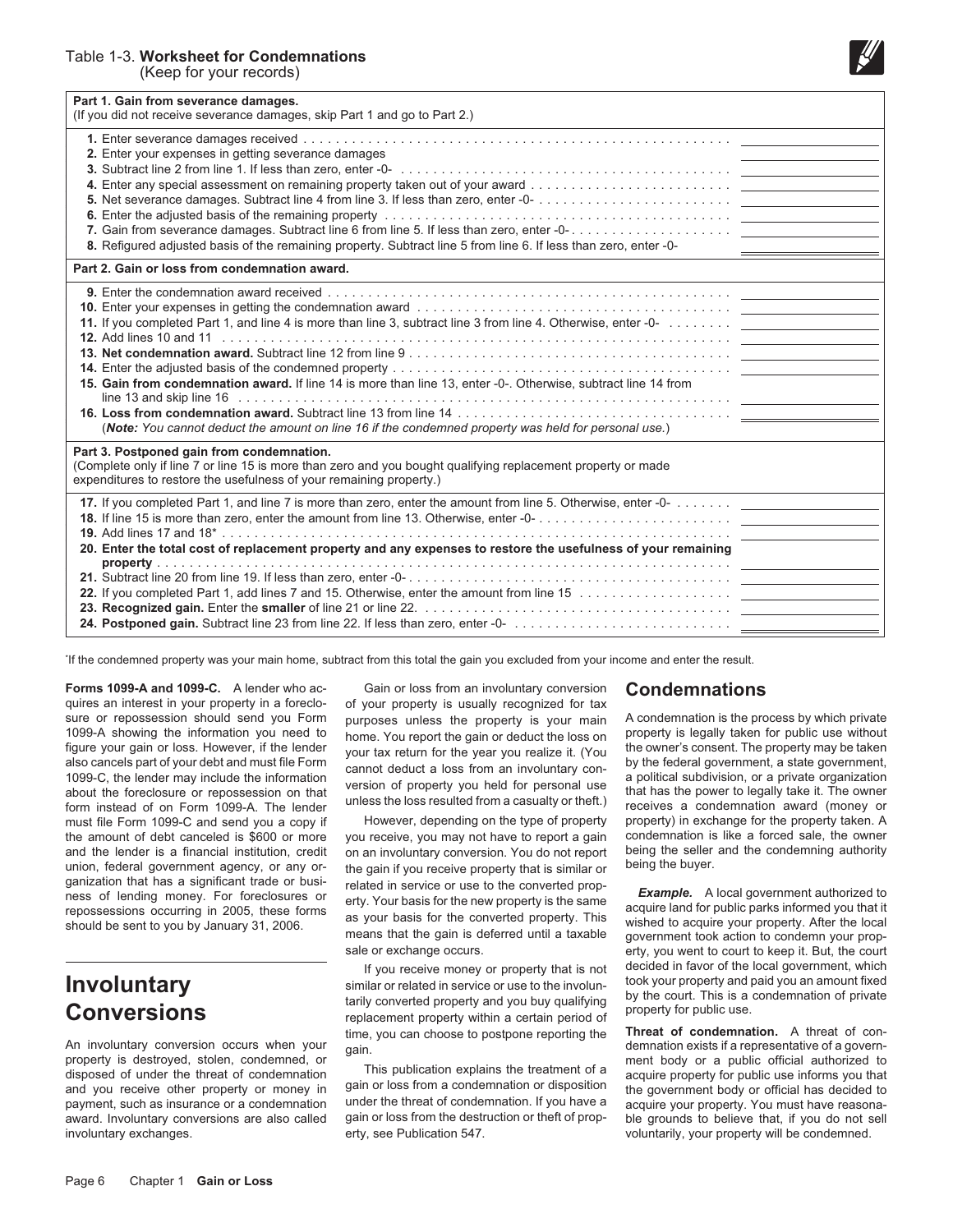Table 1-3. **Worksheet for Condemnations**
(Keep for your records)

| | |
|---|---|
| **Part 1. Gain from severance damages.** (If you did not receive severance damages, skip Part 1 and go to Part 2.) | |
| **1.** Enter severance damages received | |
| **2.** Enter your expenses in getting severance damages | |
| **3.** Subtract line 2 from line 1. If less than zero, enter -0- | |
| **4.** Enter any special assessment on remaining property taken out of your award | |
| **5.** Net severance damages. Subtract line 4 from line 3. If less than zero, enter -0- | |
| **6.** Enter the adjusted basis of the remaining property | |
| **7.** Gain from severance damages. Subtract line 6 from line 5. If less than zero, enter -0- | |
| **8.** Refigured adjusted basis of the remaining property. Subtract line 5 from line 6. If less than zero, enter -0- | |
| **Part 2. Gain or loss from condemnation award.** | |
| **9.** Enter the condemnation award received | |
| **10.** Enter your expenses in getting the condemnation award | |
| **11.** If you completed Part 1, and line 4 is more than line 3, subtract line 3 from line 4. Otherwise, enter -0- | |
| **12.** Add lines 10 and 11 | |
| **13. Net condemnation award.** Subtract line 12 from line 9 | |
| **14.** Enter the adjusted basis of the condemned property | |
| **15. Gain from condemnation award.** If line 14 is more than line 13, enter -0-. Otherwise, subtract line 14 from line 13 and skip line 16 | |
| **16. Loss from condemnation award.** Subtract line 13 from line 14 (***Note:*** *You cannot deduct the amount on line 16 if the condemned property was held for personal use.*) | |
| **Part 3. Postponed gain from condemnation.** (Complete only if line 7 or line 15 is more than zero and you bought qualifying replacement property or made expenditures to restore the usefulness of your remaining property.) | |
| **17.** If you completed Part 1, and line 7 is more than zero, enter the amount from line 5. Otherwise, enter -0- | |
| **18.** If line 15 is more than zero, enter the amount from line 13. Otherwise, enter -0- | |
| **19.** Add lines 17 and 18* | |
| **20. Enter the total cost of replacement property and any expenses to restore the usefulness of your remaining property** | |
| **21.** Subtract line 20 from line 19. If less than zero, enter -0- | |
| **22.** If you completed Part 1, add lines 7 and 15. Otherwise, enter the amount from line 15 | |
| **23. Recognized gain.** Enter the **smaller** of line 21 or line 22. | |
| **24. Postponed gain.** Subtract line 23 from line 22. If less than zero, enter -0- | |

*If the condemned property was your main home, subtract from this total the gain you excluded from your income and enter the result.

**Forms 1099-A and 1099-C.** A lender who acquires an interest in your property in a foreclosure or repossession should send you Form 1099-A showing the information you need to figure your gain or loss. However, if the lender also cancels part of your debt and must file Form 1099-C, the lender may include the information about the foreclosure or repossession on that form instead of on Form 1099-A. The lender must file Form 1099-C and send you a copy if the amount of debt canceled is $600 or more and the lender is a financial institution, credit union, federal government agency, or any organization that has a significant trade or business of lending money. For foreclosures or repossessions occurring in 2005, these forms should be sent to you by January 31, 2006.

# Involuntary Conversions

An involuntary conversion occurs when your property is destroyed, stolen, condemned, or disposed of under the threat of condemnation and you receive other property or money in payment, such as insurance or a condemnation award. Involuntary conversions are also called involuntary exchanges.

Gain or loss from an involuntary conversion of your property is usually recognized for tax purposes unless the property is your main home. You report the gain or deduct the loss on your tax return for the year you realize it. (You cannot deduct a loss from an involuntary conversion of property you held for personal use unless the loss resulted from a casualty or theft.)

However, depending on the type of property you receive, you may not have to report a gain on an involuntary conversion. You do not report the gain if you receive property that is similar or related in service or use to the converted property. Your basis for the new property is the same as your basis for the converted property. This means that the gain is deferred until a taxable sale or exchange occurs.

If you receive money or property that is not similar or related in service or use to the involuntarily converted property and you buy qualifying replacement property within a certain period of time, you can choose to postpone reporting the gain.

This publication explains the treatment of a gain or loss from a condemnation or disposition under the threat of condemnation. If you have a gain or loss from the destruction or theft of property, see Publication 547.

## Condemnations

A condemnation is the process by which private property is legally taken for public use without the owner's consent. The property may be taken by the federal government, a state government, a political subdivision, or a private organization that has the power to legally take it. The owner receives a condemnation award (money or property) in exchange for the property taken. A condemnation is like a forced sale, the owner being the seller and the condemning authority being the buyer.

***Example.*** A local government authorized to acquire land for public parks informed you that it wished to acquire your property. After the local government took action to condemn your property, you went to court to keep it. But, the court decided in favor of the local government, which took your property and paid you an amount fixed by the court. This is a condemnation of private property for public use.

**Threat of condemnation.** A threat of condemnation exists if a representative of a government body or a public official authorized to acquire property for public use informs you that the government body or official has decided to acquire your property. You must have reasonable grounds to believe that, if you do not sell voluntarily, your property will be condemned.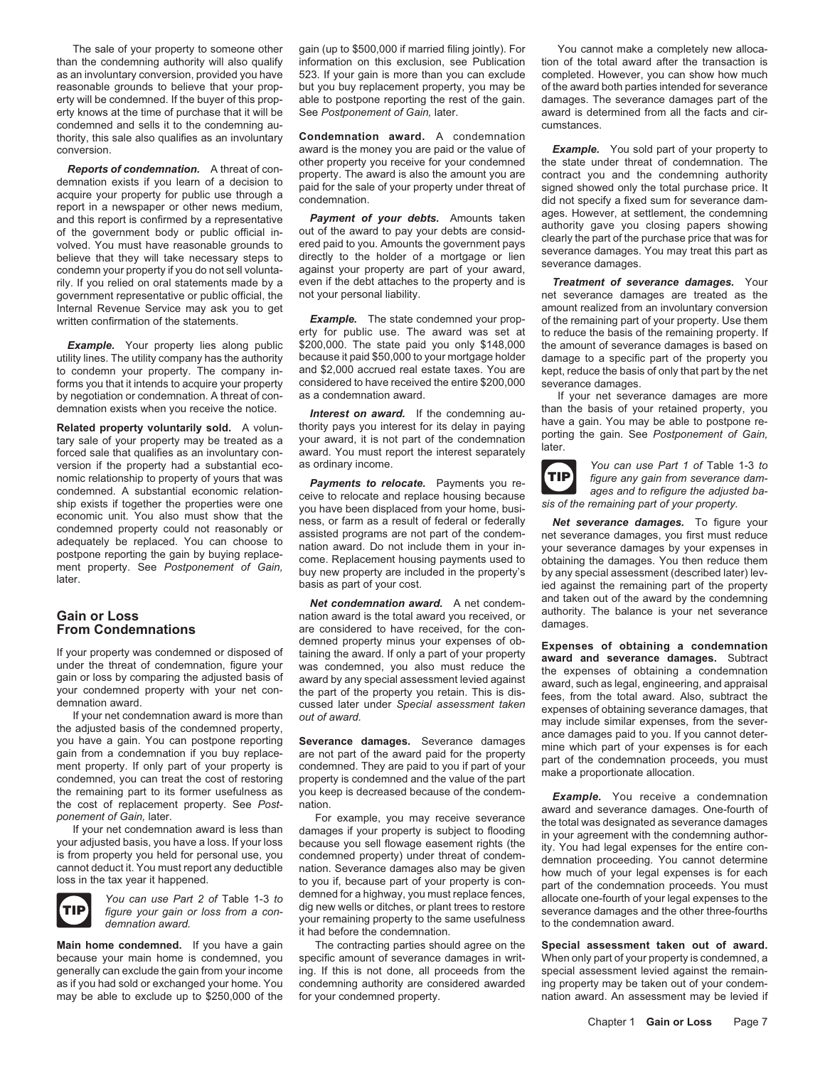The sale of your property to someone other than the condemning authority will also qualify as an involuntary conversion, provided you have reasonable grounds to believe that your property will be condemned. If the buyer of this property knows at the time of purchase that it will be condemned and sells it to the condemning authority, this sale also qualifies as an involuntary conversion.

***Reports of condemnation.*** A threat of condemnation exists if you learn of a decision to acquire your property for public use through a report in a newspaper or other news medium, and this report is confirmed by a representative of the government body or public official involved. You must have reasonable grounds to believe that they will take necessary steps to condemn your property if you do not sell voluntarily. If you relied on oral statements made by a government representative or public official, the Internal Revenue Service may ask you to get written confirmation of the statements.

***Example.*** Your property lies along public utility lines. The utility company has the authority to condemn your property. The company informs you that it intends to acquire your property by negotiation or condemnation. A threat of condemnation exists when you receive the notice.

**Related property voluntarily sold.** A voluntary sale of your property may be treated as a forced sale that qualifies as an involuntary conversion if the property had a substantial economic relationship to property of yours that was condemned. A substantial economic relationship exists if together the properties were one economic unit. You also must show that the condemned property could not reasonably or adequately be replaced. You can choose to postpone reporting the gain by buying replacement property. See *Postponement of Gain,* later.

## Gain or Loss From Condemnations

If your property was condemned or disposed of under the threat of condemnation, figure your gain or loss by comparing the adjusted basis of your condemned property with your net condemnation award.

If your net condemnation award is more than the adjusted basis of the condemned property, you have a gain. You can postpone reporting gain from a condemnation if you buy replacement property. If only part of your property is condemned, you can treat the cost of restoring the remaining part to its former usefulness as the cost of replacement property. See *Postponement of Gain,* later.

If your net condemnation award is less than your adjusted basis, you have a loss. If your loss is from property you held for personal use, you cannot deduct it. You must report any deductible loss in the tax year it happened.

> **TIP** *You can use Part 2 of Table 1-3 to figure your gain or loss from a condemnation award.*

**Main home condemned.** If you have a gain because your main home is condemned, you generally can exclude the gain from your income as if you had sold or exchanged your home. You may be able to exclude up to $250,000 of the gain (up to $500,000 if married filing jointly). For information on this exclusion, see Publication 523. If your gain is more than you can exclude but you buy replacement property, you may be able to postpone reporting the rest of the gain. See *Postponement of Gain,* later.

**Condemnation award.** A condemnation award is the money you are paid or the value of other property you receive for your condemned property. The award is also the amount you are paid for the sale of your property under threat of condemnation.

***Payment of your debts.*** Amounts taken out of the award to pay your debts are considered paid to you. Amounts the government pays directly to the holder of a mortgage or lien against your property are part of your award, even if the debt attaches to the property and is not your personal liability.

***Example.*** The state condemned your property for public use. The award was set at $200,000. The state paid you only $148,000 because it paid $50,000 to your mortgage holder and $2,000 accrued real estate taxes. You are considered to have received the entire $200,000 as a condemnation award.

***Interest on award.*** If the condemning authority pays you interest for its delay in paying your award, it is not part of the condemnation award. You must report the interest separately as ordinary income.

***Payments to relocate.*** Payments you receive to relocate and replace housing because you have been displaced from your home, business, or farm as a result of federal or federally assisted programs are not part of the condemnation award. Do not include them in your income. Replacement housing payments used to buy new property are included in the property's basis as part of your cost.

***Net condemnation award.*** A net condemnation award is the total award you received, or are considered to have received, for the condemned property minus your expenses of obtaining the award. If only a part of your property was condemned, you also must reduce the award by any special assessment levied against the part of the property you retain. This is discussed later under *Special assessment taken out of award.*

**Severance damages.** Severance damages are not part of the award paid for the property condemned. They are paid to you if part of your property is condemned and the value of the part you keep is decreased because of the condemnation.

For example, you may receive severance damages if your property is subject to flooding because you sell flowage easement rights (the condemned property) under threat of condemnation. Severance damages also may be given to you if, because part of your property is condemned for a highway, you must replace fences, dig new wells or ditches, or plant trees to restore your remaining property to the same usefulness it had before the condemnation.

The contracting parties should agree on the specific amount of severance damages in writing. If this is not done, all proceeds from the condemning authority are considered awarded for your condemned property.

You cannot make a completely new allocation of the total award after the transaction is completed. However, you can show how much of the award both parties intended for severance damages. The severance damages part of the award is determined from all the facts and circumstances.

***Example.*** You sold part of your property to the state under threat of condemnation. The contract you and the condemning authority signed showed only the total purchase price. It did not specify a fixed sum for severance damages. However, at settlement, the condemning authority gave you closing papers showing clearly the part of the purchase price that was for severance damages. You may treat this part as severance damages.

***Treatment of severance damages.*** Your net severance damages are treated as the amount realized from an involuntary conversion of the remaining part of your property. Use them to reduce the basis of the remaining property. If the amount of severance damages is based on damage to a specific part of the property you kept, reduce the basis of only that part by the net severance damages.

If your net severance damages are more than the basis of your retained property, you have a gain. You may be able to postpone reporting the gain. See *Postponement of Gain,* later.

> **TIP** *You can use Part 1 of Table 1-3 to figure any gain from severance damages and to refigure the adjusted basis of the remaining part of your property.*

***Net severance damages.*** To figure your net severance damages, you first must reduce your severance damages by your expenses in obtaining the damages. You then reduce them by any special assessment (described later) levied against the remaining part of the property and taken out of the award by the condemning authority. The balance is your net severance damages.

**Expenses of obtaining a condemnation award and severance damages.** Subtract the expenses of obtaining a condemnation award, such as legal, engineering, and appraisal fees, from the total award. Also, subtract the expenses of obtaining severance damages, that may include similar expenses, from the severance damages paid to you. If you cannot determine which part of your expenses is for each part of the condemnation proceeds, you must make a proportionate allocation.

***Example.*** You receive a condemnation award and severance damages. One-fourth of the total was designated as severance damages in your agreement with the condemning authority. You had legal expenses for the entire condemnation proceeding. You cannot determine how much of your legal expenses is for each part of the condemnation proceeds. You must allocate one-fourth of your legal expenses to the severance damages and the other three-fourths to the condemnation award.

**Special assessment taken out of award.** When only part of your property is condemned, a special assessment levied against the remaining property may be taken out of your condemnation award. An assessment may be levied if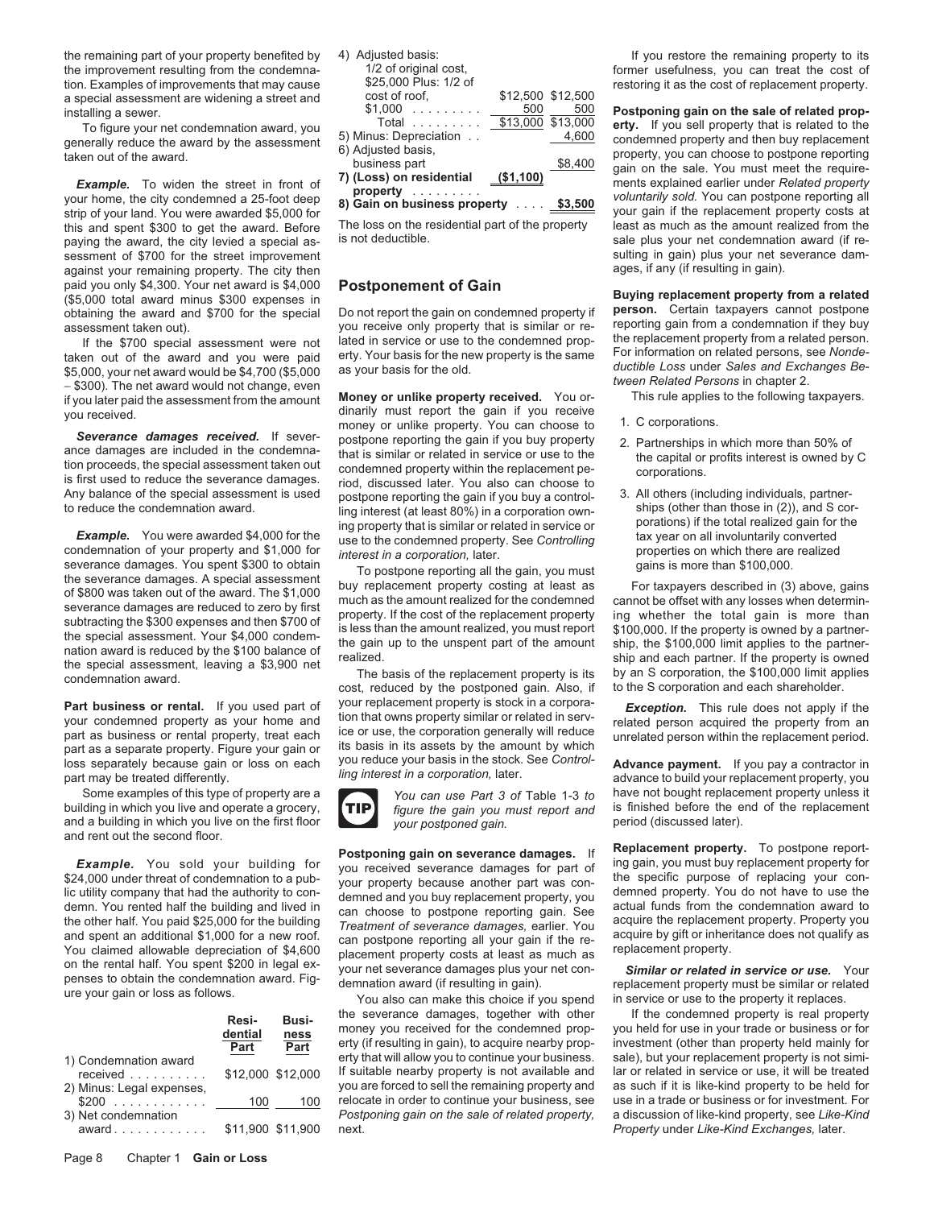the remaining part of your property benefited by the improvement resulting from the condemnation. Examples of improvements that may cause a special assessment are widening a street and installing a sewer.

To figure your net condemnation award, you generally reduce the award by the assessment taken out of the award.

***Example.*** To widen the street in front of your home, the city condemned a 25-foot deep strip of your land. You were awarded $5,000 for this and spent $300 to get the award. Before paying the award, the city levied a special assessment of $700 for the street improvement against your remaining property. The city then paid you only $4,300. Your net award is $4,000 ($5,000 total award minus $300 expenses in obtaining the award and $700 for the special assessment taken out).

If the $700 special assessment were not taken out of the award and you were paid $5,000, your net award would be $4,700 ($5,000 − $300). The net award would not change, even if you later paid the assessment from the amount you received.

***Severance damages received.*** If severance damages are included in the condemnation proceeds, the special assessment taken out is first used to reduce the severance damages. Any balance of the special assessment is used to reduce the condemnation award.

***Example.*** You were awarded $4,000 for the condemnation of your property and $1,000 for severance damages. You spent $300 to obtain the severance damages. A special assessment of $800 was taken out of the award. The $1,000 severance damages are reduced to zero by first subtracting the $300 expenses and then $700 of the special assessment. Your $4,000 condemnation award is reduced by the $100 balance of the special assessment, leaving a $3,900 net condemnation award.

**Part business or rental.** If you used part of your condemned property as your home and part as business or rental property, treat each part as a separate property. Figure your gain or loss separately because gain or loss on each part may be treated differently.

Some examples of this type of property are a building in which you live and operate a grocery, and a building in which you live on the first floor and rent out the second floor.

***Example.*** You sold your building for $24,000 under threat of condemnation to a public utility company that had the authority to condemn. You rented half the building and lived in the other half. You paid $25,000 for the building and spent an additional $1,000 for a new roof. You claimed allowable depreciation of $4,600 on the rental half. You spent $200 in legal expenses to obtain the condemnation award. Figure your gain or loss as follows.

| | Residential Part | Business Part |
|---|---|---|
| 1) Condemnation award received | $12,000 | $12,000 |
| 2) Minus: Legal expenses, $200 | 100 | 100 |
| 3) Net condemnation award | $11,900 | $11,900 |
| 4) Adjusted basis: 1/2 of original cost, $25,000 Plus: 1/2 of cost of roof, | $12,500 | $12,500 |
| $1,000 | 500 | 500 |
| Total | $13,000 | $13,000 |
| 5) Minus: Depreciation | | 4,600 |
| 6) Adjusted basis, business part | | $8,400 |
| **7) (Loss) on residential property** | **($1,100)** | |
| **8) Gain on business property** | | **$3,500** |

The loss on the residential part of the property is not deductible.

## Postponement of Gain

Do not report the gain on condemned property if you receive only property that is similar or related in service or use to the condemned property. Your basis for the new property is the same as your basis for the old.

**Money or unlike property received.** You ordinarily must report the gain if you receive money or unlike property. You can choose to postpone reporting the gain if you buy property that is similar or related in service or use to the condemned property within the replacement period, discussed later. You also can choose to postpone reporting the gain if you buy a controlling interest (at least 80%) in a corporation owning property that is similar or related in service or use to the condemned property. See *Controlling interest in a corporation,* later.

To postpone reporting all the gain, you must buy replacement property costing at least as much as the amount realized for the condemned property. If the cost of the replacement property is less than the amount realized, you must report the gain up to the unspent part of the amount realized.

The basis of the replacement property is its cost, reduced by the postponed gain. Also, if your replacement property is stock in a corporation that owns property similar or related in service or use, the corporation generally will reduce its basis in its assets by the amount by which you reduce your basis in the stock. See *Controlling interest in a corporation,* later.

**TIP:** *You can use Part 3 of* Table 1-3 *to figure the gain you must report and your postponed gain.*

**Postponing gain on severance damages.** If you received severance damages for part of your property because another part was condemned and you buy replacement property, you can choose to postpone reporting gain. See *Treatment of severance damages,* earlier. You can postpone reporting all your gain if the replacement property costs at least as much as your net severance damages plus your net condemnation award (if resulting in gain).

You also can make this choice if you spend the severance damages, together with other money you received for the condemned property (if resulting in gain), to acquire nearby property that will allow you to continue your business. If suitable nearby property is not available and you are forced to sell the remaining property and relocate in order to continue your business, see *Postponing gain on the sale of related property,* next.

If you restore the remaining property to its former usefulness, you can treat the cost of restoring it as the cost of replacement property.

**Postponing gain on the sale of related property.** If you sell property that is related to the condemned property and then buy replacement property, you can choose to postpone reporting gain on the sale. You must meet the requirements explained earlier under *Related property voluntarily sold.* You can postpone reporting all your gain if the replacement property costs at least as much as the amount realized from the sale plus your net condemnation award (if resulting in gain) plus your net severance damages, if any (if resulting in gain).

**Buying replacement property from a related person.** Certain taxpayers cannot postpone reporting gain from a condemnation if they buy the replacement property from a related person. For information on related persons, see *Nondeductible Loss* under *Sales and Exchanges Between Related Persons* in chapter 2.

This rule applies to the following taxpayers.

1. C corporations.
2. Partnerships in which more than 50% of the capital or profits interest is owned by C corporations.
3. All others (including individuals, partnerships (other than those in (2)), and S corporations) if the total realized gain for the tax year on all involuntarily converted properties on which there are realized gains is more than $100,000.

For taxpayers described in (3) above, gains cannot be offset with any losses when determining whether the total gain is more than $100,000. If the property is owned by a partnership, the $100,000 limit applies to the partnership and each partner. If the property is owned by an S corporation, the $100,000 limit applies to the S corporation and each shareholder.

***Exception.*** This rule does not apply if the related person acquired the property from an unrelated person within the replacement period.

**Advance payment.** If you pay a contractor in advance to build your replacement property, you have not bought replacement property unless it is finished before the end of the replacement period (discussed later).

**Replacement property.** To postpone reporting gain, you must buy replacement property for the specific purpose of replacing your condemned property. You do not have to use the actual funds from the condemnation award to acquire the replacement property. Property you acquire by gift or inheritance does not qualify as replacement property.

***Similar or related in service or use.*** Your replacement property must be similar or related in service or use to the property it replaces.

If the condemned property is real property you held for use in your trade or business or for investment (other than property held mainly for sale), but your replacement property is not similar or related in service or use, it will be treated as such if it is like-kind property to be held for use in a trade or business or for investment. For a discussion of like-kind property, see *Like-Kind Property* under *Like-Kind Exchanges,* later.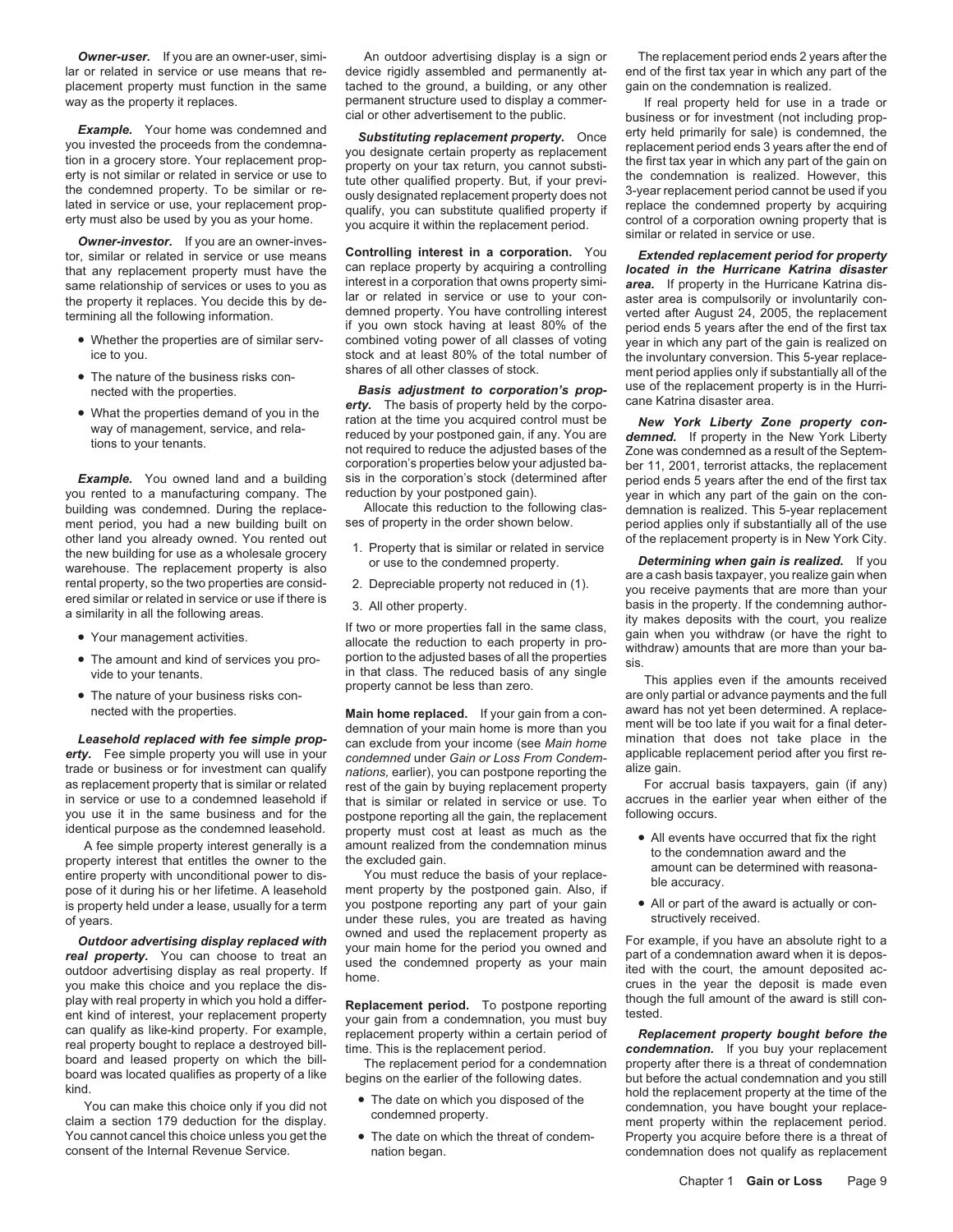***Owner-user.*** If you are an owner-user, similar or related in service or use means that replacement property must function in the same way as the property it replaces.

***Example.*** Your home was condemned and you invested the proceeds from the condemnation in a grocery store. Your replacement property is not similar or related in service or use to the condemned property. To be similar or related in service or use, your replacement property must also be used by you as your home.

***Owner-investor.*** If you are an owner-investor, similar or related in service or use means that any replacement property must have the same relationship of services or uses to you as the property it replaces. You decide this by determining all the following information.

- Whether the properties are of similar service to you.
- The nature of the business risks connected with the properties.
- What the properties demand of you in the way of management, service, and relations to your tenants.

***Example.*** You owned land and a building you rented to a manufacturing company. The building was condemned. During the replacement period, you had a new building built on other land you already owned. You rented out the new building for use as a wholesale grocery warehouse. The replacement property is also rental property, so the two properties are considered similar or related in service or use if there is a similarity in all the following areas.

- Your management activities.
- The amount and kind of services you provide to your tenants.
- The nature of your business risks connected with the properties.

***Leasehold replaced with fee simple property.*** Fee simple property you will use in your trade or business or for investment can qualify as replacement property that is similar or related in service or use to a condemned leasehold if you use it in the same business and for the identical purpose as the condemned leasehold.

A fee simple property interest generally is a property interest that entitles the owner to the entire property with unconditional power to dispose of it during his or her lifetime. A leasehold is property held under a lease, usually for a term of years.

***Outdoor advertising display replaced with real property.*** You can choose to treat an outdoor advertising display as real property. If you make this choice and you replace the display with real property in which you hold a different kind of interest, your replacement property can qualify as like-kind property. For example, real property bought to replace a destroyed billboard and leased property on which the billboard was located qualifies as property of a like kind.

You can make this choice only if you did not claim a section 179 deduction for the display. You cannot cancel this choice unless you get the consent of the Internal Revenue Service.

An outdoor advertising display is a sign or device rigidly assembled and permanently attached to the ground, a building, or any other permanent structure used to display a commercial or other advertisement to the public.

***Substituting replacement property.*** Once you designate certain property as replacement property on your tax return, you cannot substitute other qualified property. But, if your previously designated replacement property does not qualify, you can substitute qualified property if you acquire it within the replacement period.

**Controlling interest in a corporation.** You can replace property by acquiring a controlling interest in a corporation that owns property similar or related in service or use to your condemned property. You have controlling interest if you own stock having at least 80% of the combined voting power of all classes of voting stock and at least 80% of the total number of shares of all other classes of stock.

***Basis adjustment to corporation's property.*** The basis of property held by the corporation at the time you acquired control must be reduced by your postponed gain, if any. You are not required to reduce the adjusted bases of the corporation's properties below your adjusted basis in the corporation's stock (determined after reduction by your postponed gain).

Allocate this reduction to the following classes of property in the order shown below.

1. Property that is similar or related in service or use to the condemned property.
2. Depreciable property not reduced in (1).
3. All other property.

If two or more properties fall in the same class, allocate the reduction to each property in proportion to the adjusted bases of all the properties in that class. The reduced basis of any single property cannot be less than zero.

**Main home replaced.** If your gain from a condemnation of your main home is more than you can exclude from your income (see *Main home condemned* under *Gain or Loss From Condemnations*, earlier), you can postpone reporting the rest of the gain by buying replacement property that is similar or related in service or use. To postpone reporting all the gain, the replacement property must cost at least as much as the amount realized from the condemnation minus the excluded gain.

You must reduce the basis of your replacement property by the postponed gain. Also, if you postpone reporting any part of your gain under these rules, you are treated as having owned and used the replacement property as your main home for the period you owned and used the condemned property as your main home.

**Replacement period.** To postpone reporting your gain from a condemnation, you must buy replacement property within a certain period of time. This is the replacement period.

The replacement period for a condemnation begins on the earlier of the following dates.

- The date on which you disposed of the condemned property.
- The date on which the threat of condemnation began.

The replacement period ends 2 years after the end of the first tax year in which any part of the gain on the condemnation is realized.

If real property held for use in a trade or business or for investment (not including property held primarily for sale) is condemned, the replacement period ends 3 years after the end of the first tax year in which any part of the gain on the condemnation is realized. However, this 3-year replacement period cannot be used if you replace the condemned property by acquiring control of a corporation owning property that is similar or related in service or use.

***Extended replacement period for property located in the Hurricane Katrina disaster area.*** If property in the Hurricane Katrina disaster area is compulsorily or involuntarily converted after August 24, 2005, the replacement period ends 5 years after the end of the first tax year in which any part of the gain is realized on the involuntary conversion. This 5-year replacement period applies only if substantially all of the use of the replacement property is in the Hurricane Katrina disaster area.

***New York Liberty Zone property condemned.*** If property in the New York Liberty Zone was condemned as a result of the September 11, 2001, terrorist attacks, the replacement period ends 5 years after the end of the first tax year in which any part of the gain on the condemnation is realized. This 5-year replacement period applies only if substantially all of the use of the replacement property is in New York City.

***Determining when gain is realized.*** If you are a cash basis taxpayer, you realize gain when you receive payments that are more than your basis in the property. If the condemning authority makes deposits with the court, you realize gain when you withdraw (or have the right to withdraw) amounts that are more than your basis.

This applies even if the amounts received are only partial or advance payments and the full award has not yet been determined. A replacement will be too late if you wait for a final determination that does not take place in the applicable replacement period after you first realize gain.

For accrual basis taxpayers, gain (if any) accrues in the earlier year when either of the following occurs.

- All events have occurred that fix the right to the condemnation award and the amount can be determined with reasonable accuracy.
- All or part of the award is actually or constructively received.

For example, if you have an absolute right to a part of a condemnation award when it is deposited with the court, the amount deposited accrues in the year the deposit is made even though the full amount of the award is still contested.

***Replacement property bought before the condemnation.*** If you buy your replacement property after there is a threat of condemnation but before the actual condemnation and you still hold the replacement property at the time of the condemnation, you have bought your replacement property within the replacement period. Property you acquire before there is a threat of condemnation does not qualify as replacement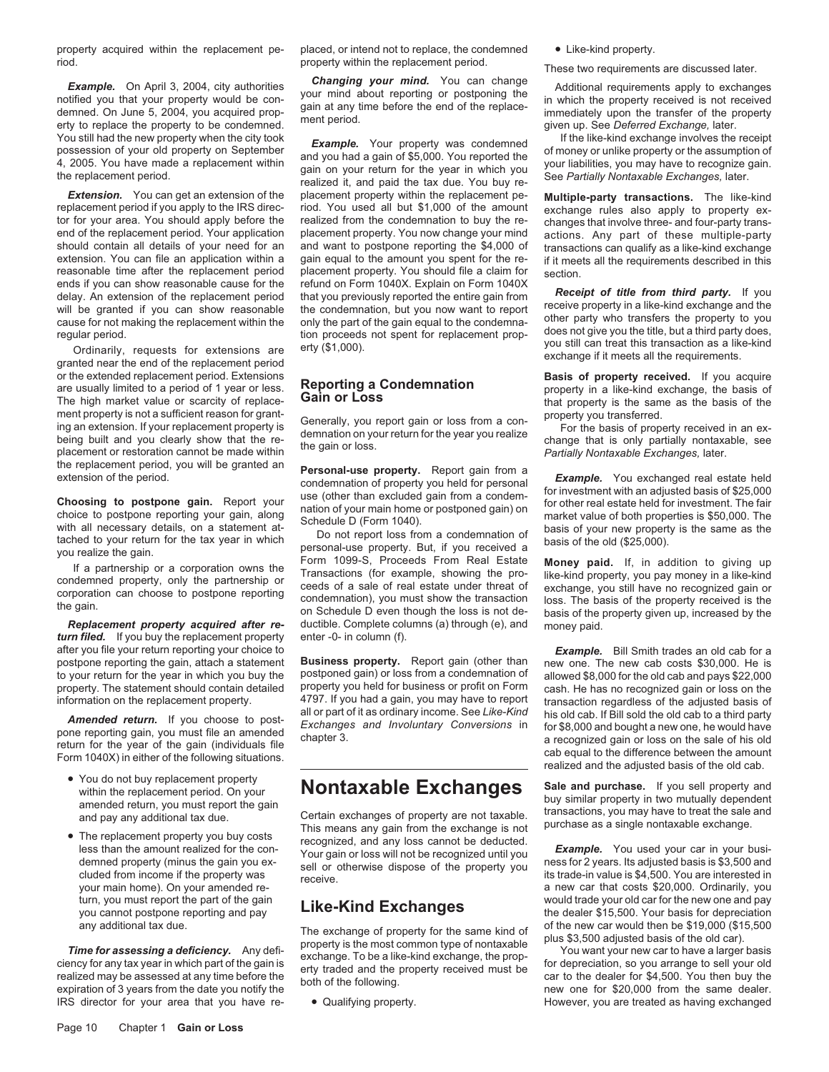property acquired within the replacement period.

***Example.*** On April 3, 2004, city authorities notified you that your property would be condemned. On June 5, 2004, you acquired property to replace the property to be condemned. You still had the new property when the city took possession of your old property on September 4, 2005. You have made a replacement within the replacement period.

***Extension.*** You can get an extension of the replacement period if you apply to the IRS director for your area. You should apply before the end of the replacement period. Your application should contain all details of your need for an extension. You can file an application within a reasonable time after the replacement period ends if you can show reasonable cause for the delay. An extension of the replacement period will be granted if you can show reasonable cause for not making the replacement within the regular period.

Ordinarily, requests for extensions are granted near the end of the replacement period or the extended replacement period. Extensions are usually limited to a period of 1 year or less. The high market value or scarcity of replacement property is not a sufficient reason for granting an extension. If your replacement property is being built and you clearly show that the replacement or restoration cannot be made within the replacement period, you will be granted an extension of the period.

**Choosing to postpone gain.** Report your choice to postpone reporting your gain, along with all necessary details, on a statement attached to your return for the tax year in which you realize the gain.

If a partnership or a corporation owns the condemned property, only the partnership or corporation can choose to postpone reporting the gain.

***Replacement property acquired after return filed.*** If you buy the replacement property after you file your return reporting your choice to postpone reporting the gain, attach a statement to your return for the year in which you buy the property. The statement should contain detailed information on the replacement property.

***Amended return.*** If you choose to postpone reporting gain, you must file an amended return for the year of the gain (individuals file Form 1040X) in either of the following situations.

- You do not buy replacement property within the replacement period. On your amended return, you must report the gain and pay any additional tax due.
- The replacement property you buy costs less than the amount realized for the condemned property (minus the gain you excluded from income if the property was your main home). On your amended return, you must report the part of the gain you cannot postpone reporting and pay any additional tax due.

***Time for assessing a deficiency.*** Any deficiency for any tax year in which part of the gain is realized may be assessed at any time before the expiration of 3 years from the date you notify the IRS director for your area that you have replaced, or intend not to replace, the condemned property within the replacement period.

***Changing your mind.*** You can change your mind about reporting or postponing the gain at any time before the end of the replacement period.

***Example.*** Your property was condemned and you had a gain of $5,000. You reported the gain on your return for the year in which you realized it, and paid the tax due. You buy replacement property within the replacement period. You used all but $1,000 of the amount realized from the condemnation to buy the replacement property. You now change your mind and want to postpone reporting the $4,000 of gain equal to the amount you spent for the replacement property. You should file a claim for refund on Form 1040X. Explain on Form 1040X that you previously reported the entire gain from the condemnation, but you now want to report only the part of the gain equal to the condemnation proceeds not spent for replacement property ($1,000).

## Reporting a Condemnation Gain or Loss

Generally, you report gain or loss from a condemnation on your return for the year you realize the gain or loss.

**Personal-use property.** Report gain from a condemnation of property you held for personal use (other than excluded gain from a condemnation of your main home or postponed gain) on Schedule D (Form 1040).

Do not report loss from a condemnation of personal-use property. But, if you received a Form 1099-S, Proceeds From Real Estate Transactions (for example, showing the proceeds of a sale of real estate under threat of condemnation), you must show the transaction on Schedule D even though the loss is not deductible. Complete columns (a) through (e), and enter -0- in column (f).

**Business property.** Report gain (other than postponed gain) or loss from a condemnation of property you held for business or profit on Form 4797. If you had a gain, you may have to report all or part of it as ordinary income. See *Like-Kind Exchanges and Involuntary Conversions* in chapter 3.

# Nontaxable Exchanges

Certain exchanges of property are not taxable. This means any gain from the exchange is not recognized, and any loss cannot be deducted. Your gain or loss will not be recognized until you sell or otherwise dispose of the property you receive.

## Like-Kind Exchanges

The exchange of property for the same kind of property is the most common type of nontaxable exchange. To be a like-kind exchange, the property traded and the property received must be both of the following.

- Qualifying property.
- Like-kind property.

These two requirements are discussed later.

Additional requirements apply to exchanges in which the property received is not received immediately upon the transfer of the property given up. See *Deferred Exchange,* later.

If the like-kind exchange involves the receipt of money or unlike property or the assumption of your liabilities, you may have to recognize gain. See *Partially Nontaxable Exchanges,* later.

**Multiple-party transactions.** The like-kind exchange rules also apply to property exchanges that involve three- and four-party transactions. Any part of these multiple-party transactions can qualify as a like-kind exchange if it meets all the requirements described in this section.

***Receipt of title from third party.*** If you receive property in a like-kind exchange and the other party who transfers the property to you does not give you the title, but a third party does, you still can treat this transaction as a like-kind exchange if it meets all the requirements.

**Basis of property received.** If you acquire property in a like-kind exchange, the basis of that property is the same as the basis of the property you transferred.

For the basis of property received in an exchange that is only partially nontaxable, see *Partially Nontaxable Exchanges,* later.

***Example.*** You exchanged real estate held for investment with an adjusted basis of $25,000 for other real estate held for investment. The fair market value of both properties is $50,000. The basis of your new property is the same as the basis of the old ($25,000).

**Money paid.** If, in addition to giving up like-kind property, you pay money in a like-kind exchange, you still have no recognized gain or loss. The basis of the property received is the basis of the property given up, increased by the money paid.

***Example.*** Bill Smith trades an old cab for a new one. The new cab costs $30,000. He is allowed $8,000 for the old cab and pays $22,000 cash. He has no recognized gain or loss on the transaction regardless of the adjusted basis of his old cab. If Bill sold the old cab to a third party for $8,000 and bought a new one, he would have a recognized gain or loss on the sale of his old cab equal to the difference between the amount realized and the adjusted basis of the old cab.

**Sale and purchase.** If you sell property and buy similar property in two mutually dependent transactions, you may have to treat the sale and purchase as a single nontaxable exchange.

***Example.*** You used your car in your business for 2 years. Its adjusted basis is $3,500 and its trade-in value is $4,500. You are interested in a new car that costs $20,000. Ordinarily, you would trade your old car for the new one and pay the dealer $15,500. Your basis for depreciation of the new car would then be $19,000 ($15,500 plus $3,500 adjusted basis of the old car).

You want your new car to have a larger basis for depreciation, so you arrange to sell your old car to the dealer for $4,500. You then buy the new one for $20,000 from the same dealer. However, you are treated as having exchanged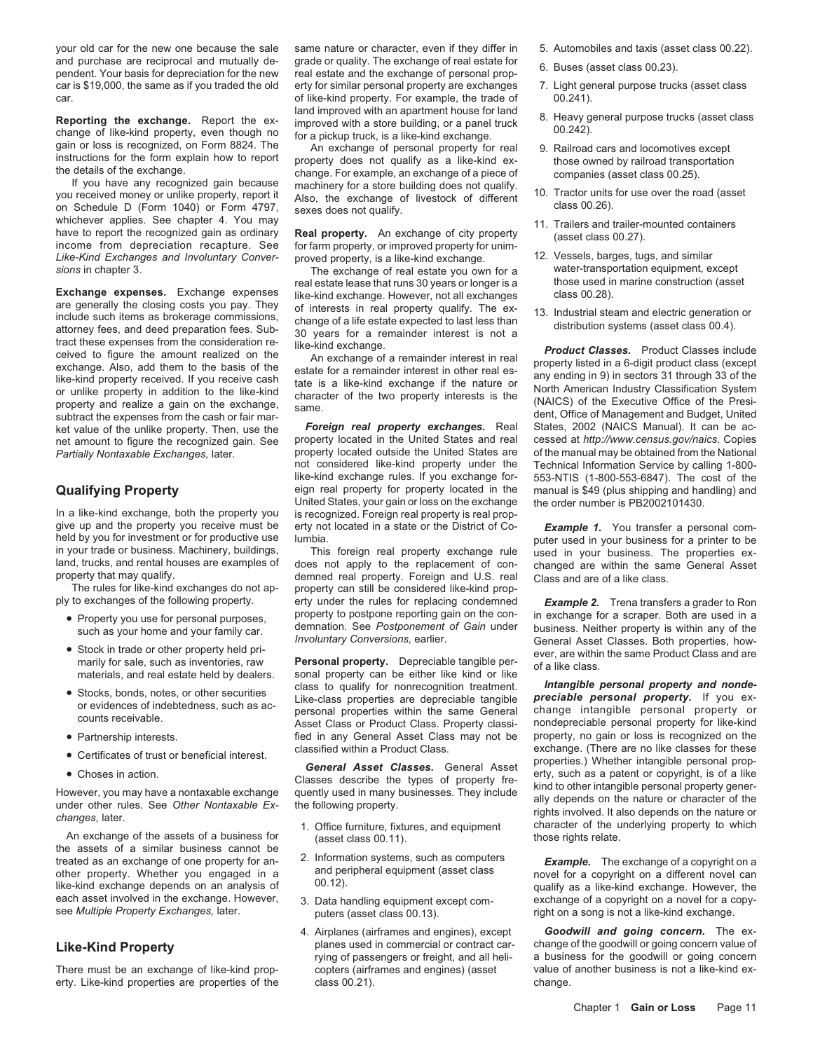your old car for the new one because the sale and purchase are reciprocal and mutually dependent. Your basis for depreciation for the new car is $19,000, the same as if you traded the old car.

**Reporting the exchange.** Report the exchange of like-kind property, even though no gain or loss is recognized, on Form 8824. The instructions for the form explain how to report the details of the exchange.

If you have any recognized gain because you received money or unlike property, report it on Schedule D (Form 1040) or Form 4797, whichever applies. See chapter 4. You may have to report the recognized gain as ordinary income from depreciation recapture. See *Like-Kind Exchanges and Involuntary Conversions* in chapter 3.

**Exchange expenses.** Exchange expenses are generally the closing costs you pay. They include such items as brokerage commissions, attorney fees, and deed preparation fees. Subtract these expenses from the consideration received to figure the amount realized on the exchange. Also, add them to the basis of the like-kind property received. If you receive cash or unlike property in addition to the like-kind property and realize a gain on the exchange, subtract the expenses from the cash or fair market value of the unlike property. Then, use the net amount to figure the recognized gain. See *Partially Nontaxable Exchanges,* later.

## Qualifying Property

In a like-kind exchange, both the property you give up and the property you receive must be held by you for investment or for productive use in your trade or business. Machinery, buildings, land, trucks, and rental houses are examples of property that may qualify.

The rules for like-kind exchanges do not apply to exchanges of the following property.

- Property you use for personal purposes, such as your home and your family car.
- Stock in trade or other property held primarily for sale, such as inventories, raw materials, and real estate held by dealers.
- Stocks, bonds, notes, or other securities or evidences of indebtedness, such as accounts receivable.
- Partnership interests.
- Certificates of trust or beneficial interest.
- Choses in action.

However, you may have a nontaxable exchange under other rules. See *Other Nontaxable Exchanges,* later.

An exchange of the assets of a business for the assets of a similar business cannot be treated as an exchange of one property for another property. Whether you engaged in a like-kind exchange depends on an analysis of each asset involved in the exchange. However, see *Multiple Property Exchanges,* later.

## Like-Kind Property

There must be an exchange of like-kind property. Like-kind properties are properties of the same nature or character, even if they differ in grade or quality. The exchange of real estate for real estate and the exchange of personal property for similar personal property are exchanges of like-kind property. For example, the trade of land improved with an apartment house for land improved with a store building, or a panel truck for a pickup truck, is a like-kind exchange.

An exchange of personal property for real property does not qualify as a like-kind exchange. For example, an exchange of a piece of machinery for a store building does not qualify. Also, the exchange of livestock of different sexes does not qualify.

**Real property.** An exchange of city property for farm property, or improved property for unimproved property, is a like-kind exchange.

The exchange of real estate you own for a real estate lease that runs 30 years or longer is a like-kind exchange. However, not all exchanges of interests in real property qualify. The exchange of a life estate expected to last less than 30 years for a remainder interest is not a like-kind exchange.

An exchange of a remainder interest in real estate for a remainder interest in other real estate is a like-kind exchange if the nature or character of the two property interests is the same.

***Foreign real property exchanges.*** Real property located in the United States and real property located outside the United States are not considered like-kind property under the like-kind exchange rules. If you exchange foreign real property for property located in the United States, your gain or loss on the exchange is recognized. Foreign real property is real property not located in a state or the District of Columbia.

This foreign real property exchange rule does not apply to the replacement of condemned real property. Foreign and U.S. real property can still be considered like-kind property under the rules for replacing condemned property to postpone reporting gain on the condemnation. See *Postponement of Gain* under *Involuntary Conversions,* earlier.

**Personal property.** Depreciable tangible personal property can be either like kind or like class to qualify for nonrecognition treatment. Like-class properties are depreciable tangible personal properties within the same General Asset Class or Product Class. Property classified in any General Asset Class may not be classified within a Product Class.

***General Asset Classes.*** General Asset Classes describe the types of property frequently used in many businesses. They include the following property.

1. Office furniture, fixtures, and equipment (asset class 00.11).
2. Information systems, such as computers and peripheral equipment (asset class 00.12).
3. Data handling equipment except computers (asset class 00.13).
4. Airplanes (airframes and engines), except planes used in commercial or contract carrying of passengers or freight, and all helicopters (airframes and engines) (asset class 00.21).
5. Automobiles and taxis (asset class 00.22).
6. Buses (asset class 00.23).
7. Light general purpose trucks (asset class 00.241).
8. Heavy general purpose trucks (asset class 00.242).
9. Railroad cars and locomotives except those owned by railroad transportation companies (asset class 00.25).
10. Tractor units for use over the road (asset class 00.26).
11. Trailers and trailer-mounted containers (asset class 00.27).
12. Vessels, barges, tugs, and similar water-transportation equipment, except those used in marine construction (asset class 00.28).
13. Industrial steam and electric generation or distribution systems (asset class 00.4).

***Product Classes.*** Product Classes include property listed in a 6-digit product class (except any ending in 9) in sectors 31 through 33 of the North American Industry Classification System (NAICS) of the Executive Office of the President, Office of Management and Budget, United States, 2002 (NAICS Manual). It can be accessed at *http://www.census.gov/naics.* Copies of the manual may be obtained from the National Technical Information Service by calling 1-800-553-NTIS (1-800-553-6847). The cost of the manual is $49 (plus shipping and handling) and the order number is PB2002101430.

***Example 1.*** You transfer a personal computer used in your business for a printer to be used in your business. The properties exchanged are within the same General Asset Class and are of a like class.

***Example 2.*** Trena transfers a grader to Ron in exchange for a scraper. Both are used in a business. Neither property is within any of the General Asset Classes. Both properties, however, are within the same Product Class and are of a like class.

***Intangible personal property and nondepreciable personal property.*** If you exchange intangible personal property or nondepreciable personal property for like-kind property, no gain or loss is recognized on the exchange. (There are no like classes for these properties.) Whether intangible personal property, such as a patent or copyright, is of a like kind to other intangible personal property generally depends on the nature or character of the rights involved. It also depends on the nature or character of the underlying property to which those rights relate.

***Example.*** The exchange of a copyright on a novel for a copyright on a different novel can qualify as a like-kind exchange. However, the exchange of a copyright on a novel for a copyright on a song is not a like-kind exchange.

***Goodwill and going concern.*** The exchange of the goodwill or going concern value of a business for the goodwill or going concern value of another business is not a like-kind exchange.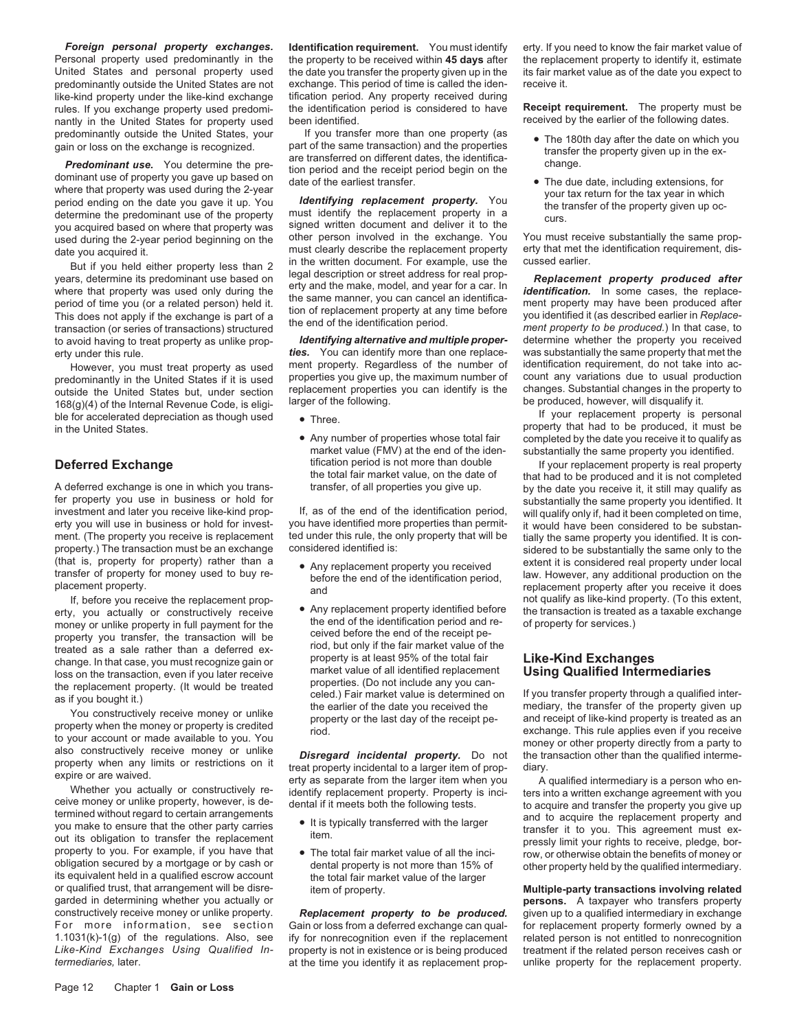***Foreign personal property exchanges.*** Personal property used predominantly in the United States and personal property used predominantly outside the United States are not like-kind property under the like-kind exchange rules. If you exchange property used predominantly in the United States for property used predominantly outside the United States, your gain or loss on the exchange is recognized.

***Predominant use.*** You determine the predominant use of property you gave up based on where that property was used during the 2-year period ending on the date you gave it up. You determine the predominant use of the property you acquired based on where that property was used during the 2-year period beginning on the date you acquired it.

But if you held either property less than 2 years, determine its predominant use based on where that property was used only during the period of time you (or a related person) held it. This does not apply if the exchange is part of a transaction (or series of transactions) structured to avoid having to treat property as unlike property under this rule.

However, you must treat property as used predominantly in the United States if it is used outside the United States but, under section 168(g)(4) of the Internal Revenue Code, is eligible for accelerated depreciation as though used in the United States.

## Deferred Exchange

A deferred exchange is one in which you transfer property you use in business or hold for investment and later you receive like-kind property you will use in business or hold for investment. (The property you receive is replacement property.) The transaction must be an exchange (that is, property for property) rather than a transfer of property for money used to buy replacement property.

If, before you receive the replacement property, you actually or constructively receive money or unlike property in full payment for the property you transfer, the transaction will be treated as a sale rather than a deferred exchange. In that case, you must recognize gain or loss on the transaction, even if you later receive the replacement property. (It would be treated as if you bought it.)

You constructively receive money or unlike property when the money or property is credited to your account or made available to you. You also constructively receive money or unlike property when any limits or restrictions on it expire or are waived.

Whether you actually or constructively receive money or unlike property, however, is determined without regard to certain arrangements you make to ensure that the other party carries out its obligation to transfer the replacement property to you. For example, if you have that obligation secured by a mortgage or by cash or its equivalent held in a qualified escrow account or qualified trust, that arrangement will be disregarded in determining whether you actually or constructively receive money or unlike property. For more information, see section 1.1031(k)-1(g) of the regulations. Also, see *Like-Kind Exchanges Using Qualified Intermediaries,* later.

**Identification requirement.** You must identify the property to be received within **45 days** after the date you transfer the property given up in the exchange. This period of time is called the identification period. Any property received during the identification period is considered to have been identified.

If you transfer more than one property (as part of the same transaction) and the properties are transferred on different dates, the identification period and the receipt period begin on the date of the earliest transfer.

***Identifying replacement property.*** You must identify the replacement property in a signed written document and deliver it to the other person involved in the exchange. You must clearly describe the replacement property in the written document. For example, use the legal description or street address for real property and the make, model, and year for a car. In the same manner, you can cancel an identification of replacement property at any time before the end of the identification period.

***Identifying alternative and multiple properties.*** You can identify more than one replacement property. Regardless of the number of properties you give up, the maximum number of replacement properties you can identify is the larger of the following.

- Three.
- Any number of properties whose total fair market value (FMV) at the end of the identification period is not more than double the total fair market value, on the date of transfer, of all properties you give up.

If, as of the end of the identification period, you have identified more properties than permitted under this rule, the only property that will be considered identified is:

- Any replacement property you received before the end of the identification period, and
- Any replacement property identified before the end of the identification period and received before the end of the receipt period, but only if the fair market value of the property is at least 95% of the total fair market value of all identified replacement properties. (Do not include any you canceled.) Fair market value is determined on the earlier of the date you received the property or the last day of the receipt period.

***Disregard incidental property.*** Do not treat property incidental to a larger item of property as separate from the larger item when you identify replacement property. Property is incidental if it meets both the following tests.

- It is typically transferred with the larger item.
- The total fair market value of all the incidental property is not more than 15% of the total fair market value of the larger item of property.

***Replacement property to be produced.*** Gain or loss from a deferred exchange can qualify for nonrecognition even if the replacement property is not in existence or is being produced at the time you identify it as replacement property. If you need to know the fair market value of the replacement property to identify it, estimate its fair market value as of the date you expect to receive it.

**Receipt requirement.** The property must be received by the earlier of the following dates.

- The 180th day after the date on which you transfer the property given up in the exchange.
- The due date, including extensions, for your tax return for the tax year in which the transfer of the property given up occurs.

You must receive substantially the same property that met the identification requirement, discussed earlier.

***Replacement property produced after identification.*** In some cases, the replacement property may have been produced after you identified it (as described earlier in *Replacement property to be produced.*) In that case, to determine whether the property you received was substantially the same property that met the identification requirement, do not take into account any variations due to usual production changes. Substantial changes in the property to be produced, however, will disqualify it.

If your replacement property is personal property that had to be produced, it must be completed by the date you receive it to qualify as substantially the same property you identified.

If your replacement property is real property that had to be produced and it is not completed by the date you receive it, it still may qualify as substantially the same property you identified. It will qualify only if, had it been completed on time, it would have been considered to be substantially the same property you identified. It is considered to be substantially the same only to the extent it is considered real property under local law. However, any additional production on the replacement property after you receive it does not qualify as like-kind property. (To this extent, the transaction is treated as a taxable exchange of property for services.)

## Like-Kind Exchanges Using Qualified Intermediaries

If you transfer property through a qualified intermediary, the transfer of the property given up and receipt of like-kind property is treated as an exchange. This rule applies even if you receive money or other property directly from a party to the transaction other than the qualified intermediary.

A qualified intermediary is a person who enters into a written exchange agreement with you to acquire and transfer the property you give up and to acquire the replacement property and transfer it to you. This agreement must expressly limit your rights to receive, pledge, borrow, or otherwise obtain the benefits of money or other property held by the qualified intermediary.

**Multiple-party transactions involving related persons.** A taxpayer who transfers property given up to a qualified intermediary in exchange for replacement property formerly owned by a related person is not entitled to nonrecognition treatment if the related person receives cash or unlike property for the replacement property.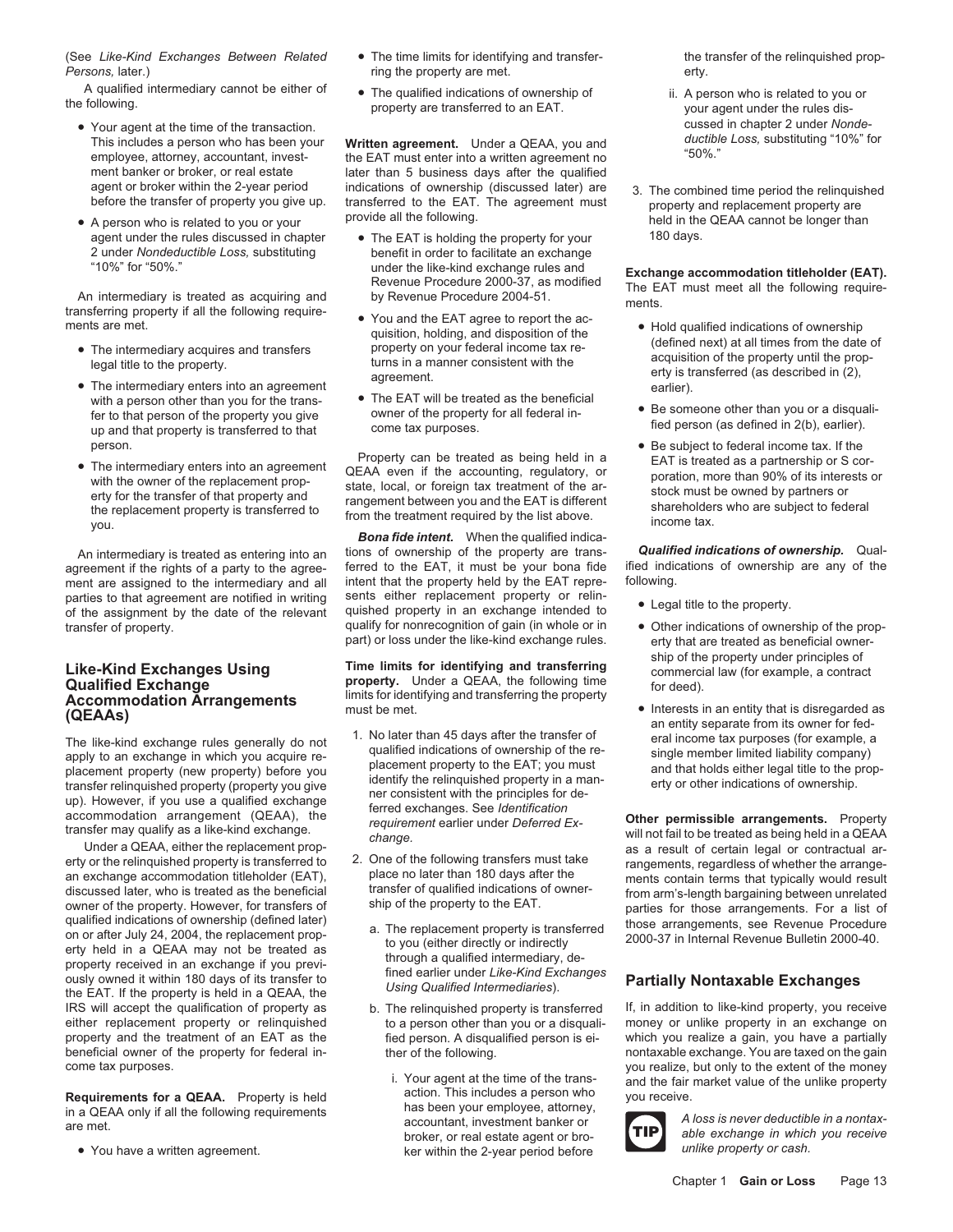(See *Like-Kind Exchanges Between Related Persons,* later.)

A qualified intermediary cannot be either of the following.

- Your agent at the time of the transaction. This includes a person who has been your employee, attorney, accountant, investment banker or broker, or real estate agent or broker within the 2-year period before the transfer of property you give up.
- A person who is related to you or your agent under the rules discussed in chapter 2 under *Nondeductible Loss,* substituting "10%" for "50%."

An intermediary is treated as acquiring and transferring property if all the following requirements are met.

- The intermediary acquires and transfers legal title to the property.
- The intermediary enters into an agreement with a person other than you for the transfer to that person of the property you give up and that property is transferred to that person.
- The intermediary enters into an agreement with the owner of the replacement property for the transfer of that property and the replacement property is transferred to you.

An intermediary is treated as entering into an agreement if the rights of a party to the agreement are assigned to the intermediary and all parties to that agreement are notified in writing of the assignment by the date of the relevant transfer of property.

## Like-Kind Exchanges Using Qualified Exchange Accommodation Arrangements (QEAAs)

The like-kind exchange rules generally do not apply to an exchange in which you acquire replacement property (new property) before you transfer relinquished property (property you give up). However, if you use a qualified exchange accommodation arrangement (QEAA), the transfer may qualify as a like-kind exchange.

Under a QEAA, either the replacement property or the relinquished property is transferred to an exchange accommodation titleholder (EAT), discussed later, who is treated as the beneficial owner of the property. However, for transfers of qualified indications of ownership (defined later) on or after July 24, 2004, the replacement property held in a QEAA may not be treated as property received in an exchange if you previously owned it within 180 days of its transfer to the EAT. If the property is held in a QEAA, the IRS will accept the qualification of property as either replacement property or relinquished property and the treatment of an EAT as the beneficial owner of the property for federal income tax purposes.

**Requirements for a QEAA.** Property is held in a QEAA only if all the following requirements are met.

- You have a written agreement.
- The time limits for identifying and transferring the property are met.
- The qualified indications of ownership of property are transferred to an EAT.

**Written agreement.** Under a QEAA, you and the EAT must enter into a written agreement no later than 5 business days after the qualified indications of ownership (discussed later) are transferred to the EAT. The agreement must provide all the following.

- The EAT is holding the property for your benefit in order to facilitate an exchange under the like-kind exchange rules and Revenue Procedure 2000-37, as modified by Revenue Procedure 2004-51.
- You and the EAT agree to report the acquisition, holding, and disposition of the property on your federal income tax returns in a manner consistent with the agreement.
- The EAT will be treated as the beneficial owner of the property for all federal income tax purposes.

Property can be treated as being held in a QEAA even if the accounting, regulatory, or state, local, or foreign tax treatment of the arrangement between you and the EAT is different from the treatment required by the list above.

***Bona fide intent.*** When the qualified indications of ownership of the property are transferred to the EAT, it must be your bona fide intent that the property held by the EAT represents either replacement property or relinquished property in an exchange intended to qualify for nonrecognition of gain (in whole or in part) or loss under the like-kind exchange rules.

**Time limits for identifying and transferring property.** Under a QEAA, the following time limits for identifying and transferring the property must be met.

1. No later than 45 days after the transfer of qualified indications of ownership of the replacement property to the EAT; you must identify the relinquished property in a manner consistent with the principles for deferred exchanges. See *Identification requirement* earlier under *Deferred Exchange.*
2. One of the following transfers must take place no later than 180 days after the transfer of qualified indications of ownership of the property to the EAT.
   a. The replacement property is transferred to you (either directly or indirectly through a qualified intermediary, defined earlier under *Like-Kind Exchanges Using Qualified Intermediaries*).
   b. The relinquished property is transferred to a person other than you or a disqualified person. A disqualified person is either of the following.
      i. Your agent at the time of the transaction. This includes a person who has been your employee, attorney, accountant, investment banker or broker, or real estate agent or broker within the 2-year period before the transfer of the relinquished property.
      ii. A person who is related to you or your agent under the rules discussed in chapter 2 under *Nondeductible Loss,* substituting "10%" for "50%."
3. The combined time period the relinquished property and replacement property are held in the QEAA cannot be longer than 180 days.

**Exchange accommodation titleholder (EAT).** The EAT must meet all the following requirements.

- Hold qualified indications of ownership (defined next) at all times from the date of acquisition of the property until the property is transferred (as described in (2), earlier).
- Be someone other than you or a disqualified person (as defined in 2(b), earlier).
- Be subject to federal income tax. If the EAT is treated as a partnership or S corporation, more than 90% of its interests or stock must be owned by partners or shareholders who are subject to federal income tax.

***Qualified indications of ownership.*** Qualified indications of ownership are any of the following.

- Legal title to the property.
- Other indications of ownership of the property that are treated as beneficial ownership of the property under principles of commercial law (for example, a contract for deed).
- Interests in an entity that is disregarded as an entity separate from its owner for federal income tax purposes (for example, a single member limited liability company) and that holds either legal title to the property or other indications of ownership.

**Other permissible arrangements.** Property will not fail to be treated as being held in a QEAA as a result of certain legal or contractual arrangements, regardless of whether the arrangements contain terms that typically would result from arm's-length bargaining between unrelated parties for those arrangements. For a list of those arrangements, see Revenue Procedure 2000-37 in Internal Revenue Bulletin 2000-40.

## Partially Nontaxable Exchanges

If, in addition to like-kind property, you receive money or unlike property in an exchange on which you realize a gain, you have a partially nontaxable exchange. You are taxed on the gain you realize, but only to the extent of the money and the fair market value of the unlike property you receive.

**TIP:** *A loss is never deductible in a nontaxable exchange in which you receive unlike property or cash.*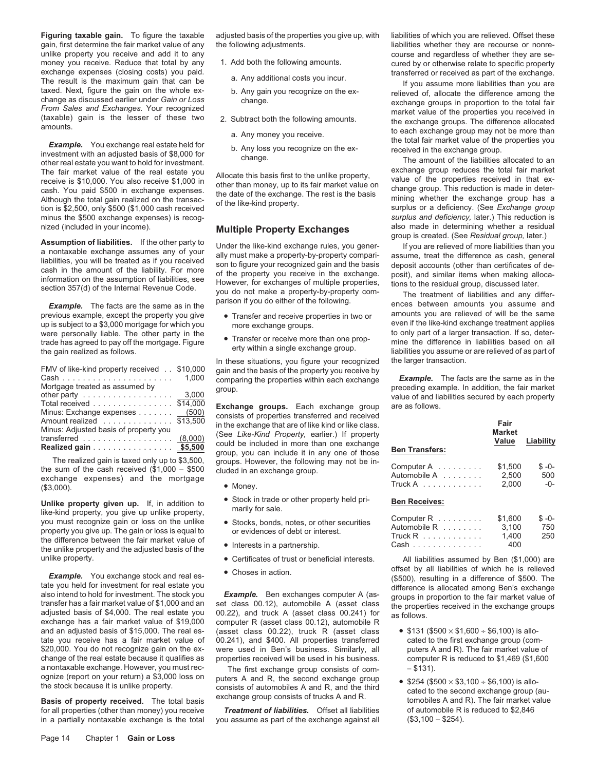**Figuring taxable gain.** To figure the taxable gain, first determine the fair market value of any unlike property you receive and add it to any money you receive. Reduce that total by any exchange expenses (closing costs) you paid. The result is the maximum gain that can be taxed. Next, figure the gain on the whole exchange as discussed earlier under *Gain or Loss From Sales and Exchanges.* Your recognized (taxable) gain is the lesser of these two amounts.

***Example.*** You exchange real estate held for investment with an adjusted basis of $8,000 for other real estate you want to hold for investment. The fair market value of the real estate you receive is $10,000. You also receive $1,000 in cash. You paid $500 in exchange expenses. Although the total gain realized on the transaction is $2,500, only $500 ($1,000 cash received minus the $500 exchange expenses) is recognized (included in your income).

**Assumption of liabilities.** If the other party to a nontaxable exchange assumes any of your liabilities, you will be treated as if you received cash in the amount of the liability. For more information on the assumption of liabilities, see section 357(d) of the Internal Revenue Code.

***Example.*** The facts are the same as in the previous example, except the property you give up is subject to a $3,000 mortgage for which you were personally liable. The other party in the trade has agreed to pay off the mortgage. Figure the gain realized as follows.

| | |
|---|---|
| FMV of like-kind property received | $10,000 |
| Cash | 1,000 |
| Mortgage treated as assumed by other party | 3,000 |
| Total received | $14,000 |
| Minus: Exchange expenses | (500) |
| Amount realized | $13,500 |
| Minus: Adjusted basis of property you transferred | (8,000) |
| **Realized gain** | **$5,500** |

The realized gain is taxed only up to $3,500, the sum of the cash received ($1,000 − $500 exchange expenses) and the mortgage ($3,000).

**Unlike property given up.** If, in addition to like-kind property, you give up unlike property, you must recognize gain or loss on the unlike property you give up. The gain or loss is equal to the difference between the fair market value of the unlike property and the adjusted basis of the unlike property.

***Example.*** You exchange stock and real estate you held for investment for real estate you also intend to hold for investment. The stock you transfer has a fair market value of $1,000 and an adjusted basis of $4,000. The real estate you exchange has a fair market value of $19,000 and an adjusted basis of $15,000. The real estate you receive has a fair market value of $20,000. You do not recognize gain on the exchange of the real estate because it qualifies as a nontaxable exchange. However, you must recognize (report on your return) a $3,000 loss on the stock because it is unlike property.

**Basis of property received.** The total basis for all properties (other than money) you receive in a partially nontaxable exchange is the total adjusted basis of the properties you give up, with the following adjustments.

1. Add both the following amounts.
   a. Any additional costs you incur.
   b. Any gain you recognize on the exchange.
2. Subtract both the following amounts.
   a. Any money you receive.
   b. Any loss you recognize on the exchange.

Allocate this basis first to the unlike property, other than money, up to its fair market value on the date of the exchange. The rest is the basis of the like-kind property.

## Multiple Property Exchanges

Under the like-kind exchange rules, you generally must make a property-by-property comparison to figure your recognized gain and the basis of the property you receive in the exchange. However, for exchanges of multiple properties, you do not make a property-by-property comparison if you do either of the following.

- Transfer and receive properties in two or more exchange groups.
- Transfer or receive more than one property within a single exchange group.

In these situations, you figure your recognized gain and the basis of the property you receive by comparing the properties within each exchange group.

**Exchange groups.** Each exchange group consists of properties transferred and received in the exchange that are of like kind or like class. (See *Like-Kind Property,* earlier.) If property could be included in more than one exchange group, you can include it in any one of those groups. However, the following may not be included in an exchange group.

- Money.
- Stock in trade or other property held primarily for sale.
- Stocks, bonds, notes, or other securities or evidences of debt or interest.
- Interests in a partnership.
- Certificates of trust or beneficial interests.
- Choses in action.

***Example.*** Ben exchanges computer A (asset class 00.12), automobile A (asset class 00.22), and truck A (asset class 00.241) for computer R (asset class 00.12), automobile R (asset class 00.22), truck R (asset class 00.241), and $400. All properties transferred were used in Ben's business. Similarly, all properties received will be used in his business.

The first exchange group consists of computers A and R, the second exchange group consists of automobiles A and R, and the third exchange group consists of trucks A and R.

***Treatment of liabilities.*** Offset all liabilities you assume as part of the exchange against all liabilities of which you are relieved. Offset these liabilities whether they are recourse or nonrecourse and regardless of whether they are secured by or otherwise relate to specific property transferred or received as part of the exchange.

If you assume more liabilities than you are relieved of, allocate the difference among the exchange groups in proportion to the total fair market value of the properties you received in the exchange groups. The difference allocated to each exchange group may not be more than the total fair market value of the properties you received in the exchange group.

The amount of the liabilities allocated to an exchange group reduces the total fair market value of the properties received in that exchange group. This reduction is made in determining whether the exchange group has a surplus or a deficiency. (See *Exchange group surplus and deficiency,* later.) This reduction is also made in determining whether a residual group is created. (See *Residual group,* later.)

If you are relieved of more liabilities than you assume, treat the difference as cash, general deposit accounts (other than certificates of deposit), and similar items when making allocations to the residual group, discussed later.

The treatment of liabilities and any differences between amounts you assume and amounts you are relieved of will be the same even if the like-kind exchange treatment applies to only part of a larger transaction. If so, determine the difference in liabilities based on all liabilities you assume or are relieved of as part of the larger transaction.

***Example.*** The facts are the same as in the preceding example. In addition, the fair market value of and liabilities secured by each property are as follows.

| | Fair Market Value | Liability |
|---|---|---|
| **Ben Transfers:** | | |
| Computer A | $1,500 | $ -0- |
| Automobile A | 2,500 | 500 |
| Truck A | 2,000 | -0- |
| **Ben Receives:** | | |
| Computer R | $1,600 | $ -0- |
| Automobile R | 3,100 | 750 |
| Truck R | 1,400 | 250 |
| Cash | 400 | |

All liabilities assumed by Ben ($1,000) are offset by all liabilities of which he is relieved ($500), resulting in a difference of $500. The difference is allocated among Ben's exchange groups in proportion to the fair market value of the properties received in the exchange groups as follows.

- $131 ($500 × $1,600 ÷ $6,100) is allocated to the first exchange group (computers A and R). The fair market value of computer R is reduced to $1,469 ($1,600 − $131).
- $254 ($500 × $3,100 ÷ $6,100) is allocated to the second exchange group (automobiles A and R). The fair market value of automobile R is reduced to $2,846 ($3,100 − $254).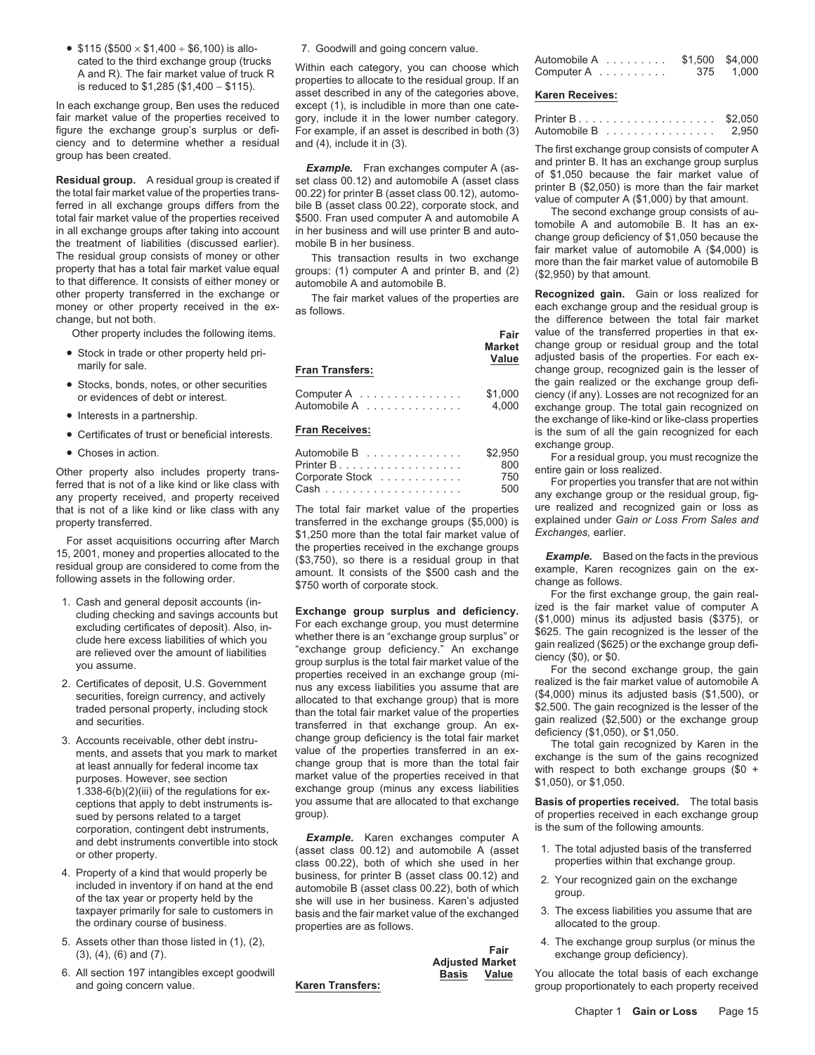- $115 ($500 × $1,400 ÷ $6,100) is allocated to the third exchange group (trucks A and R). The fair market value of truck R is reduced to $1,285 ($1,400 − $115).

In each exchange group, Ben uses the reduced fair market value of the properties received to figure the exchange group's surplus or deficiency and to determine whether a residual group has been created.

**Residual group.** A residual group is created if the total fair market value of the properties transferred in all exchange groups differs from the total fair market value of the properties received in all exchange groups after taking into account the treatment of liabilities (discussed earlier). The residual group consists of money or other property that has a total fair market value equal to that difference. It consists of either money or other property transferred in the exchange or money or other property received in the exchange, but not both.

Other property includes the following items.

- Stock in trade or other property held primarily for sale.
- Stocks, bonds, notes, or other securities or evidences of debt or interest.
- Interests in a partnership.
- Certificates of trust or beneficial interests.
- Choses in action.

Other property also includes property transferred that is not of a like kind or like class with any property received, and property received that is not of a like kind or like class with any property transferred.

For asset acquisitions occurring after March 15, 2001, money and properties allocated to the residual group are considered to come from the following assets in the following order.

1. Cash and general deposit accounts (including checking and savings accounts but excluding certificates of deposit). Also, include here excess liabilities of which you are relieved over the amount of liabilities you assume.
2. Certificates of deposit, U.S. Government securities, foreign currency, and actively traded personal property, including stock and securities.
3. Accounts receivable, other debt instruments, and assets that you mark to market at least annually for federal income tax purposes. However, see section 1.338-6(b)(2)(iii) of the regulations for exceptions that apply to debt instruments issued by persons related to a target corporation, contingent debt instruments, and debt instruments convertible into stock or other property.
4. Property of a kind that would properly be included in inventory if on hand at the end of the tax year or property held by the taxpayer primarily for sale to customers in the ordinary course of business.
5. Assets other than those listed in (1), (2), (3), (4), (6) and (7).
6. All section 197 intangibles except goodwill and going concern value.
7. Goodwill and going concern value.

Within each category, you can choose which properties to allocate to the residual group. If an asset described in any of the categories above, except (1), is includible in more than one category, include it in the lower number category. For example, if an asset is described in both (3) and (4), include it in (3).

***Example.*** Fran exchanges computer A (asset class 00.12) and automobile A (asset class 00.22) for printer B (asset class 00.12), automobile B (asset class 00.22), corporate stock, and $500. Fran used computer A and automobile A in her business and will use printer B and automobile B in her business.

This transaction results in two exchange groups: (1) computer A and printer B, and (2) automobile A and automobile B.

The fair market values of the properties are as follows.

| | Fair Market Value |
|---|---|
| **Fran Transfers:** | |
| Computer A | $1,000 |
| Automobile A | 4,000 |
| **Fran Receives:** | |
| Automobile B | $2,950 |
| Printer B | 800 |
| Corporate Stock | 750 |
| Cash | 500 |

The total fair market value of the properties transferred in the exchange groups ($5,000) is $1,250 more than the total fair market value of the properties received in the exchange groups ($3,750), so there is a residual group in that amount. It consists of the $500 cash and the $750 worth of corporate stock.

**Exchange group surplus and deficiency.** For each exchange group, you must determine whether there is an "exchange group surplus" or "exchange group deficiency." An exchange group surplus is the total fair market value of the properties received in an exchange group (minus any excess liabilities you assume that are allocated to that exchange group) that is more than the total fair market value of the properties transferred in that exchange group. An exchange group deficiency is the total fair market value of the properties transferred in an exchange group that is more than the total fair market value of the properties received in that exchange group (minus any excess liabilities you assume that are allocated to that exchange group).

***Example.*** Karen exchanges computer A (asset class 00.12) and automobile A (asset class 00.22), both of which she used in her business, for printer B (asset class 00.12) and automobile B (asset class 00.22), both of which she will use in her business. Karen's adjusted basis and the fair market value of the exchanged properties are as follows.

| | Adjusted Basis | Fair Market Value |
|---|---|---|
| **Karen Transfers:** | | |
| Automobile A | $1,500 | $4,000 |
| Computer A | 375 | 1,000 |
| **Karen Receives:** | | |
| Printer B | | $2,050 |
| Automobile B | | 2,950 |

The first exchange group consists of computer A and printer B. It has an exchange group surplus of $1,050 because the fair market value of printer B ($2,050) is more than the fair market value of computer A ($1,000) by that amount.

The second exchange group consists of automobile A and automobile B. It has an exchange group deficiency of $1,050 because the fair market value of automobile A ($4,000) is more than the fair market value of automobile B ($2,950) by that amount.

**Recognized gain.** Gain or loss realized for each exchange group and the residual group is the difference between the total fair market value of the transferred properties in that exchange group or residual group and the total adjusted basis of the properties. For each exchange group, recognized gain is the lesser of the gain realized or the exchange group deficiency (if any). Losses are not recognized for an exchange group. The total gain recognized on the exchange of like-kind or like-class properties is the sum of all the gain recognized for each exchange group.

For a residual group, you must recognize the entire gain or loss realized.

For properties you transfer that are not within any exchange group or the residual group, figure realized and recognized gain or loss as explained under *Gain or Loss From Sales and Exchanges*, earlier.

***Example.*** Based on the facts in the previous example, Karen recognizes gain on the exchange as follows.

For the first exchange group, the gain realized is the fair market value of computer A ($1,000) minus its adjusted basis ($375), or $625. The gain recognized is the lesser of the gain realized ($625) or the exchange group deficiency ($0), or $0.

For the second exchange group, the gain realized is the fair market value of automobile A ($4,000) minus its adjusted basis ($1,500), or $2,500. The gain recognized is the lesser of the gain realized ($2,500) or the exchange group deficiency ($1,050), or $1,050.

The total gain recognized by Karen in the exchange is the sum of the gains recognized with respect to both exchange groups ($0 + $1,050), or $1,050.

**Basis of properties received.** The total basis of properties received in each exchange group is the sum of the following amounts.

1. The total adjusted basis of the transferred properties within that exchange group.
2. Your recognized gain on the exchange group.
3. The excess liabilities you assume that are allocated to the group.
4. The exchange group surplus (or minus the exchange group deficiency).

You allocate the total basis of each exchange group proportionately to each property received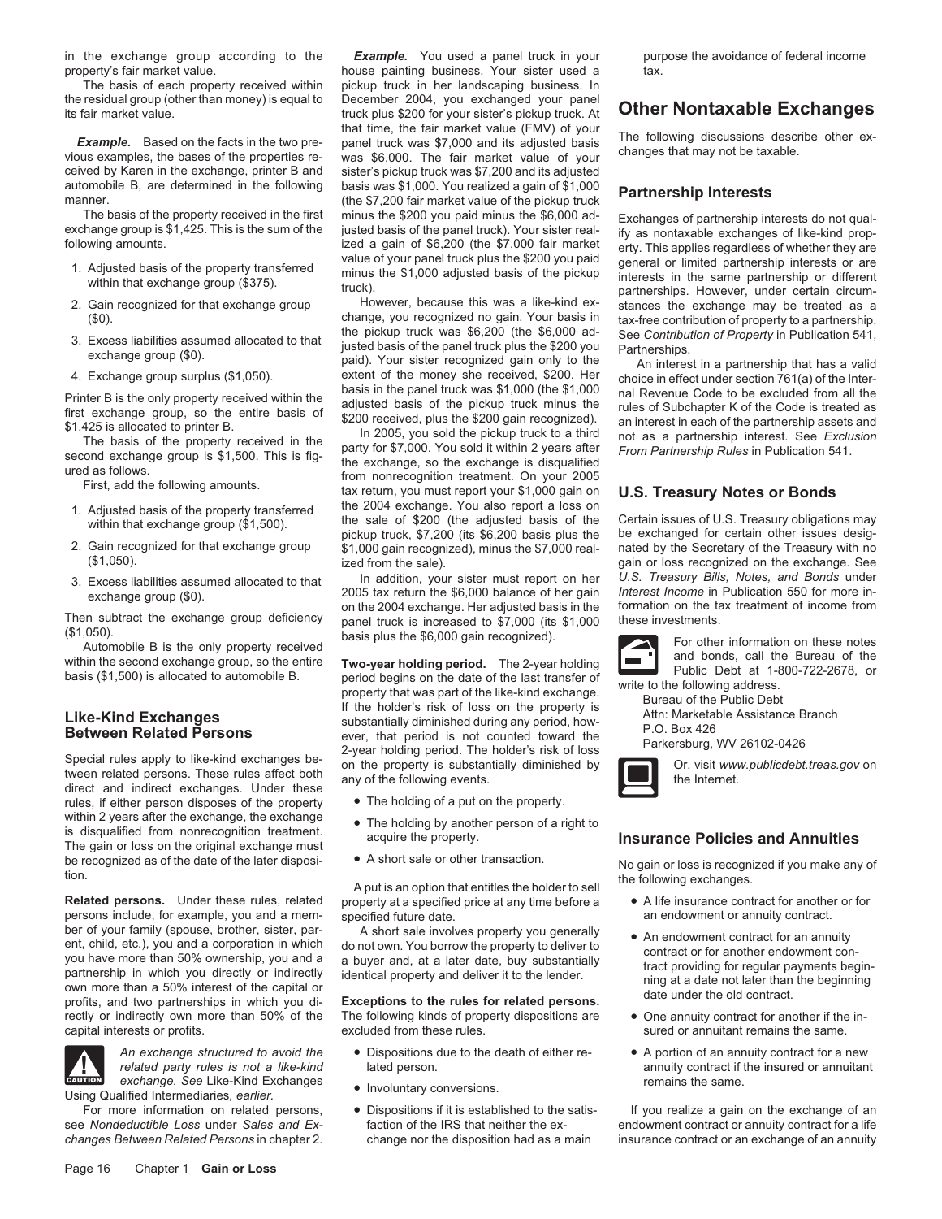in the exchange group according to the property's fair market value.

The basis of each property received within the residual group (other than money) is equal to its fair market value.

***Example.*** Based on the facts in the two previous examples, the bases of the properties received by Karen in the exchange, printer B and automobile B, are determined in the following manner.

The basis of the property received in the first exchange group is $1,425. This is the sum of the following amounts.

1. Adjusted basis of the property transferred within that exchange group ($375).
2. Gain recognized for that exchange group ($0).
3. Excess liabilities assumed allocated to that exchange group ($0).
4. Exchange group surplus ($1,050).

Printer B is the only property received within the first exchange group, so the entire basis of $1,425 is allocated to printer B.

The basis of the property received in the second exchange group is $1,500. This is figured as follows.

First, add the following amounts.

1. Adjusted basis of the property transferred within that exchange group ($1,500).
2. Gain recognized for that exchange group ($1,050).
3. Excess liabilities assumed allocated to that exchange group ($0).

Then subtract the exchange group deficiency ($1,050).

Automobile B is the only property received within the second exchange group, so the entire basis ($1,500) is allocated to automobile B.

## Like-Kind Exchanges Between Related Persons

Special rules apply to like-kind exchanges between related persons. These rules affect both direct and indirect exchanges. Under these rules, if either person disposes of the property within 2 years after the exchange, the exchange is disqualified from nonrecognition treatment. The gain or loss on the original exchange must be recognized as of the date of the later disposition.

**Related persons.** Under these rules, related persons include, for example, you and a member of your family (spouse, brother, sister, parent, child, etc.), you and a corporation in which you have more than 50% ownership, you and a partnership in which you directly or indirectly own more than a 50% interest of the capital or profits, and two partnerships in which you directly or indirectly own more than 50% of the capital interests or profits.

CAUTION: *An exchange structured to avoid the related party rules is not a like-kind exchange. See* Like-Kind Exchanges Using Qualified Intermediaries, *earlier.*

For more information on related persons, see *Nondeductible Loss* under *Sales and Exchanges Between Related Persons* in chapter 2.

***Example.*** You used a panel truck in your house painting business. Your sister used a pickup truck in her landscaping business. In December 2004, you exchanged your panel truck plus $200 for your sister's pickup truck. At that time, the fair market value (FMV) of your panel truck was $7,000 and its adjusted basis was $6,000. The fair market value of your sister's pickup truck was $7,200 and its adjusted basis was $1,000. You realized a gain of $1,000 (the $7,200 fair market value of the pickup truck minus the $200 you paid minus the $6,000 adjusted basis of the panel truck). Your sister realized a gain of $6,200 (the $7,000 fair market value of your panel truck plus the $200 you paid minus the $1,000 adjusted basis of the pickup truck).

However, because this was a like-kind exchange, you recognized no gain. Your basis in the pickup truck was $6,200 (the $6,000 adjusted basis of the panel truck plus the $200 you paid). Your sister recognized gain only to the extent of the money she received, $200. Her basis in the panel truck was $1,000 (the $1,000 adjusted basis of the pickup truck minus the $200 received, plus the $200 gain recognized).

In 2005, you sold the pickup truck to a third party for $7,000. You sold it within 2 years after the exchange, so the exchange is disqualified from nonrecognition treatment. On your 2005 tax return, you must report your $1,000 gain on the 2004 exchange. You also report a loss on the sale of $200 (the adjusted basis of the pickup truck, $7,200 (its $6,200 basis plus the $1,000 gain recognized), minus the $7,000 realized from the sale).

In addition, your sister must report on her 2005 tax return the $6,000 balance of her gain on the 2004 exchange. Her adjusted basis in the panel truck is increased to $7,000 (its $1,000 basis plus the $6,000 gain recognized).

**Two-year holding period.** The 2-year holding period begins on the date of the last transfer of property that was part of the like-kind exchange. If the holder's risk of loss on the property is substantially diminished during any period, however, that period is not counted toward the 2-year holding period. The holder's risk of loss on the property is substantially diminished by any of the following events.

- The holding of a put on the property.
- The holding by another person of a right to acquire the property.
- A short sale or other transaction.

A put is an option that entitles the holder to sell property at a specified price at any time before a specified future date.

A short sale involves property you generally do not own. You borrow the property to deliver to a buyer and, at a later date, buy substantially identical property and deliver it to the lender.

**Exceptions to the rules for related persons.** The following kinds of property dispositions are excluded from these rules.

- Dispositions due to the death of either related person.
- Involuntary conversions.
- Dispositions if it is established to the satisfaction of the IRS that neither the exchange nor the disposition had as a main purpose the avoidance of federal income tax.

# Other Nontaxable Exchanges

The following discussions describe other exchanges that may not be taxable.

## Partnership Interests

Exchanges of partnership interests do not qualify as nontaxable exchanges of like-kind property. This applies regardless of whether they are general or limited partnership interests or are interests in the same partnership or different partnerships. However, under certain circumstances the exchange may be treated as a tax-free contribution of property to a partnership. See *Contribution of Property* in Publication 541, Partnerships.

An interest in a partnership that has a valid choice in effect under section 761(a) of the Internal Revenue Code to be excluded from all the rules of Subchapter K of the Code is treated as an interest in each of the partnership assets and not as a partnership interest. See *Exclusion From Partnership Rules* in Publication 541.

## U.S. Treasury Notes or Bonds

Certain issues of U.S. Treasury obligations may be exchanged for certain other issues designated by the Secretary of the Treasury with no gain or loss recognized on the exchange. See *U.S. Treasury Bills, Notes, and Bonds* under *Interest Income* in Publication 550 for more information on the tax treatment of income from these investments.

For other information on these notes and bonds, call the Bureau of the Public Debt at 1-800-722-2678, or write to the following address.

Bureau of the Public Debt
Attn: Marketable Assistance Branch
P.O. Box 426
Parkersburg, WV 26102-0426

Or, visit *www.publicdebt.treas.gov* on the Internet.

## Insurance Policies and Annuities

No gain or loss is recognized if you make any of the following exchanges.

- A life insurance contract for another or for an endowment or annuity contract.
- An endowment contract for an annuity contract or for another endowment contract providing for regular payments beginning at a date not later than the beginning date under the old contract.
- One annuity contract for another if the insured or annuitant remains the same.
- A portion of an annuity contract for a new annuity contract if the insured or annuitant remains the same.

If you realize a gain on the exchange of an endowment contract or annuity contract for a life insurance contract or an exchange of an annuity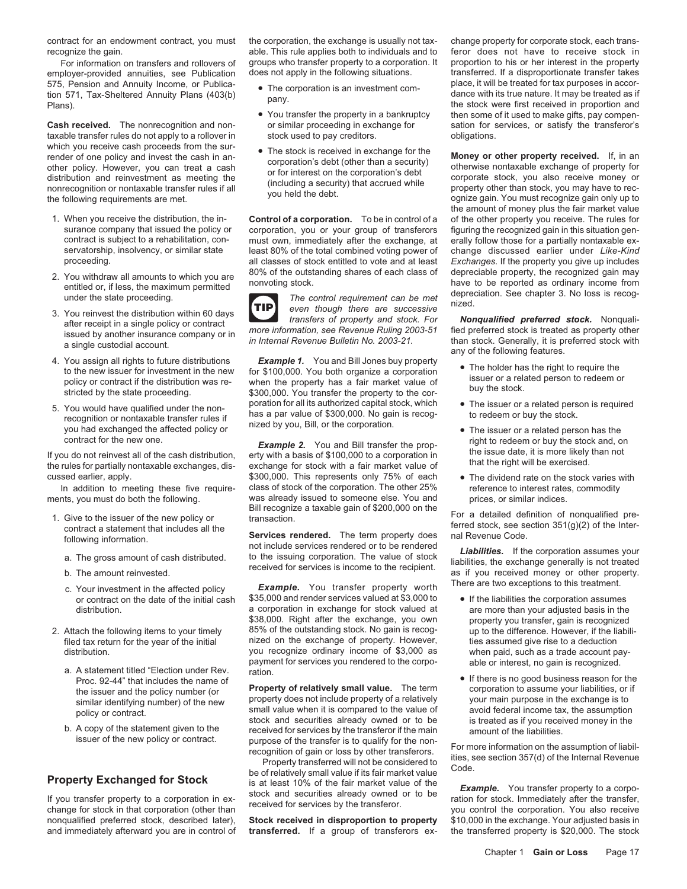contract for an endowment contract, you must recognize the gain.

For information on transfers and rollovers of employer-provided annuities, see Publication 575, Pension and Annuity Income, or Publication 571, Tax-Sheltered Annuity Plans (403(b) Plans).

**Cash received.** The nonrecognition and nontaxable transfer rules do not apply to a rollover in which you receive cash proceeds from the surrender of one policy and invest the cash in another policy. However, you can treat a cash distribution and reinvestment as meeting the nonrecognition or nontaxable transfer rules if all the following requirements are met.

1. When you receive the distribution, the insurance company that issued the policy or contract is subject to a rehabilitation, conservatorship, insolvency, or similar state proceeding.
2. You withdraw all amounts to which you are entitled or, if less, the maximum permitted under the state proceeding.
3. You reinvest the distribution within 60 days after receipt in a single policy or contract issued by another insurance company or in a single custodial account.
4. You assign all rights to future distributions to the new issuer for investment in the new policy or contract if the distribution was restricted by the state proceeding.
5. You would have qualified under the nonrecognition or nontaxable transfer rules if you had exchanged the affected policy or contract for the new one.

If you do not reinvest all of the cash distribution, the rules for partially nontaxable exchanges, discussed earlier, apply.

In addition to meeting these five requirements, you must do both the following.

1. Give to the issuer of the new policy or contract a statement that includes all the following information.
   a. The gross amount of cash distributed.
   b. The amount reinvested.
   c. Your investment in the affected policy or contract on the date of the initial cash distribution.
2. Attach the following items to your timely filed tax return for the year of the initial distribution.
   a. A statement titled "Election under Rev. Proc. 92-44" that includes the name of the issuer and the policy number (or similar identifying number) of the new policy or contract.
   b. A copy of the statement given to the issuer of the new policy or contract.

## Property Exchanged for Stock

If you transfer property to a corporation in exchange for stock in that corporation (other than nonqualified preferred stock, described later), and immediately afterward you are in control of the corporation, the exchange is usually not taxable. This rule applies both to individuals and to groups who transfer property to a corporation. It does not apply in the following situations.

- The corporation is an investment company.
- You transfer the property in a bankruptcy or similar proceeding in exchange for stock used to pay creditors.
- The stock is received in exchange for the corporation's debt (other than a security) or for interest on the corporation's debt (including a security) that accrued while you held the debt.

**Control of a corporation.** To be in control of a corporation, you or your group of transferors must own, immediately after the exchange, at least 80% of the total combined voting power of all classes of stock entitled to vote and at least 80% of the outstanding shares of each class of nonvoting stock.

**TIP** *The control requirement can be met even though there are successive transfers of property and stock. For more information, see Revenue Ruling 2003-51 in Internal Revenue Bulletin No. 2003-21.*

***Example 1.*** You and Bill Jones buy property for $100,000. You both organize a corporation when the property has a fair market value of $300,000. You transfer the property to the corporation for all its authorized capital stock, which has a par value of $300,000. No gain is recognized by you, Bill, or the corporation.

***Example 2.*** You and Bill transfer the property with a basis of $100,000 to a corporation in exchange for stock with a fair market value of $300,000. This represents only 75% of each class of stock of the corporation. The other 25% was already issued to someone else. You and Bill recognize a taxable gain of $200,000 on the transaction.

**Services rendered.** The term property does not include services rendered or to be rendered to the issuing corporation. The value of stock received for services is income to the recipient.

***Example.*** You transfer property worth $35,000 and render services valued at $3,000 to a corporation in exchange for stock valued at $38,000. Right after the exchange, you own 85% of the outstanding stock. No gain is recognized on the exchange of property. However, you recognize ordinary income of $3,000 as payment for services you rendered to the corporation.

**Property of relatively small value.** The term property does not include property of a relatively small value when it is compared to the value of stock and securities already owned or to be received for services by the transferor if the main purpose of the transfer is to qualify for the nonrecognition of gain or loss by other transferors.

Property transferred will not be considered to be of relatively small value if its fair market value is at least 10% of the fair market value of the stock and securities already owned or to be received for services by the transferor.

**Stock received in disproportion to property transferred.** If a group of transferors exchange property for corporate stock, each transferor does not have to receive stock in proportion to his or her interest in the property transferred. If a disproportionate transfer takes place, it will be treated for tax purposes in accordance with its true nature. It may be treated as if the stock were first received in proportion and then some of it used to make gifts, pay compensation for services, or satisfy the transferor's obligations.

**Money or other property received.** If, in an otherwise nontaxable exchange of property for corporate stock, you also receive money or property other than stock, you may have to recognize gain. You must recognize gain only up to the amount of money plus the fair market value of the other property you receive. The rules for figuring the recognized gain in this situation generally follow those for a partially nontaxable exchange discussed earlier under *Like-Kind Exchanges.* If the property you give up includes depreciable property, the recognized gain may have to be reported as ordinary income from depreciation. See chapter 3. No loss is recognized.

***Nonqualified preferred stock.*** Nonqualified preferred stock is treated as property other than stock. Generally, it is preferred stock with any of the following features.

- The holder has the right to require the issuer or a related person to redeem or buy the stock.
- The issuer or a related person is required to redeem or buy the stock.
- The issuer or a related person has the right to redeem or buy the stock and, on the issue date, it is more likely than not that the right will be exercised.
- The dividend rate on the stock varies with reference to interest rates, commodity prices, or similar indices.

For a detailed definition of nonqualified preferred stock, see section 351(g)(2) of the Internal Revenue Code.

***Liabilities.*** If the corporation assumes your liabilities, the exchange generally is not treated as if you received money or other property. There are two exceptions to this treatment.

- If the liabilities the corporation assumes are more than your adjusted basis in the property you transfer, gain is recognized up to the difference. However, if the liabilities assumed give rise to a deduction when paid, such as a trade account payable or interest, no gain is recognized.
- If there is no good business reason for the corporation to assume your liabilities, or if your main purpose in the exchange is to avoid federal income tax, the assumption is treated as if you received money in the amount of the liabilities.

For more information on the assumption of liabilities, see section 357(d) of the Internal Revenue Code.

***Example.*** You transfer property to a corporation for stock. Immediately after the transfer, you control the corporation. You also receive $10,000 in the exchange. Your adjusted basis in the transferred property is $20,000. The stock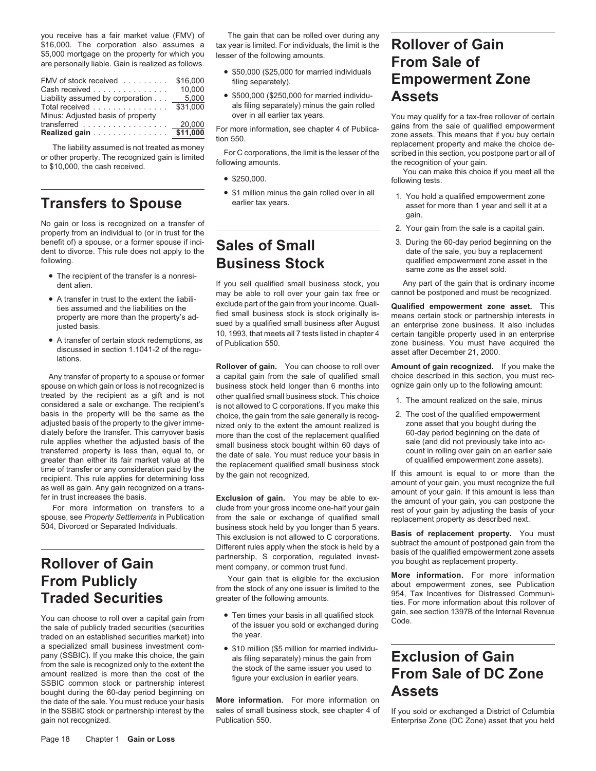you receive has a fair market value (FMV) of $16,000. The corporation also assumes a $5,000 mortgage on the property for which you are personally liable. Gain is realized as follows.

| | |
|---|---|
| FMV of stock received | $16,000 |
| Cash received | 10,000 |
| Liability assumed by corporation | 5,000 |
| Total received | $31,000 |
| Minus: Adjusted basis of property transferred | 20,000 |
| **Realized gain** | **$11,000** |

The liability assumed is not treated as money or other property. The recognized gain is limited to $10,000, the cash received.

# Transfers to Spouse

No gain or loss is recognized on a transfer of property from an individual to (or in trust for the benefit of) a spouse, or a former spouse if incident to divorce. This rule does not apply to the following.

- The recipient of the transfer is a nonresident alien.
- A transfer in trust to the extent the liabilities assumed and the liabilities on the property are more than the property's adjusted basis.
- A transfer of certain stock redemptions, as discussed in section 1.1041-2 of the regulations.

Any transfer of property to a spouse or former spouse on which gain or loss is not recognized is treated by the recipient as a gift and is not considered a sale or exchange. The recipient's basis in the property will be the same as the adjusted basis of the property to the giver immediately before the transfer. This carryover basis rule applies whether the adjusted basis of the transferred property is less than, equal to, or greater than either its fair market value at the time of transfer or any consideration paid by the recipient. This rule applies for determining loss as well as gain. Any gain recognized on a transfer in trust increases the basis.

For more information on transfers to a spouse, see *Property Settlements* in Publication 504, Divorced or Separated Individuals.

# Rollover of Gain From Publicly Traded Securities

You can choose to roll over a capital gain from the sale of publicly traded securities (securities traded on an established securities market) into a specialized small business investment company (SSBIC). If you make this choice, the gain from the sale is recognized only to the extent the amount realized is more than the cost of the SSBIC common stock or partnership interest bought during the 60-day period beginning on the date of the sale. You must reduce your basis in the SSBIC stock or partnership interest by the gain not recognized.

The gain that can be rolled over during any tax year is limited. For individuals, the limit is the lesser of the following amounts.

- $50,000 ($25,000 for married individuals filing separately).
- $500,000 ($250,000 for married individuals filing separately) minus the gain rolled over in all earlier tax years.

For more information, see chapter 4 of Publication 550.

For C corporations, the limit is the lesser of the following amounts.

- $250,000.
- $1 million minus the gain rolled over in all earlier tax years.

# Sales of Small Business Stock

If you sell qualified small business stock, you may be able to roll over your gain tax free or exclude part of the gain from your income. Qualified small business stock is stock originally issued by a qualified small business after August 10, 1993, that meets all 7 tests listed in chapter 4 of Publication 550.

**Rollover of gain.** You can choose to roll over a capital gain from the sale of qualified small business stock held longer than 6 months into other qualified small business stock. This choice is not allowed to C corporations. If you make this choice, the gain from the sale generally is recognized only to the extent the amount realized is more than the cost of the replacement qualified small business stock bought within 60 days of the date of sale. You must reduce your basis in the replacement qualified small business stock by the gain not recognized.

**Exclusion of gain.** You may be able to exclude from your gross income one-half your gain from the sale or exchange of qualified small business stock held by you longer than 5 years. This exclusion is not allowed to C corporations. Different rules apply when the stock is held by a partnership, S corporation, regulated investment company, or common trust fund.

Your gain that is eligible for the exclusion from the stock of any one issuer is limited to the greater of the following amounts.

- Ten times your basis in all qualified stock of the issuer you sold or exchanged during the year.
- $10 million ($5 million for married individuals filing separately) minus the gain from the stock of the same issuer you used to figure your exclusion in earlier years.

**More information.** For more information on sales of small business stock, see chapter 4 of Publication 550.

# Rollover of Gain From Sale of Empowerment Zone Assets

You may qualify for a tax-free rollover of certain gains from the sale of qualified empowerment zone assets. This means that if you buy certain replacement property and make the choice described in this section, you postpone part or all of the recognition of your gain.

You can make this choice if you meet all the following tests.

1. You hold a qualified empowerment zone asset for more than 1 year and sell it at a gain.
2. Your gain from the sale is a capital gain.
3. During the 60-day period beginning on the date of the sale, you buy a replacement qualified empowerment zone asset in the same zone as the asset sold.

Any part of the gain that is ordinary income cannot be postponed and must be recognized.

**Qualified empowerment zone asset.** This means certain stock or partnership interests in an enterprise zone business. It also includes certain tangible property used in an enterprise zone business. You must have acquired the asset after December 21, 2000.

**Amount of gain recognized.** If you make the choice described in this section, you must recognize gain only up to the following amount:

1. The amount realized on the sale, minus
2. The cost of the qualified empowerment zone asset that you bought during the 60-day period beginning on the date of sale (and did not previously take into account in rolling over gain on an earlier sale of qualified empowerment zone assets).

If this amount is equal to or more than the amount of your gain, you must recognize the full amount of your gain. If this amount is less than the amount of your gain, you can postpone the rest of your gain by adjusting the basis of your replacement property as described next.

**Basis of replacement property.** You must subtract the amount of postponed gain from the basis of the qualified empowerment zone assets you bought as replacement property.

**More information.** For more information about empowerment zones, see Publication 954, Tax Incentives for Distressed Communities. For more information about this rollover of gain, see section 1397B of the Internal Revenue Code.

# Exclusion of Gain From Sale of DC Zone Assets

If you sold or exchanged a District of Columbia Enterprise Zone (DC Zone) asset that you held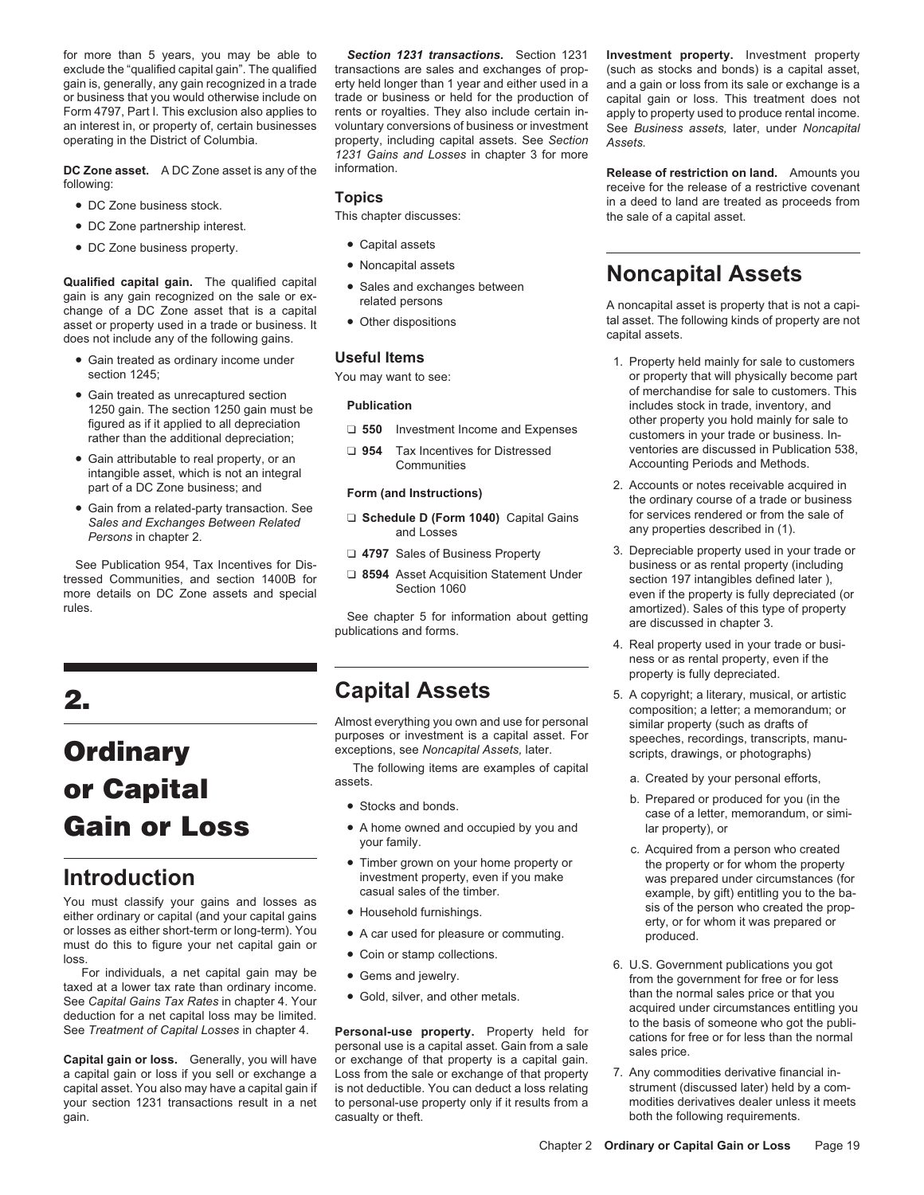for more than 5 years, you may be able to exclude the "qualified capital gain". The qualified gain is, generally, any gain recognized in a trade or business that you would otherwise include on Form 4797, Part I. This exclusion also applies to an interest in, or property of, certain businesses operating in the District of Columbia.

**DC Zone asset.** A DC Zone asset is any of the following:

- DC Zone business stock.
- DC Zone partnership interest.
- DC Zone business property.

**Qualified capital gain.** The qualified capital gain is any gain recognized on the sale or exchange of a DC Zone asset that is a capital asset or property used in a trade or business. It does not include any of the following gains.

- Gain treated as ordinary income under section 1245;
- Gain treated as unrecaptured section 1250 gain. The section 1250 gain must be figured as if it applied to all depreciation rather than the additional depreciation;
- Gain attributable to real property, or an intangible asset, which is not an integral part of a DC Zone business; and
- Gain from a related-party transaction. See *Sales and Exchanges Between Related Persons* in chapter 2.

See Publication 954, Tax Incentives for Distressed Communities, and section 1400B for more details on DC Zone assets and special rules.

# 2. Ordinary or Capital Gain or Loss

## Introduction

You must classify your gains and losses as either ordinary or capital (and your capital gains or losses as either short-term or long-term). You must do this to figure your net capital gain or loss.

For individuals, a net capital gain may be taxed at a lower tax rate than ordinary income. See *Capital Gains Tax Rates* in chapter 4. Your deduction for a net capital loss may be limited. See *Treatment of Capital Losses* in chapter 4.

**Capital gain or loss.** Generally, you will have a capital gain or loss if you sell or exchange a capital asset. You also may have a capital gain if your section 1231 transactions result in a net gain.

***Section 1231 transactions.*** Section 1231 transactions are sales and exchanges of property held longer than 1 year and either used in a trade or business or held for the production of rents or royalties. They also include certain involuntary conversions of business or investment property, including capital assets. See *Section 1231 Gains and Losses* in chapter 3 for more information.

### Topics

This chapter discusses:

- Capital assets
- Noncapital assets
- Sales and exchanges between related persons
- Other dispositions

### Useful Items

You may want to see:

**Publication**

- ❑ **550** Investment Income and Expenses
- ❑ **954** Tax Incentives for Distressed Communities

**Form (and Instructions)**

- ❑ **Schedule D (Form 1040)** Capital Gains and Losses
- ❑ **4797** Sales of Business Property
- ❑ **8594** Asset Acquisition Statement Under Section 1060

See chapter 5 for information about getting publications and forms.

## Capital Assets

Almost everything you own and use for personal purposes or investment is a capital asset. For exceptions, see *Noncapital Assets,* later.

The following items are examples of capital assets.

- Stocks and bonds.
- A home owned and occupied by you and your family.
- Timber grown on your home property or investment property, even if you make casual sales of the timber.
- Household furnishings.
- A car used for pleasure or commuting.
- Coin or stamp collections.
- Gems and jewelry.
- Gold, silver, and other metals.

**Personal-use property.** Property held for personal use is a capital asset. Gain from a sale or exchange of that property is a capital gain. Loss from the sale or exchange of that property is not deductible. You can deduct a loss relating to personal-use property only if it results from a casualty or theft.

**Investment property.** Investment property (such as stocks and bonds) is a capital asset, and a gain or loss from its sale or exchange is a capital gain or loss. This treatment does not apply to property used to produce rental income. See *Business assets,* later, under *Noncapital Assets.*

**Release of restriction on land.** Amounts you receive for the release of a restrictive covenant in a deed to land are treated as proceeds from the sale of a capital asset.

## Noncapital Assets

A noncapital asset is property that is not a capital asset. The following kinds of property are not capital assets.

1. Property held mainly for sale to customers or property that will physically become part of merchandise for sale to customers. This includes stock in trade, inventory, and other property you hold mainly for sale to customers in your trade or business. Inventories are discussed in Publication 538, Accounting Periods and Methods.
2. Accounts or notes receivable acquired in the ordinary course of a trade or business for services rendered or from the sale of any properties described in (1).
3. Depreciable property used in your trade or business or as rental property (including section 197 intangibles defined later ), even if the property is fully depreciated (or amortized). Sales of this type of property are discussed in chapter 3.
4. Real property used in your trade or business or as rental property, even if the property is fully depreciated.
5. A copyright; a literary, musical, or artistic composition; a letter; a memorandum; or similar property (such as drafts of speeches, recordings, transcripts, manuscripts, drawings, or photographs)
   a. Created by your personal efforts,
   b. Prepared or produced for you (in the case of a letter, memorandum, or similar property), or
   c. Acquired from a person who created the property or for whom the property was prepared under circumstances (for example, by gift) entitling you to the basis of the person who created the property, or for whom it was prepared or produced.
6. U.S. Government publications you got from the government for free or for less than the normal sales price or that you acquired under circumstances entitling you to the basis of someone who got the publications for free or for less than the normal sales price.
7. Any commodities derivative financial instrument (discussed later) held by a commodities derivatives dealer unless it meets both the following requirements.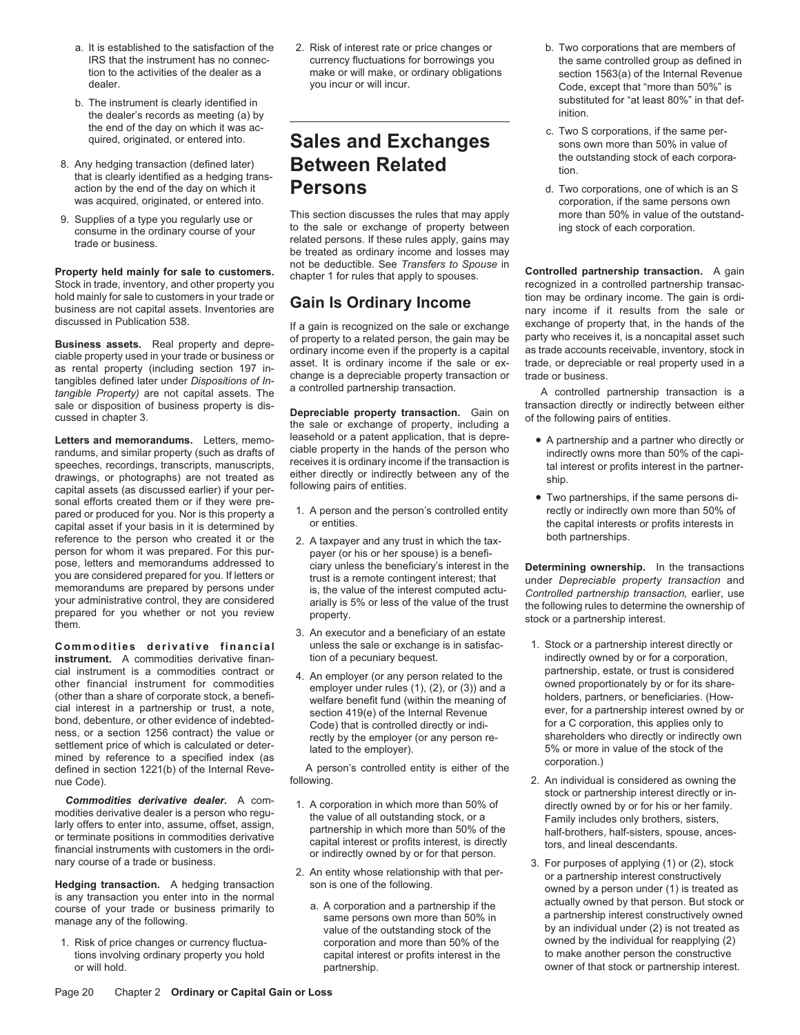a. It is established to the satisfaction of the IRS that the instrument has no connection to the activities of the dealer as a dealer.

b. The instrument is clearly identified in the dealer's records as meeting (a) by the end of the day on which it was acquired, originated, or entered into.

8. Any hedging transaction (defined later) that is clearly identified as a hedging transaction by the end of the day on which it was acquired, originated, or entered into.

9. Supplies of a type you regularly use or consume in the ordinary course of your trade or business.

**Property held mainly for sale to customers.** Stock in trade, inventory, and other property you hold mainly for sale to customers in your trade or business are not capital assets. Inventories are discussed in Publication 538.

**Business assets.** Real property and depreciable property used in your trade or business or as rental property (including section 197 intangibles defined later under *Dispositions of Intangible Property)* are not capital assets. The sale or disposition of business property is discussed in chapter 3.

**Letters and memorandums.** Letters, memorandums, and similar property (such as drafts of speeches, recordings, transcripts, manuscripts, drawings, or photographs) are not treated as capital assets (as discussed earlier) if your personal efforts created them or if they were prepared or produced for you. Nor is this property a capital asset if your basis in it is determined by reference to the person who created it or the person for whom it was prepared. For this purpose, letters and memorandums addressed to you are considered prepared for you. If letters or memorandums are prepared by persons under your administrative control, they are considered prepared for you whether or not you review them.

**Commodities derivative financial instrument.** A commodities derivative financial instrument is a commodities contract or other financial instrument for commodities (other than a share of corporate stock, a beneficial interest in a partnership or trust, a note, bond, debenture, or other evidence of indebtedness, or a section 1256 contract) the value or settlement price of which is calculated or determined by reference to a specified index (as defined in section 1221(b) of the Internal Revenue Code).

***Commodities derivative dealer.*** A commodities derivative dealer is a person who regularly offers to enter into, assume, offset, assign, or terminate positions in commodities derivative financial instruments with customers in the ordinary course of a trade or business.

**Hedging transaction.** A hedging transaction is any transaction you enter into in the normal course of your trade or business primarily to manage any of the following.

1. Risk of price changes or currency fluctuations involving ordinary property you hold or will hold.
2. Risk of interest rate or price changes or currency fluctuations for borrowings you make or will make, or ordinary obligations you incur or will incur.

# Sales and Exchanges Between Related Persons

This section discusses the rules that may apply to the sale or exchange of property between related persons. If these rules apply, gains may be treated as ordinary income and losses may not be deductible. See *Transfers to Spouse* in chapter 1 for rules that apply to spouses.

## Gain Is Ordinary Income

If a gain is recognized on the sale or exchange of property to a related person, the gain may be ordinary income even if the property is a capital asset. It is ordinary income if the sale or exchange is a depreciable property transaction or a controlled partnership transaction.

**Depreciable property transaction.** Gain on the sale or exchange of property, including a leasehold or a patent application, that is depreciable property in the hands of the person who receives it is ordinary income if the transaction is either directly or indirectly between any of the following pairs of entities.

1. A person and the person's controlled entity or entities.
2. A taxpayer and any trust in which the taxpayer (or his or her spouse) is a beneficiary unless the beneficiary's interest in the trust is a remote contingent interest; that is, the value of the interest computed actuarially is 5% or less of the value of the trust property.
3. An executor and a beneficiary of an estate unless the sale or exchange is in satisfaction of a pecuniary bequest.
4. An employer (or any person related to the employer under rules (1), (2), or (3)) and a welfare benefit fund (within the meaning of section 419(e) of the Internal Revenue Code) that is controlled directly or indirectly by the employer (or any person related to the employer).

A person's controlled entity is either of the following.

1. A corporation in which more than 50% of the value of all outstanding stock, or a partnership in which more than 50% of the capital interest or profits interest, is directly or indirectly owned by or for that person.
2. An entity whose relationship with that person is one of the following.
   a. A corporation and a partnership if the same persons own more than 50% in value of the outstanding stock of the corporation and more than 50% of the capital interest or profits interest in the partnership.
   b. Two corporations that are members of the same controlled group as defined in section 1563(a) of the Internal Revenue Code, except that "more than 50%" is substituted for "at least 80%" in that definition.
   c. Two S corporations, if the same persons own more than 50% in value of the outstanding stock of each corporation.
   d. Two corporations, one of which is an S corporation, if the same persons own more than 50% in value of the outstanding stock of each corporation.

**Controlled partnership transaction.** A gain recognized in a controlled partnership transaction may be ordinary income. The gain is ordinary income if it results from the sale or exchange of property that, in the hands of the party who receives it, is a noncapital asset such as trade accounts receivable, inventory, stock in trade, or depreciable or real property used in a trade or business.

A controlled partnership transaction is a transaction directly or indirectly between either of the following pairs of entities.

- A partnership and a partner who directly or indirectly owns more than 50% of the capital interest or profits interest in the partnership.
- Two partnerships, if the same persons directly or indirectly own more than 50% of the capital interests or profits interests in both partnerships.

**Determining ownership.** In the transactions under *Depreciable property transaction* and *Controlled partnership transaction,* earlier, use the following rules to determine the ownership of stock or a partnership interest.

1. Stock or a partnership interest directly or indirectly owned by or for a corporation, partnership, estate, or trust is considered owned proportionately by or for its shareholders, partners, or beneficiaries. (However, for a partnership interest owned by or for a C corporation, this applies only to shareholders who directly or indirectly own 5% or more in value of the stock of the corporation.)
2. An individual is considered as owning the stock or partnership interest directly or indirectly owned by or for his or her family. Family includes only brothers, sisters, half-brothers, half-sisters, spouse, ancestors, and lineal descendants.
3. For purposes of applying (1) or (2), stock or a partnership interest constructively owned by a person under (1) is treated as actually owned by that person. But stock or a partnership interest constructively owned by an individual under (2) is not treated as owned by the individual for reapplying (2) to make another person the constructive owner of that stock or partnership interest.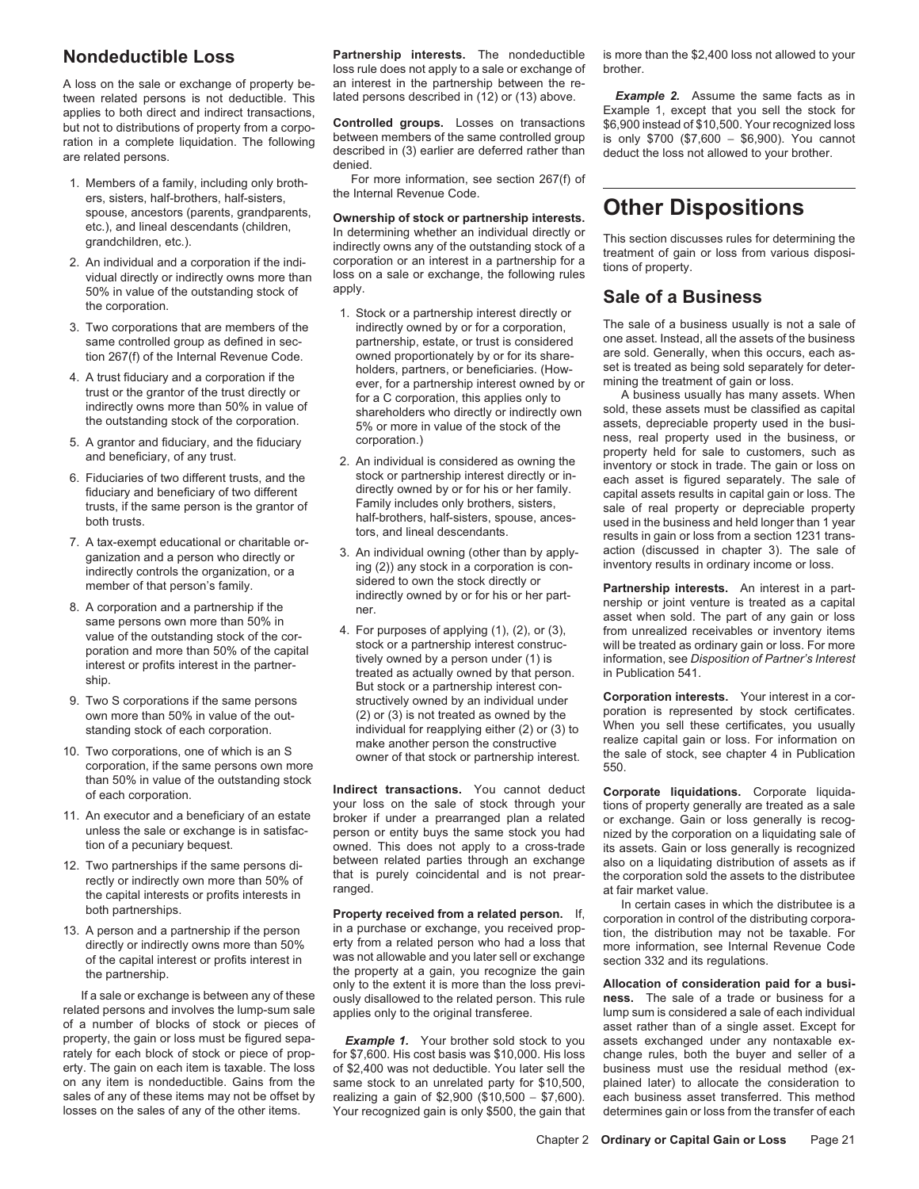## Nondeductible Loss

A loss on the sale or exchange of property between related persons is not deductible. This applies to both direct and indirect transactions, but not to distributions of property from a corporation in a complete liquidation. The following are related persons.

1. Members of a family, including only brothers, sisters, half-brothers, half-sisters, spouse, ancestors (parents, grandparents, etc.), and lineal descendants (children, grandchildren, etc.).
2. An individual and a corporation if the individual directly or indirectly owns more than 50% in value of the outstanding stock of the corporation.
3. Two corporations that are members of the same controlled group as defined in section 267(f) of the Internal Revenue Code.
4. A trust fiduciary and a corporation if the trust or the grantor of the trust directly or indirectly owns more than 50% in value of the outstanding stock of the corporation.
5. A grantor and fiduciary, and the fiduciary and beneficiary, of any trust.
6. Fiduciaries of two different trusts, and the fiduciary and beneficiary of two different trusts, if the same person is the grantor of both trusts.
7. A tax-exempt educational or charitable organization and a person who directly or indirectly controls the organization, or a member of that person's family.
8. A corporation and a partnership if the same persons own more than 50% in value of the outstanding stock of the corporation and more than 50% of the capital interest or profits interest in the partnership.
9. Two S corporations if the same persons own more than 50% in value of the outstanding stock of each corporation.
10. Two corporations, one of which is an S corporation, if the same persons own more than 50% in value of the outstanding stock of each corporation.
11. An executor and a beneficiary of an estate unless the sale or exchange is in satisfaction of a pecuniary bequest.
12. Two partnerships if the same persons directly or indirectly own more than 50% of the capital interests or profits interests in both partnerships.
13. A person and a partnership if the person directly or indirectly owns more than 50% of the capital interest or profits interest in the partnership.

If a sale or exchange is between any of these related persons and involves the lump-sum sale of a number of blocks of stock or pieces of property, the gain or loss must be figured separately for each block of stock or piece of property. The gain on each item is taxable. The loss on any item is nondeductible. Gains from the sales of any of these items may not be offset by losses on the sales of any of the other items.

**Partnership interests.** The nondeductible loss rule does not apply to a sale or exchange of an interest in the partnership between the related persons described in (12) or (13) above.

**Controlled groups.** Losses on transactions between members of the same controlled group described in (3) earlier are deferred rather than denied.

For more information, see section 267(f) of the Internal Revenue Code.

**Ownership of stock or partnership interests.** In determining whether an individual directly or indirectly owns any of the outstanding stock of a corporation or an interest in a partnership for a loss on a sale or exchange, the following rules apply.

1. Stock or a partnership interest directly or indirectly owned by or for a corporation, partnership, estate, or trust is considered owned proportionately by or for its shareholders, partners, or beneficiaries. (However, for a partnership interest owned by or for a C corporation, this applies only to shareholders who directly or indirectly own 5% or more in value of the stock of the corporation.)
2. An individual is considered as owning the stock or partnership interest directly or indirectly owned by or for his or her family. Family includes only brothers, sisters, half-brothers, half-sisters, spouse, ancestors, and lineal descendants.
3. An individual owning (other than by applying (2)) any stock in a corporation is considered to own the stock directly or indirectly owned by or for his or her partner.
4. For purposes of applying (1), (2), or (3), stock or a partnership interest constructively owned by a person under (1) is treated as actually owned by that person. But stock or a partnership interest constructively owned by an individual under (2) or (3) is not treated as owned by the individual for reapplying either (2) or (3) to make another person the constructive owner of that stock or partnership interest.

**Indirect transactions.** You cannot deduct your loss on the sale of stock through your broker if under a prearranged plan a related person or entity buys the same stock you had owned. This does not apply to a cross-trade between related parties through an exchange that is purely coincidental and is not prearranged.

**Property received from a related person.** If, in a purchase or exchange, you received property from a related person who had a loss that was not allowable and you later sell or exchange the property at a gain, you recognize the gain only to the extent it is more than the loss previously disallowed to the related person. This rule applies only to the original transferee.

***Example 1.*** Your brother sold stock to you for $7,600. His cost basis was $10,000. His loss of $2,400 was not deductible. You later sell the same stock to an unrelated party for $10,500, realizing a gain of $2,900 ($10,500 − $7,600). Your recognized gain is only $500, the gain that is more than the $2,400 loss not allowed to your brother.

***Example 2.*** Assume the same facts as in Example 1, except that you sell the stock for $6,900 instead of $10,500. Your recognized loss is only $700 ($7,600 − $6,900). You cannot deduct the loss not allowed to your brother.

# Other Dispositions

This section discusses rules for determining the treatment of gain or loss from various dispositions of property.

## Sale of a Business

The sale of a business usually is not a sale of one asset. Instead, all the assets of the business are sold. Generally, when this occurs, each asset is treated as being sold separately for determining the treatment of gain or loss.

A business usually has many assets. When sold, these assets must be classified as capital assets, depreciable property used in the business, real property used in the business, or property held for sale to customers, such as inventory or stock in trade. The gain or loss on each asset is figured separately. The sale of capital assets results in capital gain or loss. The sale of real property or depreciable property used in the business and held longer than 1 year results in gain or loss from a section 1231 transaction (discussed in chapter 3). The sale of inventory results in ordinary income or loss.

**Partnership interests.** An interest in a partnership or joint venture is treated as a capital asset when sold. The part of any gain or loss from unrealized receivables or inventory items will be treated as ordinary gain or loss. For more information, see *Disposition of Partner's Interest* in Publication 541.

**Corporation interests.** Your interest in a corporation is represented by stock certificates. When you sell these certificates, you usually realize capital gain or loss. For information on the sale of stock, see chapter 4 in Publication 550.

**Corporate liquidations.** Corporate liquidations of property generally are treated as a sale or exchange. Gain or loss generally is recognized by the corporation on a liquidating sale of its assets. Gain or loss generally is recognized also on a liquidating distribution of assets as if the corporation sold the assets to the distributee at fair market value.

In certain cases in which the distributee is a corporation in control of the distributing corporation, the distribution may not be taxable. For more information, see Internal Revenue Code section 332 and its regulations.

**Allocation of consideration paid for a business.** The sale of a trade or business for a lump sum is considered a sale of each individual asset rather than of a single asset. Except for assets exchanged under any nontaxable exchange rules, both the buyer and seller of a business must use the residual method (explained later) to allocate the consideration to each business asset transferred. This method determines gain or loss from the transfer of each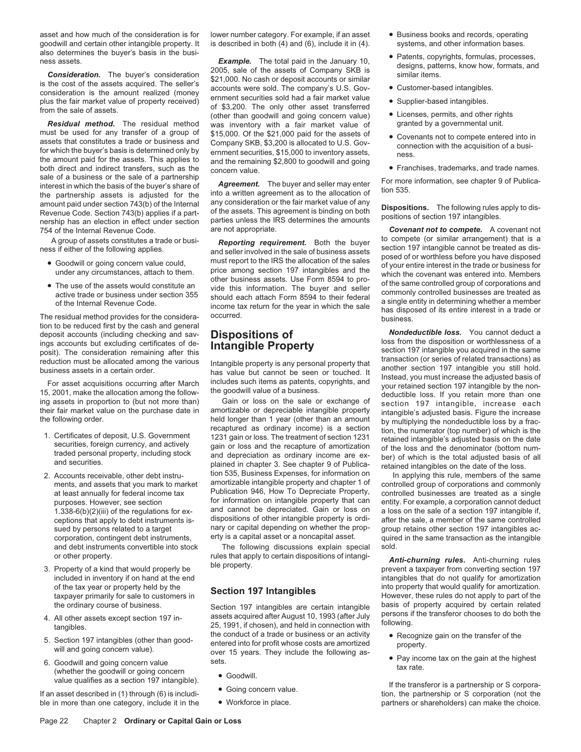asset and how much of the consideration is for goodwill and certain other intangible property. It also determines the buyer's basis in the business assets.

***Consideration.*** The buyer's consideration is the cost of the assets acquired. The seller's consideration is the amount realized (money plus the fair market value of property received) from the sale of assets.

***Residual method.*** The residual method must be used for any transfer of a group of assets that constitutes a trade or business and for which the buyer's basis is determined only by the amount paid for the assets. This applies to both direct and indirect transfers, such as the sale of a business or the sale of a partnership interest in which the basis of the buyer's share of the partnership assets is adjusted for the amount paid under section 743(b) of the Internal Revenue Code. Section 743(b) applies if a partnership has an election in effect under section 754 of the Internal Revenue Code.

A group of assets constitutes a trade or business if either of the following applies.

- Goodwill or going concern value could, under any circumstances, attach to them.
- The use of the assets would constitute an active trade or business under section 355 of the Internal Revenue Code.

The residual method provides for the consideration to be reduced first by the cash and general deposit accounts (including checking and savings accounts but excluding certificates of deposit). The consideration remaining after this reduction must be allocated among the various business assets in a certain order.

For asset acquisitions occurring after March 15, 2001, make the allocation among the following assets in proportion to (but not more than) their fair market value on the purchase date in the following order.

1. Certificates of deposit, U.S. Government securities, foreign currency, and actively traded personal property, including stock and securities.
2. Accounts receivable, other debt instruments, and assets that you mark to market at least annually for federal income tax purposes. However, see section 1.338-6(b)(2)(iii) of the regulations for exceptions that apply to debt instruments issued by persons related to a target corporation, contingent debt instruments, and debt instruments convertible into stock or other property.
3. Property of a kind that would properly be included in inventory if on hand at the end of the tax year or property held by the taxpayer primarily for sale to customers in the ordinary course of business.
4. All other assets except section 197 intangibles.
5. Section 197 intangibles (other than goodwill and going concern value).
6. Goodwill and going concern value (whether the goodwill or going concern value qualifies as a section 197 intangible).

If an asset described in (1) through (6) is includible in more than one category, include it in the lower number category. For example, if an asset is described in both (4) and (6), include it in (4).

***Example.*** The total paid in the January 10, 2005, sale of the assets of Company SKB is $21,000. No cash or deposit accounts or similar accounts were sold. The company's U.S. Government securities sold had a fair market value of $3,200. The only other asset transferred (other than goodwill and going concern value) was inventory with a fair market value of $15,000. Of the $21,000 paid for the assets of Company SKB, $3,200 is allocated to U.S. Government securities, $15,000 to inventory assets, and the remaining $2,800 to goodwill and going concern value.

***Agreement.*** The buyer and seller may enter into a written agreement as to the allocation of any consideration or the fair market value of any of the assets. This agreement is binding on both parties unless the IRS determines the amounts are not appropriate.

***Reporting requirement.*** Both the buyer and seller involved in the sale of business assets must report to the IRS the allocation of the sales price among section 197 intangibles and the other business assets. Use Form 8594 to provide this information. The buyer and seller should each attach Form 8594 to their federal income tax return for the year in which the sale occurred.

# Dispositions of Intangible Property

Intangible property is any personal property that has value but cannot be seen or touched. It includes such items as patents, copyrights, and the goodwill value of a business.

Gain or loss on the sale or exchange of amortizable or depreciable intangible property held longer than 1 year (other than an amount recaptured as ordinary income) is a section 1231 gain or loss. The treatment of section 1231 gain or loss and the recapture of amortization and depreciation as ordinary income are explained in chapter 3. See chapter 9 of Publication 535, Business Expenses, for information on amortizable intangible property and chapter 1 of Publication 946, How To Depreciate Property, for information on intangible property that can and cannot be depreciated. Gain or loss on dispositions of other intangible property is ordinary or capital depending on whether the property is a capital asset or a noncapital asset.

The following discussions explain special rules that apply to certain dispositions of intangible property.

## Section 197 Intangibles

Section 197 intangibles are certain intangible assets acquired after August 10, 1993 (after July 25, 1991, if chosen), and held in connection with the conduct of a trade or business or an activity entered into for profit whose costs are amortized over 15 years. They include the following assets.

- Goodwill.
- Going concern value.
- Workforce in place.
- Business books and records, operating systems, and other information bases.
- Patents, copyrights, formulas, processes, designs, patterns, know how, formats, and similar items.
- Customer-based intangibles.
- Supplier-based intangibles.
- Licenses, permits, and other rights granted by a governmental unit.
- Covenants not to compete entered into in connection with the acquisition of a business.
- Franchises, trademarks, and trade names.

For more information, see chapter 9 of Publication 535.

**Dispositions.** The following rules apply to dispositions of section 197 intangibles.

***Covenant not to compete.*** A covenant not to compete (or similar arrangement) that is a section 197 intangible cannot be treated as disposed of or worthless before you have disposed of your entire interest in the trade or business for which the covenant was entered into. Members of the same controlled group of corporations and commonly controlled businesses are treated as a single entity in determining whether a member has disposed of its entire interest in a trade or business.

***Nondeductible loss.*** You cannot deduct a loss from the disposition or worthlessness of a section 197 intangible you acquired in the same transaction (or series of related transactions) as another section 197 intangible you still hold. Instead, you must increase the adjusted basis of your retained section 197 intangible by the nondeductible loss. If you retain more than one section 197 intangible, increase each intangible's adjusted basis. Figure the increase by multiplying the nondeductible loss by a fraction, the numerator (top number) of which is the retained intangible's adjusted basis on the date of the loss and the denominator (bottom number) of which is the total adjusted basis of all retained intangibles on the date of the loss.

In applying this rule, members of the same controlled group of corporations and commonly controlled businesses are treated as a single entity. For example, a corporation cannot deduct a loss on the sale of a section 197 intangible if, after the sale, a member of the same controlled group retains other section 197 intangibles acquired in the same transaction as the intangible sold.

***Anti-churning rules.*** Anti-churning rules prevent a taxpayer from converting section 197 intangibles that do not qualify for amortization into property that would qualify for amortization. However, these rules do not apply to part of the basis of property acquired by certain related persons if the transferor chooses to do both the following.

- Recognize gain on the transfer of the property.
- Pay income tax on the gain at the highest tax rate.

If the transferor is a partnership or S corporation, the partnership or S corporation (not the partners or shareholders) can make the choice.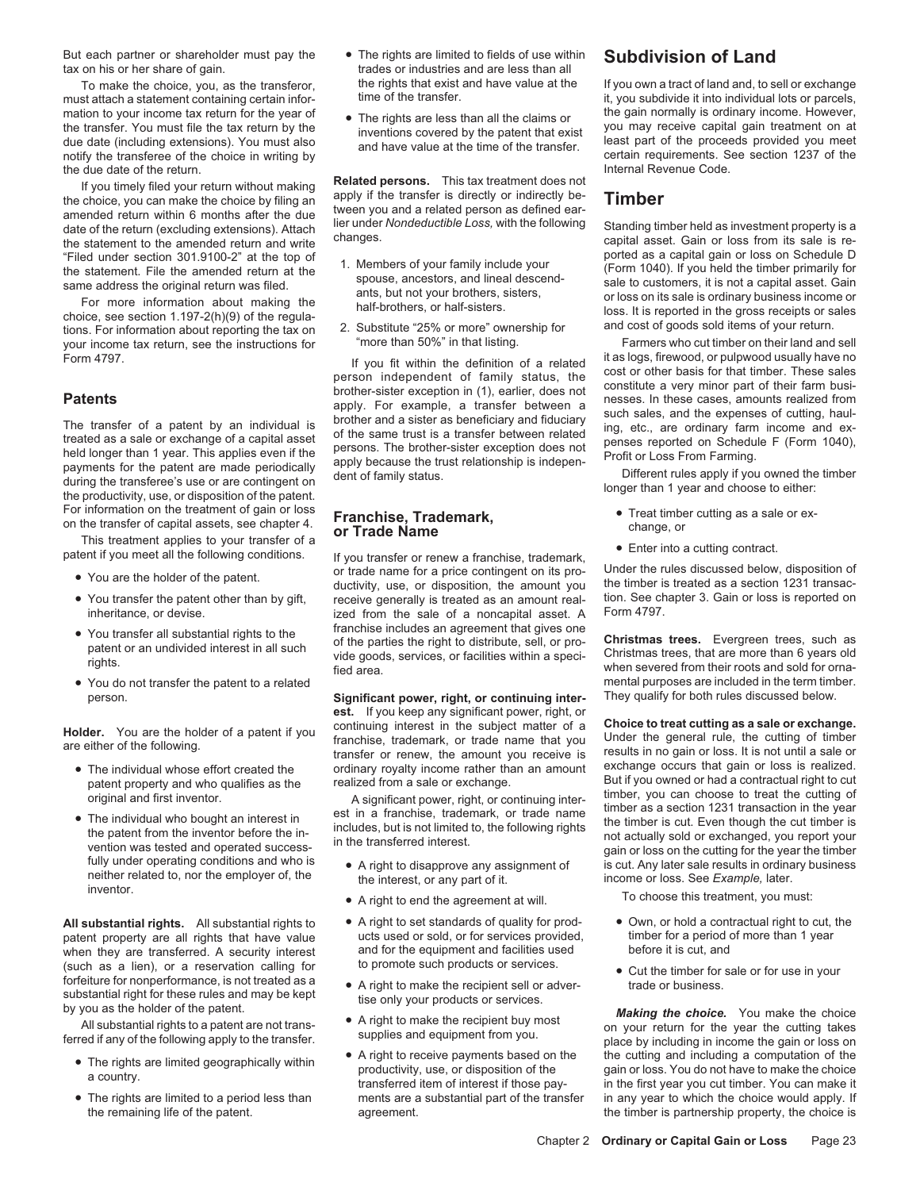But each partner or shareholder must pay the tax on his or her share of gain.

To make the choice, you, as the transferor, must attach a statement containing certain information to your income tax return for the year of the transfer. You must file the tax return by the due date (including extensions). You must also notify the transferee of the choice in writing by the due date of the return.

If you timely filed your return without making the choice, you can make the choice by filing an amended return within 6 months after the due date of the return (excluding extensions). Attach the statement to the amended return and write "Filed under section 301.9100-2" at the top of the statement. File the amended return at the same address the original return was filed.

For more information about making the choice, see section 1.197-2(h)(9) of the regulations. For information about reporting the tax on your income tax return, see the instructions for Form 4797.

## Patents

The transfer of a patent by an individual is treated as a sale or exchange of a capital asset held longer than 1 year. This applies even if the payments for the patent are made periodically during the transferee's use or are contingent on the productivity, use, or disposition of the patent. For information on the treatment of gain or loss on the transfer of capital assets, see chapter 4.

This treatment applies to your transfer of a patent if you meet all the following conditions.

- You are the holder of the patent.
- You transfer the patent other than by gift, inheritance, or devise.
- You transfer all substantial rights to the patent or an undivided interest in all such rights.
- You do not transfer the patent to a related person.

**Holder.** You are the holder of a patent if you are either of the following.

- The individual whose effort created the patent property and who qualifies as the original and first inventor.
- The individual who bought an interest in the patent from the inventor before the invention was tested and operated successfully under operating conditions and who is neither related to, nor the employer of, the inventor.

**All substantial rights.** All substantial rights to patent property are all rights that have value when they are transferred. A security interest (such as a lien), or a reservation calling for forfeiture for nonperformance, is not treated as a substantial right for these rules and may be kept by you as the holder of the patent.

All substantial rights to a patent are not transferred if any of the following apply to the transfer.

- The rights are limited geographically within a country.
- The rights are limited to a period less than the remaining life of the patent.
- The rights are limited to fields of use within trades or industries and are less than all the rights that exist and have value at the time of the transfer.
- The rights are less than all the claims or inventions covered by the patent that exist and have value at the time of the transfer.

**Related persons.** This tax treatment does not apply if the transfer is directly or indirectly between you and a related person as defined earlier under *Nondeductible Loss,* with the following changes.

1. Members of your family include your spouse, ancestors, and lineal descendants, but not your brothers, sisters, half-brothers, or half-sisters.
2. Substitute "25% or more" ownership for "more than 50%" in that listing.

If you fit within the definition of a related person independent of family status, the brother-sister exception in (1), earlier, does not apply. For example, a transfer between a brother and a sister as beneficiary and fiduciary of the same trust is a transfer between related persons. The brother-sister exception does not apply because the trust relationship is independent of family status.

## Franchise, Trademark, or Trade Name

If you transfer or renew a franchise, trademark, or trade name for a price contingent on its productivity, use, or disposition, the amount you receive generally is treated as an amount realized from the sale of a noncapital asset. A franchise includes an agreement that gives one of the parties the right to distribute, sell, or provide goods, services, or facilities within a specified area.

**Significant power, right, or continuing interest.** If you keep any significant power, right, or continuing interest in the subject matter of a franchise, trademark, or trade name that you transfer or renew, the amount you receive is ordinary royalty income rather than an amount realized from a sale or exchange.

A significant power, right, or continuing interest in a franchise, trademark, or trade name includes, but is not limited to, the following rights in the transferred interest.

- A right to disapprove any assignment of the interest, or any part of it.
- A right to end the agreement at will.
- A right to set standards of quality for products used or sold, or for services provided, and for the equipment and facilities used to promote such products or services.
- A right to make the recipient sell or advertise only your products or services.
- A right to make the recipient buy most supplies and equipment from you.
- A right to receive payments based on the productivity, use, or disposition of the transferred item of interest if those payments are a substantial part of the transfer agreement.

# Subdivision of Land

If you own a tract of land and, to sell or exchange it, you subdivide it into individual lots or parcels, the gain normally is ordinary income. However, you may receive capital gain treatment on at least part of the proceeds provided you meet certain requirements. See section 1237 of the Internal Revenue Code.

# Timber

Standing timber held as investment property is a capital asset. Gain or loss from its sale is reported as a capital gain or loss on Schedule D (Form 1040). If you held the timber primarily for sale to customers, it is not a capital asset. Gain or loss on its sale is ordinary business income or loss. It is reported in the gross receipts or sales and cost of goods sold items of your return.

Farmers who cut timber on their land and sell it as logs, firewood, or pulpwood usually have no cost or other basis for that timber. These sales constitute a very minor part of their farm businesses. In these cases, amounts realized from such sales, and the expenses of cutting, hauling, etc., are ordinary farm income and expenses reported on Schedule F (Form 1040), Profit or Loss From Farming.

Different rules apply if you owned the timber longer than 1 year and choose to either:

- Treat timber cutting as a sale or exchange, or
- Enter into a cutting contract.

Under the rules discussed below, disposition of the timber is treated as a section 1231 transaction. See chapter 3. Gain or loss is reported on Form 4797.

**Christmas trees.** Evergreen trees, such as Christmas trees, that are more than 6 years old when severed from their roots and sold for ornamental purposes are included in the term timber. They qualify for both rules discussed below.

**Choice to treat cutting as a sale or exchange.** Under the general rule, the cutting of timber results in no gain or loss. It is not until a sale or exchange occurs that gain or loss is realized. But if you owned or had a contractual right to cut timber, you can choose to treat the cutting of timber as a section 1231 transaction in the year the timber is cut. Even though the cut timber is not actually sold or exchanged, you report your gain or loss on the cutting for the year the timber is cut. Any later sale results in ordinary business income or loss. See *Example,* later.

To choose this treatment, you must:

- Own, or hold a contractual right to cut, the timber for a period of more than 1 year before it is cut, and
- Cut the timber for sale or for use in your trade or business.

***Making the choice.*** You make the choice on your return for the year the cutting takes place by including in income the gain or loss on the cutting and including a computation of the gain or loss. You do not have to make the choice in the first year you cut timber. You can make it in any year to which the choice would apply. If the timber is partnership property, the choice is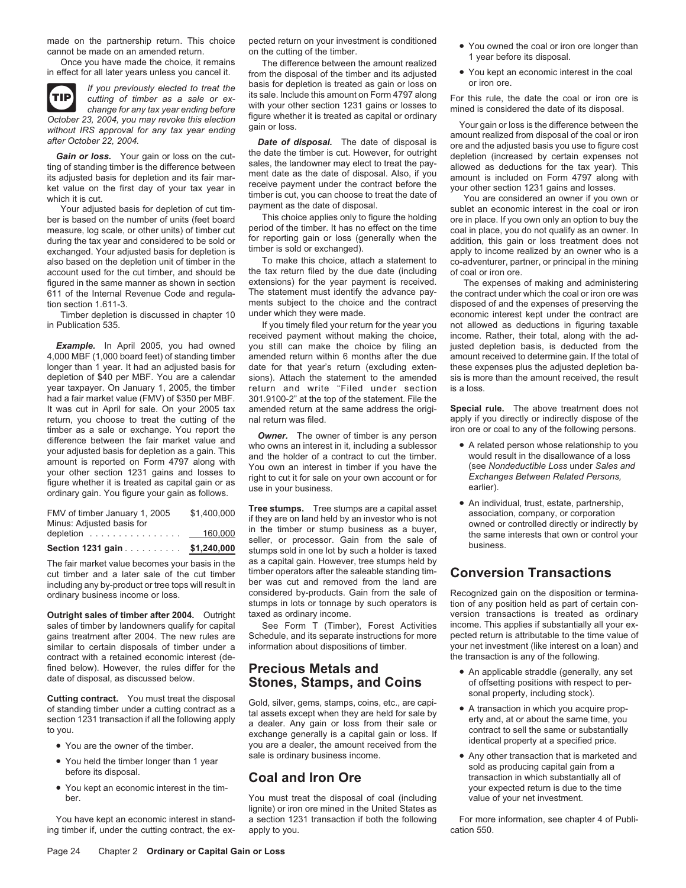made on the partnership return. This choice cannot be made on an amended return.

Once you have made the choice, it remains in effect for all later years unless you cancel it.

**TIP** *If you previously elected to treat the cutting of timber as a sale or exchange for any tax year ending before October 23, 2004, you may revoke this election without IRS approval for any tax year ending after October 22, 2004.*

***Gain or loss.*** Your gain or loss on the cutting of standing timber is the difference between its adjusted basis for depletion and its fair market value on the first day of your tax year in which it is cut.

Your adjusted basis for depletion of cut timber is based on the number of units (feet board measure, log scale, or other units) of timber cut during the tax year and considered to be sold or exchanged. Your adjusted basis for depletion is also based on the depletion unit of timber in the account used for the cut timber, and should be figured in the same manner as shown in section 611 of the Internal Revenue Code and regulation section 1.611-3.

Timber depletion is discussed in chapter 10 in Publication 535.

***Example.*** In April 2005, you had owned 4,000 MBF (1,000 board feet) of standing timber longer than 1 year. It had an adjusted basis for depletion of $40 per MBF. You are a calendar year taxpayer. On January 1, 2005, the timber had a fair market value (FMV) of $350 per MBF. It was cut in April for sale. On your 2005 tax return, you choose to treat the cutting of the timber as a sale or exchange. You report the difference between the fair market value and your adjusted basis for depletion as a gain. This amount is reported on Form 4797 along with your other section 1231 gains and losses to figure whether it is treated as capital gain or as ordinary gain. You figure your gain as follows.

| | |
|---|---|
| FMV of timber January 1, 2005 | $1,400,000 |
| Minus: Adjusted basis for depletion | 160,000 |
| **Section 1231 gain** | **$1,240,000** |

The fair market value becomes your basis in the cut timber and a later sale of the cut timber including any by-product or tree tops will result in ordinary business income or loss.

**Outright sales of timber after 2004.** Outright sales of timber by landowners qualify for capital gains treatment after 2004. The new rules are similar to certain disposals of timber under a contract with a retained economic interest (defined below). However, the rules differ for the date of disposal, as discussed below.

**Cutting contract.** You must treat the disposal of standing timber under a cutting contract as a section 1231 transaction if all the following apply to you.

- You are the owner of the timber.
- You held the timber longer than 1 year before its disposal.
- You kept an economic interest in the timber.

You have kept an economic interest in standing timber if, under the cutting contract, the expected return on your investment is conditioned on the cutting of the timber.

The difference between the amount realized from the disposal of the timber and its adjusted basis for depletion is treated as gain or loss on its sale. Include this amount on Form 4797 along with your other section 1231 gains or losses to figure whether it is treated as capital or ordinary gain or loss.

***Date of disposal.*** The date of disposal is the date the timber is cut. However, for outright sales, the landowner may elect to treat the payment date as the date of disposal. Also, if you receive payment under the contract before the timber is cut, you can choose to treat the date of payment as the date of disposal.

This choice applies only to figure the holding period of the timber. It has no effect on the time for reporting gain or loss (generally when the timber is sold or exchanged).

To make this choice, attach a statement to the tax return filed by the due date (including extensions) for the year payment is received. The statement must identify the advance payments subject to the choice and the contract under which they were made.

If you timely filed your return for the year you received payment without making the choice, you still can make the choice by filing an amended return within 6 months after the due date for that year's return (excluding extensions). Attach the statement to the amended return and write "Filed under section 301.9100-2" at the top of the statement. File the amended return at the same address the original return was filed.

***Owner.*** The owner of timber is any person who owns an interest in it, including a sublessor and the holder of a contract to cut the timber. You own an interest in timber if you have the right to cut it for sale on your own account or for use in your business.

**Tree stumps.** Tree stumps are a capital asset if they are on land held by an investor who is not in the timber or stump business as a buyer, seller, or processor. Gain from the sale of stumps sold in one lot by such a holder is taxed as a capital gain. However, tree stumps held by timber operators after the saleable standing timber was cut and removed from the land are considered by-products. Gain from the sale of stumps in lots or tonnage by such operators is taxed as ordinary income.

See Form T (Timber), Forest Activities Schedule, and its separate instructions for more information about dispositions of timber.

## Precious Metals and Stones, Stamps, and Coins

Gold, silver, gems, stamps, coins, etc., are capital assets except when they are held for sale by a dealer. Any gain or loss from their sale or exchange generally is a capital gain or loss. If you are a dealer, the amount received from the sale is ordinary business income.

## Coal and Iron Ore

You must treat the disposal of coal (including lignite) or iron ore mined in the United States as a section 1231 transaction if both the following apply to you.

- You owned the coal or iron ore longer than 1 year before its disposal.
- You kept an economic interest in the coal or iron ore.

For this rule, the date the coal or iron ore is mined is considered the date of its disposal.

Your gain or loss is the difference between the amount realized from disposal of the coal or iron ore and the adjusted basis you use to figure cost depletion (increased by certain expenses not allowed as deductions for the tax year). This amount is included on Form 4797 along with your other section 1231 gains and losses.

You are considered an owner if you own or sublet an economic interest in the coal or iron ore in place. If you own only an option to buy the coal in place, you do not qualify as an owner. In addition, this gain or loss treatment does not apply to income realized by an owner who is a co-adventurer, partner, or principal in the mining of coal or iron ore.

The expenses of making and administering the contract under which the coal or iron ore was disposed of and the expenses of preserving the economic interest kept under the contract are not allowed as deductions in figuring taxable income. Rather, their total, along with the adjusted depletion basis, is deducted from the amount received to determine gain. If the total of these expenses plus the adjusted depletion basis is more than the amount received, the result is a loss.

**Special rule.** The above treatment does not apply if you directly or indirectly dispose of the iron ore or coal to any of the following persons.

- A related person whose relationship to you would result in the disallowance of a loss (see *Nondeductible Loss* under *Sales and Exchanges Between Related Persons,* earlier).
- An individual, trust, estate, partnership, association, company, or corporation owned or controlled directly or indirectly by the same interests that own or control your business.

## Conversion Transactions

Recognized gain on the disposition or termination of any position held as part of certain conversion transactions is treated as ordinary income. This applies if substantially all your expected return is attributable to the time value of your net investment (like interest on a loan) and the transaction is any of the following.

- An applicable straddle (generally, any set of offsetting positions with respect to personal property, including stock).
- A transaction in which you acquire property and, at or about the same time, you contract to sell the same or substantially identical property at a specified price.
- Any other transaction that is marketed and sold as producing capital gain from a transaction in which substantially all of your expected return is due to the time value of your net investment.

For more information, see chapter 4 of Publication 550.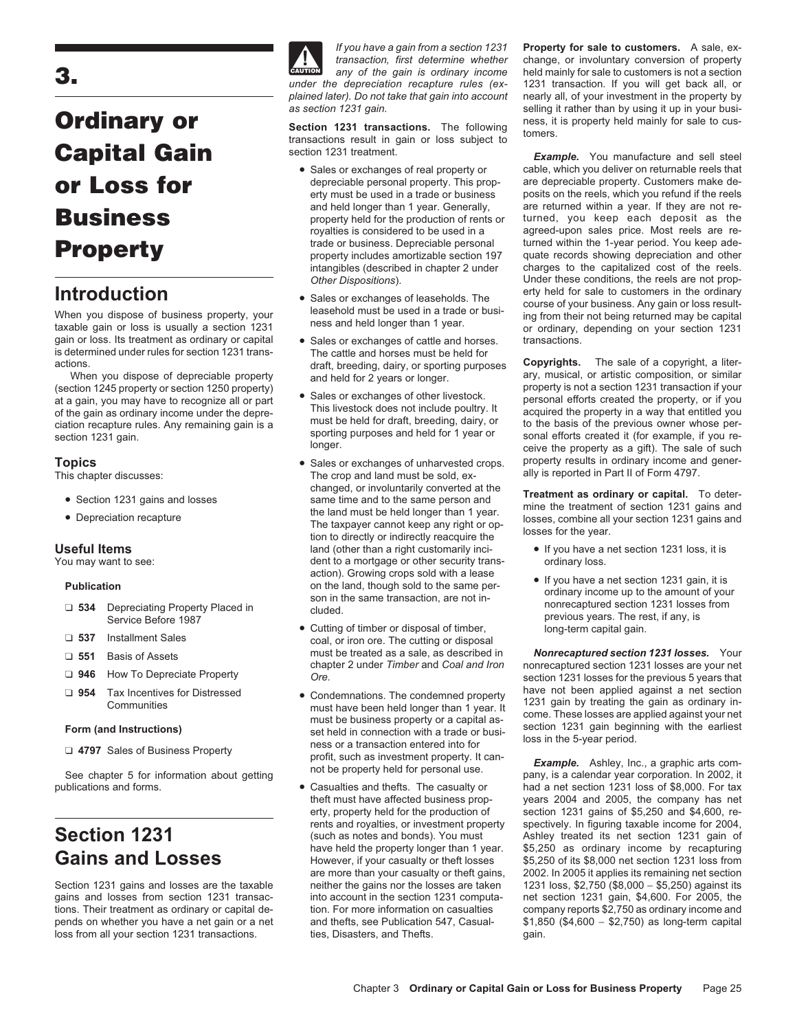# 3. Ordinary or Capital Gain or Loss for Business Property

## Introduction

When you dispose of business property, your taxable gain or loss is usually a section 1231 gain or loss. Its treatment as ordinary or capital is determined under rules for section 1231 transactions.

When you dispose of depreciable property (section 1245 property or section 1250 property) at a gain, you may have to recognize all or part of the gain as ordinary income under the depreciation recapture rules. Any remaining gain is a section 1231 gain.

### Topics

This chapter discusses:

- Section 1231 gains and losses
- Depreciation recapture

### Useful Items

You may want to see:

**Publication**

- ❑ **534** Depreciating Property Placed in Service Before 1987
- ❑ **537** Installment Sales
- ❑ **551** Basis of Assets
- ❑ **946** How To Depreciate Property
- ❑ **954** Tax Incentives for Distressed Communities

**Form (and Instructions)**

- ❑ **4797** Sales of Business Property

See chapter 5 for information about getting publications and forms.

## Section 1231 Gains and Losses

Section 1231 gains and losses are the taxable gains and losses from section 1231 transactions. Their treatment as ordinary or capital depends on whether you have a net gain or a net loss from all your section 1231 transactions.

> **CAUTION:** *If you have a gain from a section 1231 transaction, first determine whether any of the gain is ordinary income under the depreciation recapture rules (explained later). Do not take that gain into account as section 1231 gain.*

**Section 1231 transactions.** The following transactions result in gain or loss subject to section 1231 treatment.

- Sales or exchanges of real property or depreciable personal property. This property must be used in a trade or business and held longer than 1 year. Generally, property held for the production of rents or royalties is considered to be used in a trade or business. Depreciable personal property includes amortizable section 197 intangibles (described in chapter 2 under *Other Dispositions*).
- Sales or exchanges of leaseholds. The leasehold must be used in a trade or business and held longer than 1 year.
- Sales or exchanges of cattle and horses. The cattle and horses must be held for draft, breeding, dairy, or sporting purposes and held for 2 years or longer.
- Sales or exchanges of other livestock. This livestock does not include poultry. It must be held for draft, breeding, dairy, or sporting purposes and held for 1 year or longer.
- Sales or exchanges of unharvested crops. The crop and land must be sold, exchanged, or involuntarily converted at the same time and to the same person and the land must be held longer than 1 year. The taxpayer cannot keep any right or option to directly or indirectly reacquire the land (other than a right customarily incident to a mortgage or other security transaction). Growing crops sold with a lease on the land, though sold to the same person in the same transaction, are not included.
- Cutting of timber or disposal of timber, coal, or iron ore. The cutting or disposal must be treated as a sale, as described in chapter 2 under *Timber* and *Coal and Iron Ore.*
- Condemnations. The condemned property must have been held longer than 1 year. It must be business property or a capital asset held in connection with a trade or business or a transaction entered into for profit, such as investment property. It cannot be property held for personal use.
- Casualties and thefts. The casualty or theft must have affected business property, property held for the production of rents and royalties, or investment property (such as notes and bonds). You must have held the property longer than 1 year. However, if your casualty or theft losses are more than your casualty or theft gains, neither the gains nor the losses are taken into account in the section 1231 computation. For more information on casualties and thefts, see Publication 547, Casualties, Disasters, and Thefts.

**Property for sale to customers.** A sale, exchange, or involuntary conversion of property held mainly for sale to customers is not a section 1231 transaction. If you will get back all, or nearly all, of your investment in the property by selling it rather than by using it up in your business, it is property held mainly for sale to customers.

***Example.*** You manufacture and sell steel cable, which you deliver on returnable reels that are depreciable property. Customers make deposits on the reels, which you refund if the reels are returned within a year. If they are not returned, you keep each deposit as the agreed-upon sales price. Most reels are returned within the 1-year period. You keep adequate records showing depreciation and other charges to the capitalized cost of the reels. Under these conditions, the reels are not property held for sale to customers in the ordinary course of your business. Any gain or loss resulting from their not being returned may be capital or ordinary, depending on your section 1231 transactions.

**Copyrights.** The sale of a copyright, a literary, musical, or artistic composition, or similar property is not a section 1231 transaction if your personal efforts created the property, or if you acquired the property in a way that entitled you to the basis of the previous owner whose personal efforts created it (for example, if you receive the property as a gift). The sale of such property results in ordinary income and generally is reported in Part II of Form 4797.

**Treatment as ordinary or capital.** To determine the treatment of section 1231 gains and losses, combine all your section 1231 gains and losses for the year.

- If you have a net section 1231 loss, it is ordinary loss.
- If you have a net section 1231 gain, it is ordinary income up to the amount of your nonrecaptured section 1231 losses from previous years. The rest, if any, is long-term capital gain.

***Nonrecaptured section 1231 losses.*** Your nonrecaptured section 1231 losses are your net section 1231 losses for the previous 5 years that have not been applied against a net section 1231 gain by treating the gain as ordinary income. These losses are applied against your net section 1231 gain beginning with the earliest loss in the 5-year period.

***Example.*** Ashley, Inc., a graphic arts company, is a calendar year corporation. In 2002, it had a net section 1231 loss of $8,000. For tax years 2004 and 2005, the company has net section 1231 gains of $5,250 and $4,600, respectively. In figuring taxable income for 2004, Ashley treated its net section 1231 gain of $5,250 as ordinary income by recapturing $5,250 of its $8,000 net section 1231 loss from 2002. In 2005 it applies its remaining net section 1231 loss, $2,750 ($8,000 − $5,250) against its net section 1231 gain, $4,600. For 2005, the company reports $2,750 as ordinary income and $1,850 ($4,600 − $2,750) as long-term capital gain.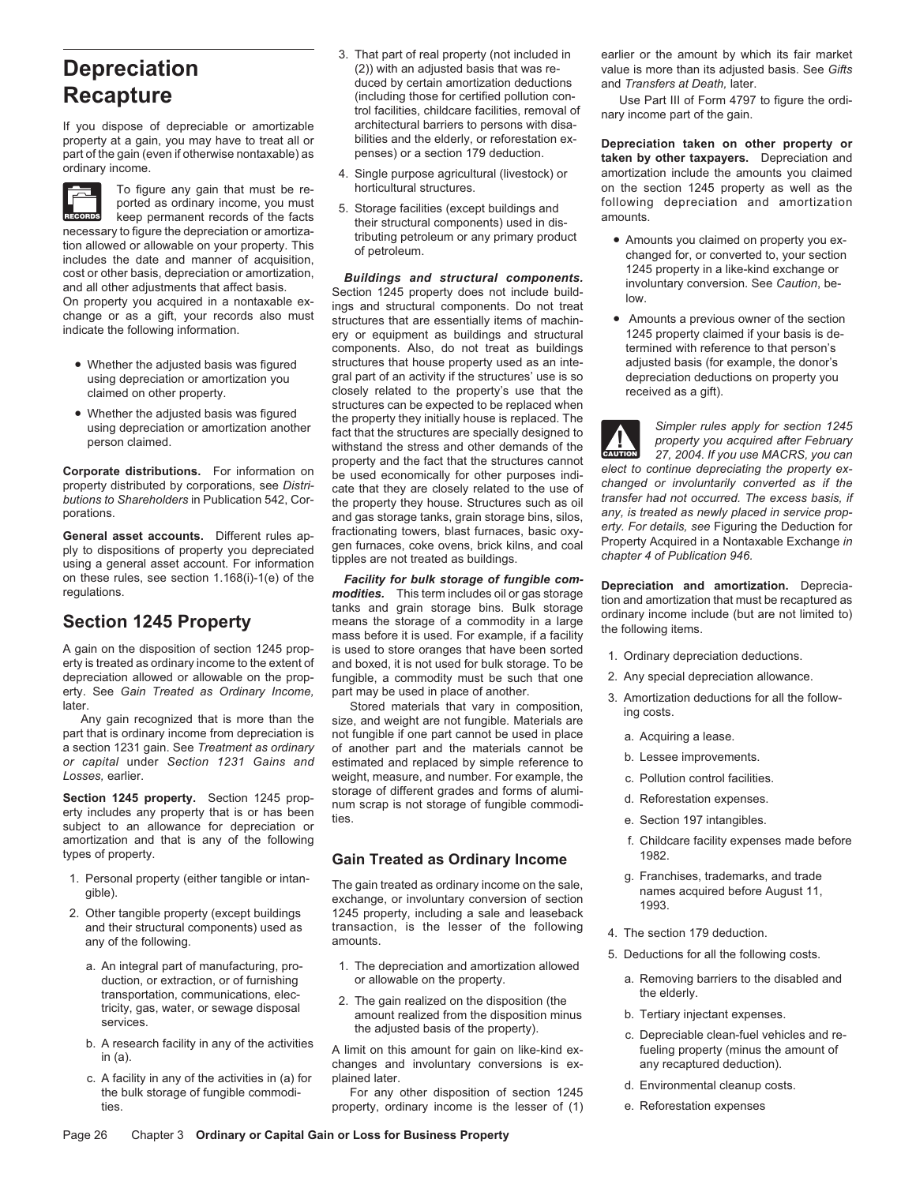# Depreciation Recapture

If you dispose of depreciable or amortizable property at a gain, you may have to treat all or part of the gain (even if otherwise nontaxable) as ordinary income.

RECORDS To figure any gain that must be reported as ordinary income, you must keep permanent records of the facts necessary to figure the depreciation or amortization allowed or allowable on your property. This includes the date and manner of acquisition, cost or other basis, depreciation or amortization, and all other adjustments that affect basis.

On property you acquired in a nontaxable exchange or as a gift, your records also must indicate the following information.

- Whether the adjusted basis was figured using depreciation or amortization you claimed on other property.
- Whether the adjusted basis was figured using depreciation or amortization another person claimed.

**Corporate distributions.** For information on property distributed by corporations, see *Distributions to Shareholders* in Publication 542, Corporations.

**General asset accounts.** Different rules apply to dispositions of property you depreciated using a general asset account. For information on these rules, see section 1.168(i)-1(e) of the regulations.

## Section 1245 Property

A gain on the disposition of section 1245 property is treated as ordinary income to the extent of depreciation allowed or allowable on the property. See *Gain Treated as Ordinary Income,* later.

Any gain recognized that is more than the part that is ordinary income from depreciation is a section 1231 gain. See *Treatment as ordinary or capital* under *Section 1231 Gains and Losses,* earlier.

**Section 1245 property.** Section 1245 property includes any property that is or has been subject to an allowance for depreciation or amortization and that is any of the following types of property.

1. Personal property (either tangible or intangible).
2. Other tangible property (except buildings and their structural components) used as any of the following.
   a. An integral part of manufacturing, production, or extraction, or of furnishing transportation, communications, electricity, gas, water, or sewage disposal services.
   b. A research facility in any of the activities in (a).
   c. A facility in any of the activities in (a) for the bulk storage of fungible commodities.
3. That part of real property (not included in (2)) with an adjusted basis that was reduced by certain amortization deductions (including those for certified pollution control facilities, childcare facilities, removal of architectural barriers to persons with disabilities and the elderly, or reforestation expenses) or a section 179 deduction.
4. Single purpose agricultural (livestock) or horticultural structures.
5. Storage facilities (except buildings and their structural components) used in distributing petroleum or any primary product of petroleum.

***Buildings and structural components.*** Section 1245 property does not include buildings and structural components. Do not treat structures that are essentially items of machinery or equipment as buildings and structural components. Also, do not treat as buildings structures that house property used as an integral part of an activity if the structures' use is so closely related to the property's use that the structures can be expected to be replaced when the property they initially house is replaced. The fact that the structures are specially designed to withstand the stress and other demands of the property and the fact that the structures cannot be used economically for other purposes indicate that they are closely related to the use of the property they house. Structures such as oil and gas storage tanks, grain storage bins, silos, fractionating towers, blast furnaces, basic oxygen furnaces, coke ovens, brick kilns, and coal tipples are not treated as buildings.

***Facility for bulk storage of fungible commodities.*** This term includes oil or gas storage tanks and grain storage bins. Bulk storage means the storage of a commodity in a large mass before it is used. For example, if a facility is used to store oranges that have been sorted and boxed, it is not used for bulk storage. To be fungible, a commodity must be such that one part may be used in place of another.

Stored materials that vary in composition, size, and weight are not fungible. Materials are not fungible if one part cannot be used in place of another part and the materials cannot be estimated and replaced by simple reference to weight, measure, and number. For example, the storage of different grades and forms of aluminum scrap is not storage of fungible commodities.

### Gain Treated as Ordinary Income

The gain treated as ordinary income on the sale, exchange, or involuntary conversion of section 1245 property, including a sale and leaseback transaction, is the lesser of the following amounts.

1. The depreciation and amortization allowed or allowable on the property.
2. The gain realized on the disposition (the amount realized from the disposition minus the adjusted basis of the property).

A limit on this amount for gain on like-kind exchanges and involuntary conversions is explained later.

For any other disposition of section 1245 property, ordinary income is the lesser of (1) earlier or the amount by which its fair market value is more than its adjusted basis. See *Gifts* and *Transfers at Death*, later.

Use Part III of Form 4797 to figure the ordinary income part of the gain.

**Depreciation taken on other property or taken by other taxpayers.** Depreciation and amortization include the amounts you claimed on the section 1245 property as well as the following depreciation and amortization amounts.

- Amounts you claimed on property you exchanged for, or converted to, your section 1245 property in a like-kind exchange or involuntary conversion. See *Caution*, below.
- Amounts a previous owner of the section 1245 property claimed if your basis is determined with reference to that person's adjusted basis (for example, the donor's depreciation deductions on property you received as a gift).

CAUTION *Simpler rules apply for section 1245 property you acquired after February 27, 2004. If you use MACRS, you can elect to continue depreciating the property exchanged or involuntarily converted as if the transfer had not occurred. The excess basis, if any, is treated as newly placed in service property. For details, see* Figuring the Deduction for Property Acquired in a Nontaxable Exchange *in chapter 4 of Publication 946.*

**Depreciation and amortization.** Depreciation and amortization that must be recaptured as ordinary income include (but are not limited to) the following items.

1. Ordinary depreciation deductions.
2. Any special depreciation allowance.
3. Amortization deductions for all the following costs.
   a. Acquiring a lease.
   b. Lessee improvements.
   c. Pollution control facilities.
   d. Reforestation expenses.
   e. Section 197 intangibles.
   f. Childcare facility expenses made before 1982.
   g. Franchises, trademarks, and trade names acquired before August 11, 1993.
4. The section 179 deduction.
5. Deductions for all the following costs.
   a. Removing barriers to the disabled and the elderly.
   b. Tertiary injectant expenses.
   c. Depreciable clean-fuel vehicles and refueling property (minus the amount of any recaptured deduction).
   d. Environmental cleanup costs.
   e. Reforestation expenses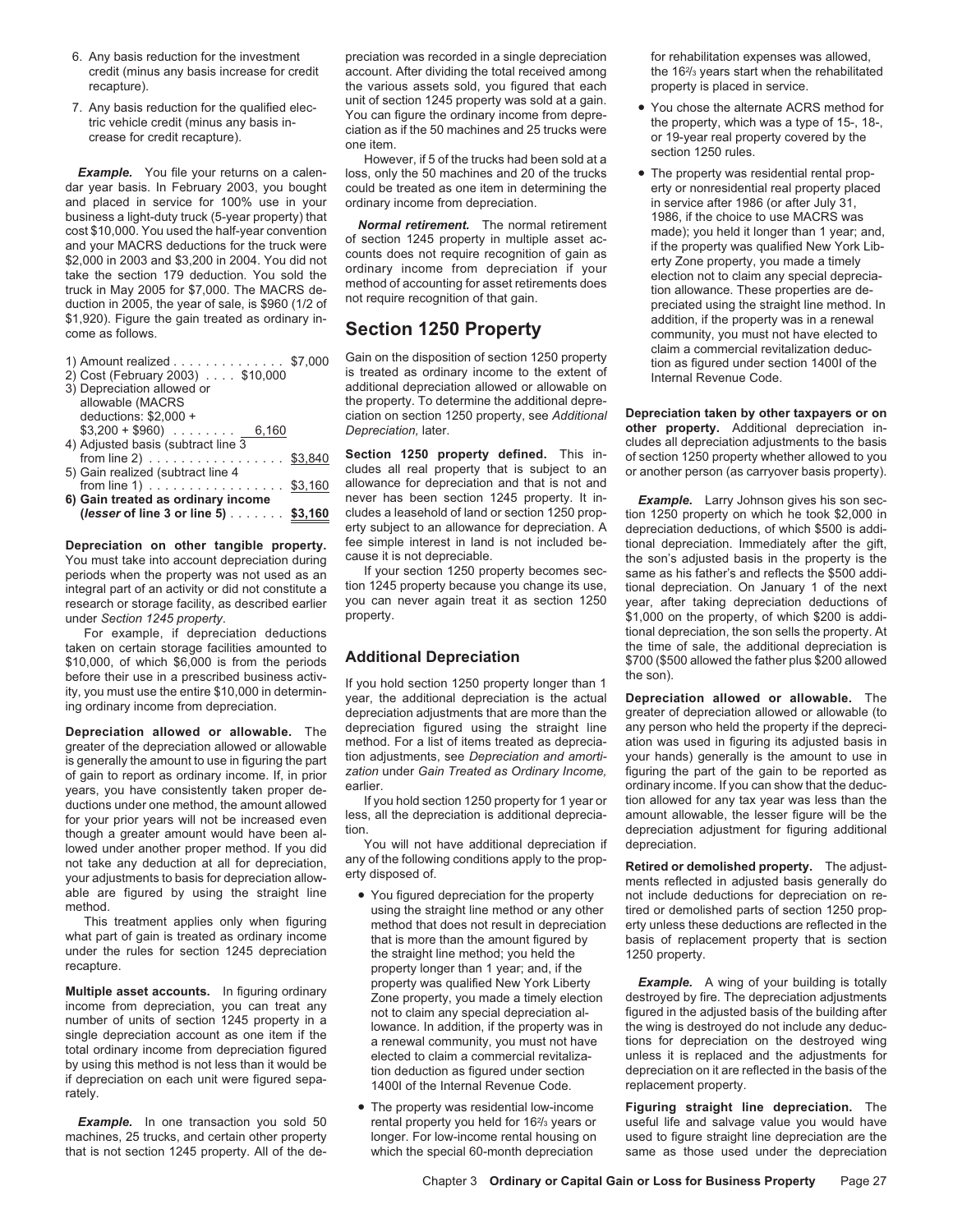6. Any basis reduction for the investment credit (minus any basis increase for credit recapture).
7. Any basis reduction for the qualified electric vehicle credit (minus any basis increase for credit recapture).

***Example.*** You file your returns on a calendar year basis. In February 2003, you bought and placed in service for 100% use in your business a light-duty truck (5-year property) that cost $10,000. You used the half-year convention and your MACRS deductions for the truck were $2,000 in 2003 and $3,200 in 2004. You did not take the section 179 deduction. You sold the truck in May 2005 for $7,000. The MACRS deduction in 2005, the year of sale, is $960 (1/2 of $1,920). Figure the gain treated as ordinary income as follows.

| | | |
|---|---|---|
| 1) Amount realized | | $7,000 |
| 2) Cost (February 2003) | $10,000 | |
| 3) Depreciation allowed or allowable (MACRS deductions: $2,000 + $3,200 + $960) | 6,160 | |
| 4) Adjusted basis (subtract line 3 from line 2) | | $3,840 |
| 5) Gain realized (subtract line 4 from line 1) | | $3,160 |
| **6) Gain treated as ordinary income (*lesser* of line 3 or line 5)** | | **$3,160** |

**Depreciation on other tangible property.** You must take into account depreciation during periods when the property was not used as an integral part of an activity or did not constitute a research or storage facility, as described earlier under *Section 1245 property*.

For example, if depreciation deductions taken on certain storage facilities amounted to $10,000, of which $6,000 is from the periods before their use in a prescribed business activity, you must use the entire $10,000 in determining ordinary income from depreciation.

**Depreciation allowed or allowable.** The greater of the depreciation allowed or allowable is generally the amount to use in figuring the part of gain to report as ordinary income. If, in prior years, you have consistently taken proper deductions under one method, the amount allowed for your prior years will not be increased even though a greater amount would have been allowed under another proper method. If you did not take any deduction at all for depreciation, your adjustments to basis for depreciation allowable are figured by using the straight line method.

This treatment applies only when figuring what part of gain is treated as ordinary income under the rules for section 1245 depreciation recapture.

**Multiple asset accounts.** In figuring ordinary income from depreciation, you can treat any number of units of section 1245 property in a single depreciation account as one item if the total ordinary income from depreciation figured by using this method is not less than it would be if depreciation on each unit were figured separately.

***Example.*** In one transaction you sold 50 machines, 25 trucks, and certain other property that is not section 1245 property. All of the depreciation was recorded in a single depreciation account. After dividing the total received among the various assets sold, you figured that each unit of section 1245 property was sold at a gain. You can figure the ordinary income from depreciation as if the 50 machines and 25 trucks were one item.

However, if 5 of the trucks had been sold at a loss, only the 50 machines and 20 of the trucks could be treated as one item in determining the ordinary income from depreciation.

***Normal retirement.*** The normal retirement of section 1245 property in multiple asset accounts does not require recognition of gain as ordinary income from depreciation if your method of accounting for asset retirements does not require recognition of that gain.

## Section 1250 Property

Gain on the disposition of section 1250 property is treated as ordinary income to the extent of additional depreciation allowed or allowable on the property. To determine the additional depreciation on section 1250 property, see *Additional Depreciation,* later.

**Section 1250 property defined.** This includes all real property that is subject to an allowance for depreciation and that is not and never has been section 1245 property. It includes a leasehold of land or section 1250 property subject to an allowance for depreciation. A fee simple interest in land is not included because it is not depreciable.

If your section 1250 property becomes section 1245 property because you change its use, you can never again treat it as section 1250 property.

## Additional Depreciation

If you hold section 1250 property longer than 1 year, the additional depreciation is the actual depreciation adjustments that are more than the depreciation figured using the straight line method. For a list of items treated as depreciation adjustments, see *Depreciation and amortization* under *Gain Treated as Ordinary Income,* earlier.

If you hold section 1250 property for 1 year or less, all the depreciation is additional depreciation.

You will not have additional depreciation if any of the following conditions apply to the property disposed of.

- You figured depreciation for the property using the straight line method or any other method that does not result in depreciation that is more than the amount figured by the straight line method; you held the property longer than 1 year; and, if the property was qualified New York Liberty Zone property, you made a timely election not to claim any special depreciation allowance. In addition, if the property was in a renewal community, you must not have elected to claim a commercial revitalization deduction as figured under section 1400I of the Internal Revenue Code.
- The property was residential low-income rental property you held for 16⅔ years or longer. For low-income rental housing on which the special 60-month depreciation for rehabilitation expenses was allowed, the 16⅔ years start when the rehabilitated property is placed in service.
- You chose the alternate ACRS method for the property, which was a type of 15-, 18-, or 19-year real property covered by the section 1250 rules.
- The property was residential rental property or nonresidential real property placed in service after 1986 (or after July 31, 1986, if the choice to use MACRS was made); you held it longer than 1 year; and, if the property was qualified New York Liberty Zone property, you made a timely election not to claim any special depreciation allowance. These properties are depreciated using the straight line method. In addition, if the property was in a renewal community, you must not have elected to claim a commercial revitalization deduction as figured under section 1400I of the Internal Revenue Code.

**Depreciation taken by other taxpayers or on other property.** Additional depreciation includes all depreciation adjustments to the basis of section 1250 property whether allowed to you or another person (as carryover basis property).

***Example.*** Larry Johnson gives his son section 1250 property on which he took $2,000 in depreciation deductions, of which $500 is additional depreciation. Immediately after the gift, the son's adjusted basis in the property is the same as his father's and reflects the $500 additional depreciation. On January 1 of the next year, after taking depreciation deductions of $1,000 on the property, of which $200 is additional depreciation, the son sells the property. At the time of sale, the additional depreciation is $700 ($500 allowed the father plus $200 allowed the son).

**Depreciation allowed or allowable.** The greater of depreciation allowed or allowable (to any person who held the property if the depreciation was used in figuring its adjusted basis in your hands) generally is the amount to use in figuring the part of the gain to be reported as ordinary income. If you can show that the deduction allowed for any tax year was less than the amount allowable, the lesser figure will be the depreciation adjustment for figuring additional depreciation.

**Retired or demolished property.** The adjustments reflected in adjusted basis generally do not include deductions for depreciation on retired or demolished parts of section 1250 property unless these deductions are reflected in the basis of replacement property that is section 1250 property.

***Example.*** A wing of your building is totally destroyed by fire. The depreciation adjustments figured in the adjusted basis of the building after the wing is destroyed do not include any deductions for depreciation on the destroyed wing unless it is replaced and the adjustments for depreciation on it are reflected in the basis of the replacement property.

**Figuring straight line depreciation.** The useful life and salvage value you would have used to figure straight line depreciation are the same as those used under the depreciation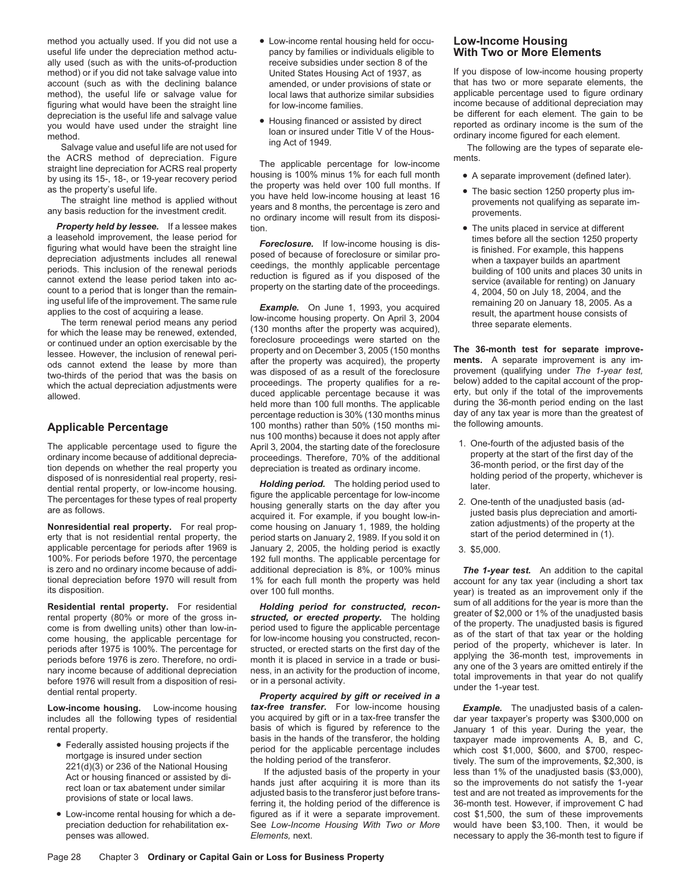method you actually used. If you did not use a useful life under the depreciation method actually used (such as with the units-of-production method) or if you did not take salvage value into account (such as with the declining balance method), the useful life or salvage value for figuring what would have been the straight line depreciation is the useful life and salvage value you would have used under the straight line method.

Salvage value and useful life are not used for the ACRS method of depreciation. Figure straight line depreciation for ACRS real property by using its 15-, 18-, or 19-year recovery period as the property's useful life.

The straight line method is applied without any basis reduction for the investment credit.

***Property held by lessee.*** If a lessee makes a leasehold improvement, the lease period for figuring what would have been the straight line depreciation adjustments includes all renewal periods. This inclusion of the renewal periods cannot extend the lease period taken into account to a period that is longer than the remaining useful life of the improvement. The same rule applies to the cost of acquiring a lease.

The term renewal period means any period for which the lease may be renewed, extended, or continued under an option exercisable by the lessee. However, the inclusion of renewal periods cannot extend the lease by more than two-thirds of the period that was the basis on which the actual depreciation adjustments were allowed.

## Applicable Percentage

The applicable percentage used to figure the ordinary income because of additional depreciation depends on whether the real property you disposed of is nonresidential real property, residential rental property, or low-income housing. The percentages for these types of real property are as follows.

**Nonresidential real property.** For real property that is not residential rental property, the applicable percentage for periods after 1969 is 100%. For periods before 1970, the percentage is zero and no ordinary income because of additional depreciation before 1970 will result from its disposition.

**Residential rental property.** For residential rental property (80% or more of the gross income is from dwelling units) other than low-income housing, the applicable percentage for periods after 1975 is 100%. The percentage for periods before 1976 is zero. Therefore, no ordinary income because of additional depreciation before 1976 will result from a disposition of residential rental property.

**Low-income housing.** Low-income housing includes all the following types of residential rental property.

- Federally assisted housing projects if the mortgage is insured under section 221(d)(3) or 236 of the National Housing Act or housing financed or assisted by direct loan or tax abatement under similar provisions of state or local laws.
- Low-income rental housing for which a depreciation deduction for rehabilitation expenses was allowed.
- Low-income rental housing held for occupancy by families or individuals eligible to receive subsidies under section 8 of the United States Housing Act of 1937, as amended, or under provisions of state or local laws that authorize similar subsidies for low-income families.
- Housing financed or assisted by direct loan or insured under Title V of the Housing Act of 1949.

The applicable percentage for low-income housing is 100% minus 1% for each full month the property was held over 100 full months. If you have held low-income housing at least 16 years and 8 months, the percentage is zero and no ordinary income will result from its disposition.

***Foreclosure.*** If low-income housing is disposed of because of foreclosure or similar proceedings, the monthly applicable percentage reduction is figured as if you disposed of the property on the starting date of the proceedings.

***Example.*** On June 1, 1993, you acquired low-income housing property. On April 3, 2004 (130 months after the property was acquired), foreclosure proceedings were started on the property and on December 3, 2005 (150 months after the property was acquired), the property was disposed of as a result of the foreclosure proceedings. The property qualifies for a reduced applicable percentage because it was held more than 100 full months. The applicable percentage reduction is 30% (130 months minus 100 months) rather than 50% (150 months minus 100 months) because it does not apply after April 3, 2004, the starting date of the foreclosure proceedings. Therefore, 70% of the additional depreciation is treated as ordinary income.

***Holding period.*** The holding period used to figure the applicable percentage for low-income housing generally starts on the day after you acquired it. For example, if you bought low-income housing on January 1, 1989, the holding period starts on January 2, 1989. If you sold it on January 2, 2005, the holding period is exactly 192 full months. The applicable percentage for additional depreciation is 8%, or 100% minus 1% for each full month the property was held over 100 full months.

***Holding period for constructed, reconstructed, or erected property.*** The holding period used to figure the applicable percentage for low-income housing you constructed, reconstructed, or erected starts on the first day of the month it is placed in service in a trade or business, in an activity for the production of income, or in a personal activity.

***Property acquired by gift or received in a tax-free transfer.*** For low-income housing you acquired by gift or in a tax-free transfer the basis of which is figured by reference to the basis in the hands of the transferor, the holding period for the applicable percentage includes the holding period of the transferor.

If the adjusted basis of the property in your hands just after acquiring it is more than its adjusted basis to the transferor just before transferring it, the holding period of the difference is figured as if it were a separate improvement. See *Low-Income Housing With Two or More Elements,* next.

## Low-Income Housing With Two or More Elements

If you dispose of low-income housing property that has two or more separate elements, the applicable percentage used to figure ordinary income because of additional depreciation may be different for each element. The gain to be reported as ordinary income is the sum of the ordinary income figured for each element.

The following are the types of separate elements.

- A separate improvement (defined later).
- The basic section 1250 property plus improvements not qualifying as separate improvements.
- The units placed in service at different times before all the section 1250 property is finished. For example, this happens when a taxpayer builds an apartment building of 100 units and places 30 units in service (available for renting) on January 4, 2004, 50 on July 18, 2004, and the remaining 20 on January 18, 2005. As a result, the apartment house consists of three separate elements.

**The 36-month test for separate improvements.** A separate improvement is any improvement (qualifying under *The 1-year test,* below) added to the capital account of the property, but only if the total of the improvements during the 36-month period ending on the last day of any tax year is more than the greatest of the following amounts.

1. One-fourth of the adjusted basis of the property at the start of the first day of the 36-month period, or the first day of the holding period of the property, whichever is later.
2. One-tenth of the unadjusted basis (adjusted basis plus depreciation and amortization adjustments) of the property at the start of the period determined in (1).
3. $5,000.

***The 1-year test.*** An addition to the capital account for any tax year (including a short tax year) is treated as an improvement only if the sum of all additions for the year is more than the greater of $2,000 or 1% of the unadjusted basis of the property. The unadjusted basis is figured as of the start of that tax year or the holding period of the property, whichever is later. In applying the 36-month test, improvements in any one of the 3 years are omitted entirely if the total improvements in that year do not qualify under the 1-year test.

***Example.*** The unadjusted basis of a calendar year taxpayer's property was $300,000 on January 1 of this year. During the year, the taxpayer made improvements A, B, and C, which cost $1,000, $600, and $700, respectively. The sum of the improvements, $2,300, is less than 1% of the unadjusted basis ($3,000), so the improvements do not satisfy the 1-year test and are not treated as improvements for the 36-month test. However, if improvement C had cost $1,500, the sum of these improvements would have been $3,100. Then, it would be necessary to apply the 36-month test to figure if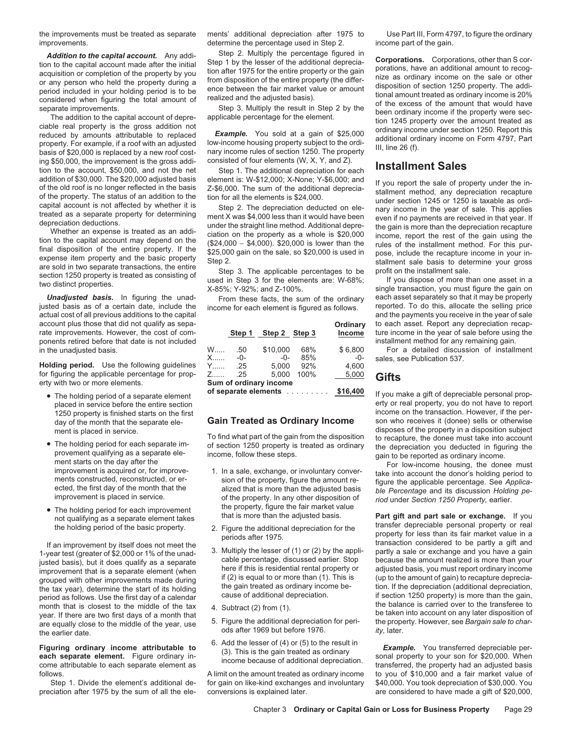the improvements must be treated as separate improvements.

***Addition to the capital account.*** Any addition to the capital account made after the initial acquisition or completion of the property by you or any person who held the property during a period included in your holding period is to be considered when figuring the total amount of separate improvements.

The addition to the capital account of depreciable real property is the gross addition not reduced by amounts attributable to replaced property. For example, if a roof with an adjusted basis of $20,000 is replaced by a new roof costing $50,000, the improvement is the gross addition to the account, $50,000, and not the net addition of $30,000. The $20,000 adjusted basis of the old roof is no longer reflected in the basis of the property. The status of an addition to the capital account is not affected by whether it is treated as a separate property for determining depreciation deductions.

Whether an expense is treated as an addition to the capital account may depend on the final disposition of the entire property. If the expense item property and the basic property are sold in two separate transactions, the entire section 1250 property is treated as consisting of two distinct properties.

***Unadjusted basis.*** In figuring the unadjusted basis as of a certain date, include the actual cost of all previous additions to the capital account plus those that did not qualify as separate improvements. However, the cost of components retired before that date is not included in the unadjusted basis.

**Holding period.** Use the following guidelines for figuring the applicable percentage for property with two or more elements.

- The holding period of a separate element placed in service before the entire section 1250 property is finished starts on the first day of the month that the separate element is placed in service.
- The holding period for each separate improvement qualifying as a separate element starts on the day after the improvement is acquired or, for improvements constructed, reconstructed, or erected, the first day of the month that the improvement is placed in service.
- The holding period for each improvement not qualifying as a separate element takes the holding period of the basic property.

If an improvement by itself does not meet the 1-year test (greater of $2,000 or 1% of the unadjusted basis), but it does qualify as a separate improvement that is a separate element (when grouped with other improvements made during the tax year), determine the start of its holding period as follows. Use the first day of a calendar month that is closest to the middle of the tax year. If there are two first days of a month that are equally close to the middle of the year, use the earlier date.

**Figuring ordinary income attributable to each separate element.** Figure ordinary income attributable to each separate element as follows.

Step 1. Divide the element's additional depreciation after 1975 by the sum of all the elements' additional depreciation after 1975 to determine the percentage used in Step 2.

Step 2. Multiply the percentage figured in Step 1 by the lesser of the additional depreciation after 1975 for the entire property or the gain from disposition of the entire property (the difference between the fair market value or amount realized and the adjusted basis).

Step 3. Multiply the result in Step 2 by the applicable percentage for the element.

***Example.*** You sold at a gain of $25,000 low-income housing property subject to the ordinary income rules of section 1250. The property consisted of four elements (W, X, Y, and Z).

Step 1. The additional depreciation for each element is: W-$12,000; X-None; Y-$6,000; and Z-$6,000. The sum of the additional depreciation for all the elements is $24,000.

Step 2. The depreciation deducted on element X was $4,000 less than it would have been under the straight line method. Additional depreciation on the property as a whole is $20,000 ($24,000 − $4,000). $20,000 is lower than the $25,000 gain on the sale, so $20,000 is used in Step 2.

Step 3. The applicable percentages to be used in Step 3 for the elements are: W-68%; X-85%; Y-92%; and Z-100%.

From these facts, the sum of the ordinary income for each element is figured as follows.

| | Step 1 | Step 2 | Step 3 | Ordinary Income |
|---|---|---|---|---|
| W..... | .50 | $10,000 | 68% | $ 6,800 |
| X...... | -0- | -0- | 85% | -0- |
| Y...... | .25 | 5,000 | 92% | 4,600 |
| Z...... | .25 | 5,000 | 100% | 5,000 |
| **Sum of ordinary income of separate elements** . . . . . . . . . | | | | **$16,400** |

## Gain Treated as Ordinary Income

To find what part of the gain from the disposition of section 1250 property is treated as ordinary income, follow these steps.

1. In a sale, exchange, or involuntary conversion of the property, figure the amount realized that is more than the adjusted basis of the property. In any other disposition of the property, figure the fair market value that is more than the adjusted basis.
2. Figure the additional depreciation for the periods after 1975.
3. Multiply the lesser of (1) or (2) by the applicable percentage, discussed earlier. Stop here if this is residential rental property or if (2) is equal to or more than (1). This is the gain treated as ordinary income because of additional depreciation.
4. Subtract (2) from (1).
5. Figure the additional depreciation for periods after 1969 but before 1976.
6. Add the lesser of (4) or (5) to the result in (3). This is the gain treated as ordinary income because of additional depreciation.

A limit on the amount treated as ordinary income for gain on like-kind exchanges and involuntary conversions is explained later.

Use Part III, Form 4797, to figure the ordinary income part of the gain.

**Corporations.** Corporations, other than S corporations, have an additional amount to recognize as ordinary income on the sale or other disposition of section 1250 property. The additional amount treated as ordinary income is 20% of the excess of the amount that would have been ordinary income if the property were section 1245 property over the amount treated as ordinary income under section 1250. Report this additional ordinary income on Form 4797, Part III, line 26 (f).

## Installment Sales

If you report the sale of property under the installment method, any depreciation recapture under section 1245 or 1250 is taxable as ordinary income in the year of sale. This applies even if no payments are received in that year. If the gain is more than the depreciation recapture income, report the rest of the gain using the rules of the installment method. For this purpose, include the recapture income in your installment sale basis to determine your gross profit on the installment sale.

If you dispose of more than one asset in a single transaction, you must figure the gain on each asset separately so that it may be properly reported. To do this, allocate the selling price and the payments you receive in the year of sale to each asset. Report any depreciation recapture income in the year of sale before using the installment method for any remaining gain.

For a detailed discussion of installment sales, see Publication 537.

## Gifts

If you make a gift of depreciable personal property or real property, you do not have to report income on the transaction. However, if the person who receives it (donee) sells or otherwise disposes of the property in a disposition subject to recapture, the donee must take into account the depreciation you deducted in figuring the gain to be reported as ordinary income.

For low-income housing, the donee must take into account the donor's holding period to figure the applicable percentage. See *Applicable Percentage* and its discussion *Holding period* under *Section 1250 Property,* earlier.

**Part gift and part sale or exchange.** If you transfer depreciable personal property or real property for less than its fair market value in a transaction considered to be partly a gift and partly a sale or exchange and you have a gain because the amount realized is more than your adjusted basis, you must report ordinary income (up to the amount of gain) to recapture depreciation. If the depreciation (additional depreciation, if section 1250 property) is more than the gain, the balance is carried over to the transferee to be taken into account on any later disposition of the property. However, see *Bargain sale to charity,* later.

***Example.*** You transferred depreciable personal property to your son for $20,000. When transferred, the property had an adjusted basis to you of $10,000 and a fair market value of $40,000. You took depreciation of $30,000. You are considered to have made a gift of $20,000,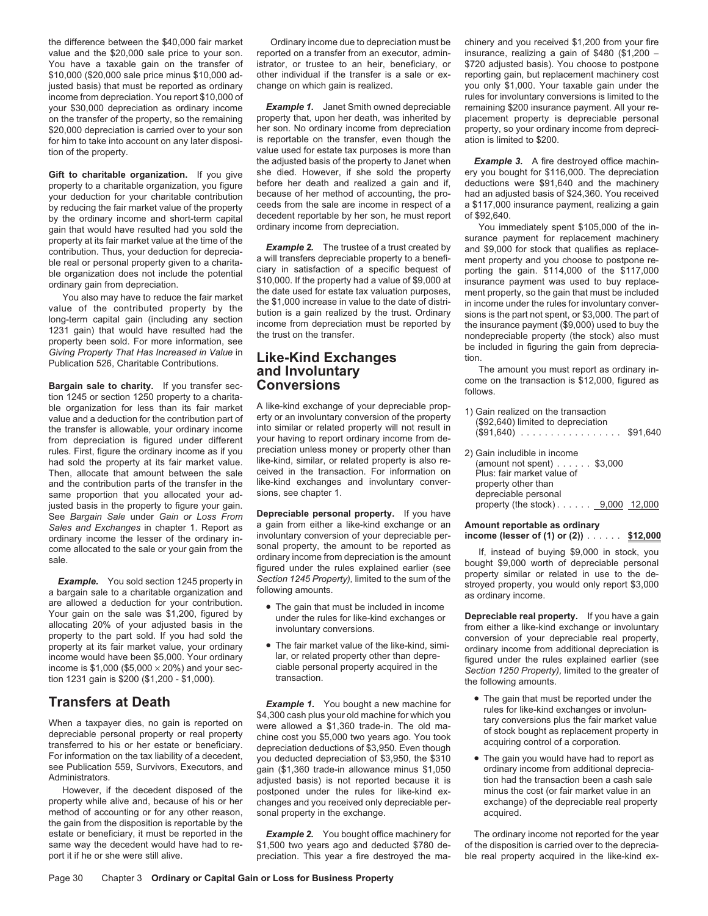the difference between the $40,000 fair market value and the $20,000 sale price to your son. You have a taxable gain on the transfer of $10,000 ($20,000 sale price minus $10,000 adjusted basis) that must be reported as ordinary income from depreciation. You report $10,000 of your $30,000 depreciation as ordinary income on the transfer of the property, so the remaining $20,000 depreciation is carried over to your son for him to take into account on any later disposition of the property.

**Gift to charitable organization.** If you give property to a charitable organization, you figure your deduction for your charitable contribution by reducing the fair market value of the property by the ordinary income and short-term capital gain that would have resulted had you sold the property at its fair market value at the time of the contribution. Thus, your deduction for depreciable real or personal property given to a charitable organization does not include the potential ordinary gain from depreciation.

You also may have to reduce the fair market value of the contributed property by the long-term capital gain (including any section 1231 gain) that would have resulted had the property been sold. For more information, see *Giving Property That Has Increased in Value* in Publication 526, Charitable Contributions.

**Bargain sale to charity.** If you transfer section 1245 or section 1250 property to a charitable organization for less than its fair market value and a deduction for the contribution part of the transfer is allowable, your ordinary income from depreciation is figured under different rules. First, figure the ordinary income as if you had sold the property at its fair market value. Then, allocate that amount between the sale and the contribution parts of the transfer in the same proportion that you allocated your adjusted basis in the property to figure your gain. See *Bargain Sale* under *Gain or Loss From Sales and Exchanges* in chapter 1. Report as ordinary income the lesser of the ordinary income allocated to the sale or your gain from the sale.

***Example.*** You sold section 1245 property in a bargain sale to a charitable organization and are allowed a deduction for your contribution. Your gain on the sale was $1,200, figured by allocating 20% of your adjusted basis in the property to the part sold. If you had sold the property at its fair market value, your ordinary income would have been $5,000. Your ordinary income is $1,000 ($5,000 × 20%) and your section 1231 gain is $200 ($1,200 - $1,000).

## Transfers at Death

When a taxpayer dies, no gain is reported on depreciable personal property or real property transferred to his or her estate or beneficiary. For information on the tax liability of a decedent, see Publication 559, Survivors, Executors, and Administrators.

However, if the decedent disposed of the property while alive and, because of his or her method of accounting or for any other reason, the gain from the disposition is reportable by the estate or beneficiary, it must be reported in the same way the decedent would have had to report it if he or she were still alive.

Ordinary income due to depreciation must be reported on a transfer from an executor, administrator, or trustee to an heir, beneficiary, or other individual if the transfer is a sale or exchange on which gain is realized.

***Example 1.*** Janet Smith owned depreciable property that, upon her death, was inherited by her son. No ordinary income from depreciation is reportable on the transfer, even though the value used for estate tax purposes is more than the adjusted basis of the property to Janet when she died. However, if she sold the property before her death and realized a gain and if, because of her method of accounting, the proceeds from the sale are income in respect of a decedent reportable by her son, he must report ordinary income from depreciation.

***Example 2.*** The trustee of a trust created by a will transfers depreciable property to a beneficiary in satisfaction of a specific bequest of $10,000. If the property had a value of $9,000 at the date used for estate tax valuation purposes, the $1,000 increase in value to the date of distribution is a gain realized by the trust. Ordinary income from depreciation must be reported by the trust on the transfer.

## Like-Kind Exchanges and Involuntary Conversions

A like-kind exchange of your depreciable property or an involuntary conversion of the property into similar or related property will not result in your having to report ordinary income from depreciation unless money or property other than like-kind, similar, or related property is also received in the transaction. For information on like-kind exchanges and involuntary conversions, see chapter 1.

**Depreciable personal property.** If you have a gain from either a like-kind exchange or an involuntary conversion of your depreciable personal property, the amount to be reported as ordinary income from depreciation is the amount figured under the rules explained earlier (see *Section 1245 Property),* limited to the sum of the following amounts.

- The gain that must be included in income under the rules for like-kind exchanges or involuntary conversions.
- The fair market value of the like-kind, similar, or related property other than depreciable personal property acquired in the transaction.

***Example 1.*** You bought a new machine for $4,300 cash plus your old machine for which you were allowed a $1,360 trade-in. The old machine cost you $5,000 two years ago. You took depreciation deductions of $3,950. Even though you deducted depreciation of $3,950, the $310 gain ($1,360 trade-in allowance minus $1,050 adjusted basis) is not reported because it is postponed under the rules for like-kind exchanges and you received only depreciable personal property in the exchange.

***Example 2.*** You bought office machinery for $1,500 two years ago and deducted $780 depreciation. This year a fire destroyed the machinery and you received $1,200 from your fire insurance, realizing a gain of $480 ($1,200 − $720 adjusted basis). You choose to postpone reporting gain, but replacement machinery cost you only $1,000. Your taxable gain under the rules for involuntary conversions is limited to the remaining $200 insurance payment. All your replacement property is depreciable personal property, so your ordinary income from depreciation is limited to $200.

***Example 3.*** A fire destroyed office machinery you bought for $116,000. The depreciation deductions were $91,640 and the machinery had an adjusted basis of $24,360. You received a $117,000 insurance payment, realizing a gain of $92,640.

You immediately spent $105,000 of the insurance payment for replacement machinery and $9,000 for stock that qualifies as replacement property and you choose to postpone reporting the gain. $114,000 of the $117,000 insurance payment was used to buy replacement property, so the gain that must be included in income under the rules for involuntary conversions is the part not spent, or $3,000. The part of the insurance payment ($9,000) used to buy the nondepreciable property (the stock) also must be included in figuring the gain from depreciation.

The amount you must report as ordinary income on the transaction is $12,000, figured as follows.

| | | |
|---|---|---|
| 1) Gain realized on the transaction ($92,640) limited to depreciation ($91,640) . . . . . . . . . . . . . . . . . | | $91,640 |
| 2) Gain includible in income (amount not spent) . . . . . . | $3,000 | |
| Plus: fair market value of property other than depreciable personal property (the stock) . . . . . . | 9,000 | 12,000 |
| **Amount reportable as ordinary income (lesser of (1) or (2))** . . . . . . | | **$12,000** |

If, instead of buying $9,000 in stock, you bought $9,000 worth of depreciable personal property similar or related in use to the destroyed property, you would only report $3,000 as ordinary income.

**Depreciable real property.** If you have a gain from either a like-kind exchange or involuntary conversion of your depreciable real property, ordinary income from additional depreciation is figured under the rules explained earlier (see *Section 1250 Property),* limited to the greater of the following amounts.

- The gain that must be reported under the rules for like-kind exchanges or involuntary conversions plus the fair market value of stock bought as replacement property in acquiring control of a corporation.
- The gain you would have had to report as ordinary income from additional depreciation had the transaction been a cash sale minus the cost (or fair market value in an exchange) of the depreciable real property acquired.

The ordinary income not reported for the year of the disposition is carried over to the depreciable real property acquired in the like-kind ex-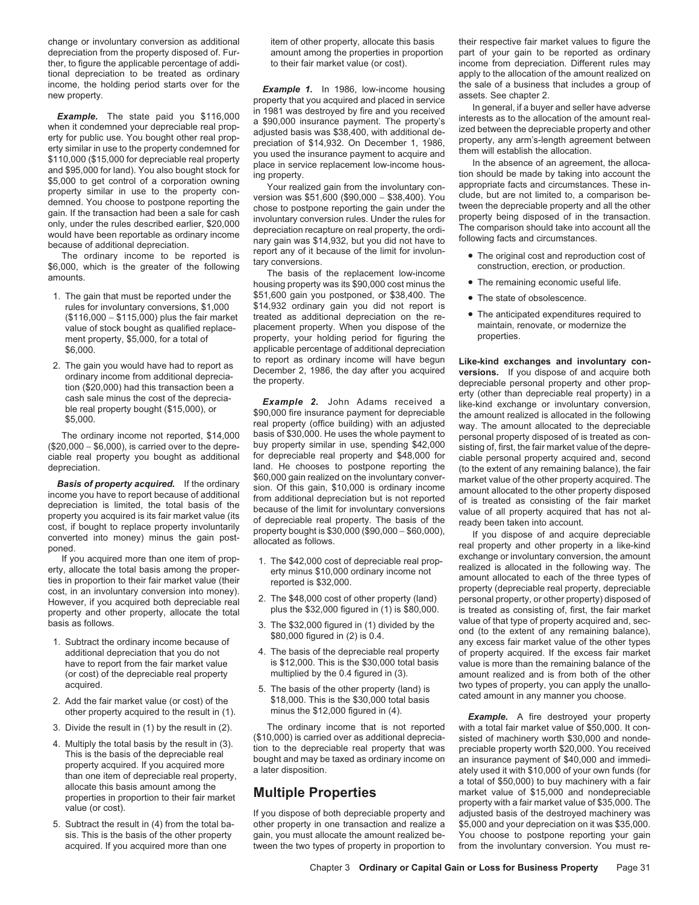change or involuntary conversion as additional depreciation from the property disposed of. Further, to figure the applicable percentage of additional depreciation to be treated as ordinary income, the holding period starts over for the new property.

***Example.*** The state paid you $116,000 when it condemned your depreciable real property for public use. You bought other real property similar in use to the property condemned for $110,000 ($15,000 for depreciable real property and $95,000 for land). You also bought stock for $5,000 to get control of a corporation owning property similar in use to the property condemned. You choose to postpone reporting the gain. If the transaction had been a sale for cash only, under the rules described earlier, $20,000 would have been reportable as ordinary income because of additional depreciation.

The ordinary income to be reported is $6,000, which is the greater of the following amounts.

1. The gain that must be reported under the rules for involuntary conversions, $1,000 ($116,000 − $115,000) plus the fair market value of stock bought as qualified replacement property, $5,000, for a total of $6,000.
2. The gain you would have had to report as ordinary income from additional depreciation ($20,000) had this transaction been a cash sale minus the cost of the depreciable real property bought ($15,000), or $5,000.

The ordinary income not reported, $14,000 ($20,000 − $6,000), is carried over to the depreciable real property you bought as additional depreciation.

***Basis of property acquired.*** If the ordinary income you have to report because of additional depreciation is limited, the total basis of the property you acquired is its fair market value (its cost, if bought to replace property involuntarily converted into money) minus the gain postponed.

If you acquired more than one item of property, allocate the total basis among the properties in proportion to their fair market value (their cost, in an involuntary conversion into money). However, if you acquired both depreciable real property and other property, allocate the total basis as follows.

1. Subtract the ordinary income because of additional depreciation that you do not have to report from the fair market value (or cost) of the depreciable real property acquired.
2. Add the fair market value (or cost) of the other property acquired to the result in (1).
3. Divide the result in (1) by the result in (2).
4. Multiply the total basis by the result in (3). This is the basis of the depreciable real property acquired. If you acquired more than one item of depreciable real property, allocate this basis amount among the properties in proportion to their fair market value (or cost).
5. Subtract the result in (4) from the total basis. This is the basis of the other property acquired. If you acquired more than one item of other property, allocate this basis amount among the properties in proportion to their fair market value (or cost).

***Example 1.*** In 1986, low-income housing property that you acquired and placed in service in 1981 was destroyed by fire and you received a $90,000 insurance payment. The property's adjusted basis was $38,400, with additional depreciation of $14,932. On December 1, 1986, you used the insurance payment to acquire and place in service replacement low-income housing property.

Your realized gain from the involuntary conversion was $51,600 ($90,000 − $38,400). You chose to postpone reporting the gain under the involuntary conversion rules. Under the rules for depreciation recapture on real property, the ordinary gain was $14,932, but you did not have to report any of it because of the limit for involuntary conversions.

The basis of the replacement low-income housing property was its $90,000 cost minus the $51,600 gain you postponed, or $38,400. The $14,932 ordinary gain you did not report is treated as additional depreciation on the replacement property. When you dispose of the property, your holding period for figuring the applicable percentage of additional depreciation to report as ordinary income will have begun December 2, 1986, the day after you acquired the property.

***Example 2.*** John Adams received a $90,000 fire insurance payment for depreciable real property (office building) with an adjusted basis of $30,000. He uses the whole payment to buy property similar in use, spending $42,000 for depreciable real property and $48,000 for land. He chooses to postpone reporting the $60,000 gain realized on the involuntary conversion. Of this gain, $10,000 is ordinary income from additional depreciation but is not reported because of the limit for involuntary conversions of depreciable real property. The basis of the property bought is $30,000 ($90,000 − $60,000), allocated as follows.

1. The $42,000 cost of depreciable real property minus $10,000 ordinary income not reported is $32,000.
2. The $48,000 cost of other property (land) plus the $32,000 figured in (1) is $80,000.
3. The $32,000 figured in (1) divided by the $80,000 figured in (2) is 0.4.
4. The basis of the depreciable real property is $12,000. This is the $30,000 total basis multiplied by the 0.4 figured in (3).
5. The basis of the other property (land) is $18,000. This is the $30,000 total basis minus the $12,000 figured in (4).

The ordinary income that is not reported ($10,000) is carried over as additional depreciation to the depreciable real property that was bought and may be taxed as ordinary income on a later disposition.

## Multiple Properties

If you dispose of both depreciable property and other property in one transaction and realize a gain, you must allocate the amount realized between the two types of property in proportion to their respective fair market values to figure the part of your gain to be reported as ordinary income from depreciation. Different rules may apply to the allocation of the amount realized on the sale of a business that includes a group of assets. See chapter 2.

In general, if a buyer and seller have adverse interests as to the allocation of the amount realized between the depreciable property and other property, any arm's-length agreement between them will establish the allocation.

In the absence of an agreement, the allocation should be made by taking into account the appropriate facts and circumstances. These include, but are not limited to, a comparison between the depreciable property and all the other property being disposed of in the transaction. The comparison should take into account all the following facts and circumstances.

- The original cost and reproduction cost of construction, erection, or production.
- The remaining economic useful life.
- The state of obsolescence.
- The anticipated expenditures required to maintain, renovate, or modernize the properties.

**Like-kind exchanges and involuntary conversions.** If you dispose of and acquire both depreciable personal property and other property (other than depreciable real property) in a like-kind exchange or involuntary conversion, the amount realized is allocated in the following way. The amount allocated to the depreciable personal property disposed of is treated as consisting of, first, the fair market value of the depreciable personal property acquired and, second (to the extent of any remaining balance), the fair market value of the other property acquired. The amount allocated to the other property disposed of is treated as consisting of the fair market value of all property acquired that has not already been taken into account.

If you dispose of and acquire depreciable real property and other property in a like-kind exchange or involuntary conversion, the amount realized is allocated in the following way. The amount allocated to each of the three types of property (depreciable real property, depreciable personal property, or other property) disposed of is treated as consisting of, first, the fair market value of that type of property acquired and, second (to the extent of any remaining balance), any excess fair market value of the other types of property acquired. If the excess fair market value is more than the remaining balance of the amount realized and is from both of the other two types of property, you can apply the unallocated amount in any manner you choose.

***Example.*** A fire destroyed your property with a total fair market value of $50,000. It consisted of machinery worth $30,000 and nondepreciable property worth $20,000. You received an insurance payment of $40,000 and immediately used it with $10,000 of your own funds (for a total of $50,000) to buy machinery with a fair market value of $15,000 and nondepreciable property with a fair market value of $35,000. The adjusted basis of the destroyed machinery was $5,000 and your depreciation on it was $35,000. You choose to postpone reporting your gain from the involuntary conversion. You must re-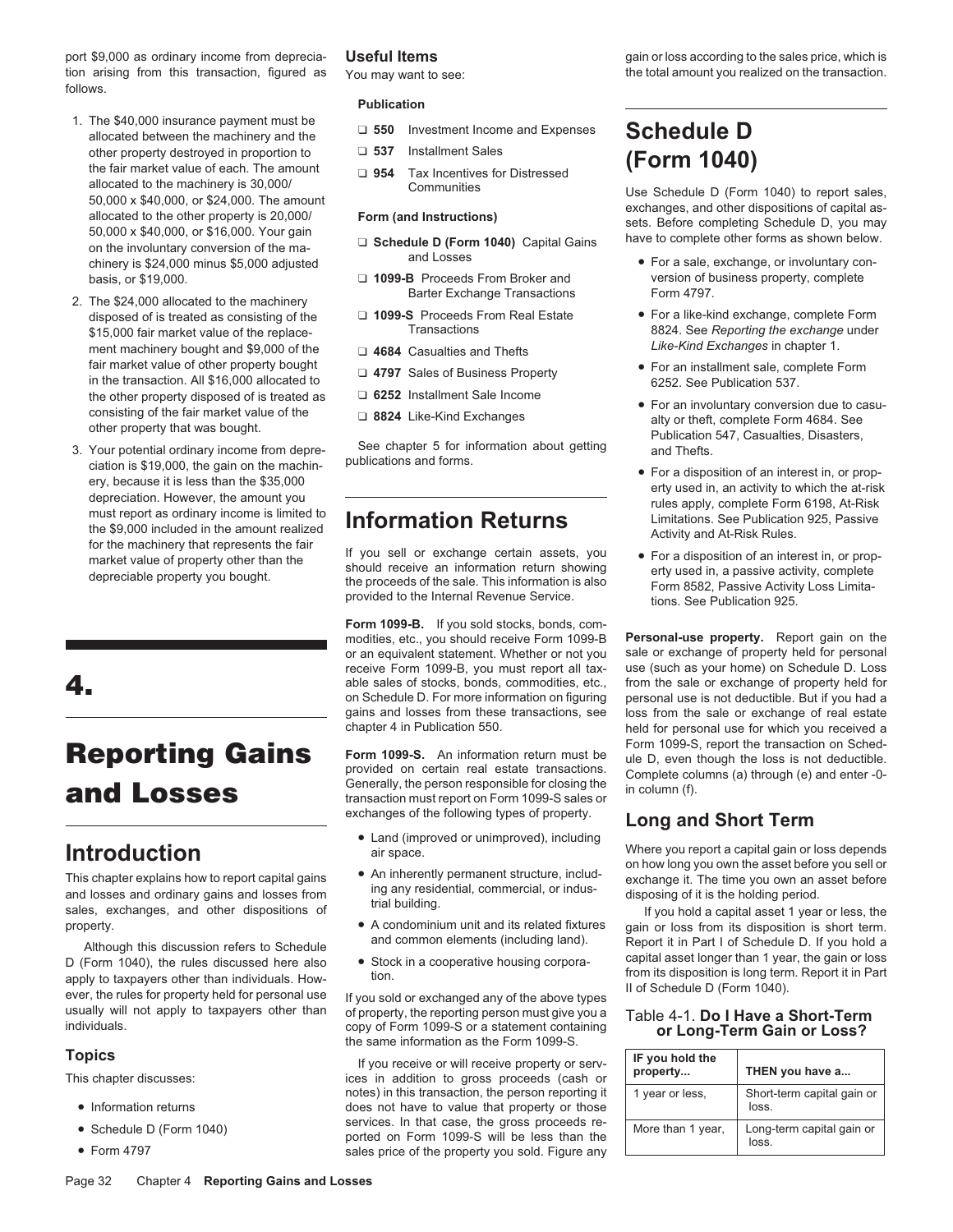port $9,000 as ordinary income from depreciation arising from this transaction, figured as follows.

1. The $40,000 insurance payment must be allocated between the machinery and the other property destroyed in proportion to the fair market value of each. The amount allocated to the machinery is 30,000/50,000 x $40,000, or $24,000. The amount allocated to the other property is 20,000/50,000 x $40,000, or $16,000. Your gain on the involuntary conversion of the machinery is $24,000 minus $5,000 adjusted basis, or $19,000.
2. The $24,000 allocated to the machinery disposed of is treated as consisting of the $15,000 fair market value of the replacement machinery bought and $9,000 of the fair market value of other property bought in the transaction. All $16,000 allocated to the other property disposed of is treated as consisting of the fair market value of the other property that was bought.
3. Your potential ordinary income from depreciation is $19,000, the gain on the machinery, because it is less than the $35,000 depreciation. However, the amount you must report as ordinary income is limited to the $9,000 included in the amount realized for the machinery that represents the fair market value of property other than the depreciable property you bought.

# 4. Reporting Gains and Losses

## Introduction

This chapter explains how to report capital gains and losses and ordinary gains and losses from sales, exchanges, and other dispositions of property.

Although this discussion refers to Schedule D (Form 1040), the rules discussed here also apply to taxpayers other than individuals. However, the rules for property held for personal use usually will not apply to taxpayers other than individuals.

### Topics

This chapter discusses:

- Information returns
- Schedule D (Form 1040)
- Form 4797

### Useful Items

You may want to see:

**Publication**

- ❑ **550** Investment Income and Expenses
- ❑ **537** Installment Sales
- ❑ **954** Tax Incentives for Distressed Communities

**Form (and Instructions)**

- ❑ **Schedule D (Form 1040)** Capital Gains and Losses
- ❑ **1099-B** Proceeds From Broker and Barter Exchange Transactions
- ❑ **1099-S** Proceeds From Real Estate Transactions
- ❑ **4684** Casualties and Thefts
- ❑ **4797** Sales of Business Property
- ❑ **6252** Installment Sale Income
- ❑ **8824** Like-Kind Exchanges

See chapter 5 for information about getting publications and forms.

## Information Returns

If you sell or exchange certain assets, you should receive an information return showing the proceeds of the sale. This information is also provided to the Internal Revenue Service.

**Form 1099-B.** If you sold stocks, bonds, commodities, etc., you should receive Form 1099-B or an equivalent statement. Whether or not you receive Form 1099-B, you must report all taxable sales of stocks, bonds, commodities, etc., on Schedule D. For more information on figuring gains and losses from these transactions, see chapter 4 in Publication 550.

**Form 1099-S.** An information return must be provided on certain real estate transactions. Generally, the person responsible for closing the transaction must report on Form 1099-S sales or exchanges of the following types of property.

- Land (improved or unimproved), including air space.
- An inherently permanent structure, including any residential, commercial, or industrial building.
- A condominium unit and its related fixtures and common elements (including land).
- Stock in a cooperative housing corporation.

If you sold or exchanged any of the above types of property, the reporting person must give you a copy of Form 1099-S or a statement containing the same information as the Form 1099-S.

If you receive or will receive property or services in addition to gross proceeds (cash or notes) in this transaction, the person reporting it does not have to value that property or those services. In that case, the gross proceeds reported on Form 1099-S will be less than the sales price of the property you sold. Figure any gain or loss according to the sales price, which is the total amount you realized on the transaction.

## Schedule D (Form 1040)

Use Schedule D (Form 1040) to report sales, exchanges, and other dispositions of capital assets. Before completing Schedule D, you may have to complete other forms as shown below.

- For a sale, exchange, or involuntary conversion of business property, complete Form 4797.
- For a like-kind exchange, complete Form 8824. See *Reporting the exchange* under *Like-Kind Exchanges* in chapter 1.
- For an installment sale, complete Form 6252. See Publication 537.
- For an involuntary conversion due to casualty or theft, complete Form 4684. See Publication 547, Casualties, Disasters, and Thefts.
- For a disposition of an interest in, or property used in, an activity to which the at-risk rules apply, complete Form 6198, At-Risk Limitations. See Publication 925, Passive Activity and At-Risk Rules.
- For a disposition of an interest in, or property used in, a passive activity, complete Form 8582, Passive Activity Loss Limitations. See Publication 925.

**Personal-use property.** Report gain on the sale or exchange of property held for personal use (such as your home) on Schedule D. Loss from the sale or exchange of property held for personal use is not deductible. But if you had a loss from the sale or exchange of real estate held for personal use for which you received a Form 1099-S, report the transaction on Schedule D, even though the loss is not deductible. Complete columns (a) through (e) and enter -0- in column (f).

### Long and Short Term

Where you report a capital gain or loss depends on how long you own the asset before you sell or exchange it. The time you own an asset before disposing of it is the holding period.

If you hold a capital asset 1 year or less, the gain or loss from its disposition is short term. Report it in Part I of Schedule D. If you hold a capital asset longer than 1 year, the gain or loss from its disposition is long term. Report it in Part II of Schedule D (Form 1040).

Table 4-1. **Do I Have a Short-Term or Long-Term Gain or Loss?**

| IF you hold the property... | THEN you have a... |
|---|---|
| 1 year or less, | Short-term capital gain or loss. |
| More than 1 year, | Long-term capital gain or loss. |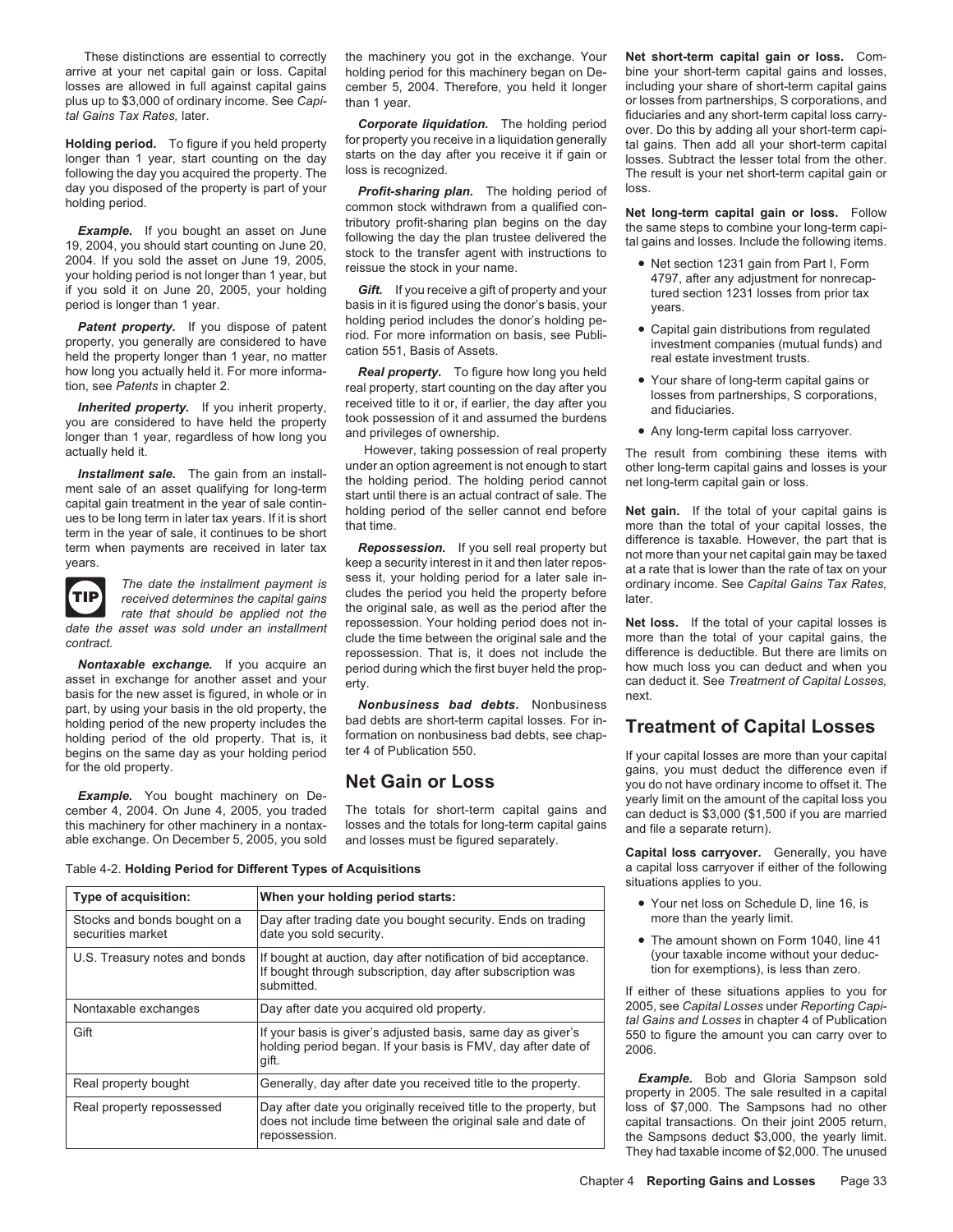These distinctions are essential to correctly arrive at your net capital gain or loss. Capital losses are allowed in full against capital gains plus up to $3,000 of ordinary income. See *Capital Gains Tax Rates,* later.

**Holding period.** To figure if you held property longer than 1 year, start counting on the day following the day you acquired the property. The day you disposed of the property is part of your holding period.

***Example.*** If you bought an asset on June 19, 2004, you should start counting on June 20, 2004. If you sold the asset on June 19, 2005, your holding period is not longer than 1 year, but if you sold it on June 20, 2005, your holding period is longer than 1 year.

***Patent property.*** If you dispose of patent property, you generally are considered to have held the property longer than 1 year, no matter how long you actually held it. For more information, see *Patents* in chapter 2.

***Inherited property.*** If you inherit property, you are considered to have held the property longer than 1 year, regardless of how long you actually held it.

***Installment sale.*** The gain from an installment sale of an asset qualifying for long-term capital gain treatment in the year of sale continues to be long term in later tax years. If it is short term in the year of sale, it continues to be short term when payments are received in later tax years.

**TIP** *The date the installment payment is received determines the capital gains rate that should be applied not the date the asset was sold under an installment contract.*

***Nontaxable exchange.*** If you acquire an asset in exchange for another asset and your basis for the new asset is figured, in whole or in part, by using your basis in the old property, the holding period of the new property includes the holding period of the old property. That is, it begins on the same day as your holding period for the old property.

***Example.*** You bought machinery on December 4, 2004. On June 4, 2005, you traded this machinery for other machinery in a nontaxable exchange. On December 5, 2005, you sold the machinery you got in the exchange. Your holding period for this machinery began on December 5, 2004. Therefore, you held it longer than 1 year.

***Corporate liquidation.*** The holding period for property you receive in a liquidation generally starts on the day after you receive it if gain or loss is recognized.

***Profit-sharing plan.*** The holding period of common stock withdrawn from a qualified contributory profit-sharing plan begins on the day following the day the plan trustee delivered the stock to the transfer agent with instructions to reissue the stock in your name.

***Gift.*** If you receive a gift of property and your basis in it is figured using the donor's basis, your holding period includes the donor's holding period. For more information on basis, see Publication 551, Basis of Assets.

***Real property.*** To figure how long you held real property, start counting on the day after you received title to it or, if earlier, the day after you took possession of it and assumed the burdens and privileges of ownership.

However, taking possession of real property under an option agreement is not enough to start the holding period. The holding period cannot start until there is an actual contract of sale. The holding period of the seller cannot end before that time.

***Repossession.*** If you sell real property but keep a security interest in it and then later repossess it, your holding period for a later sale includes the period you held the property before the original sale, as well as the period after the repossession. Your holding period does not include the time between the original sale and the repossession. That is, it does not include the period during which the first buyer held the property.

***Nonbusiness bad debts.*** Nonbusiness bad debts are short-term capital losses. For information on nonbusiness bad debts, see chapter 4 of Publication 550.

Table 4-2. **Holding Period for Different Types of Acquisitions**

| Type of acquisition: | When your holding period starts: |
|---|---|
| Stocks and bonds bought on a securities market | Day after trading date you bought security. Ends on trading date you sold security. |
| U.S. Treasury notes and bonds | If bought at auction, day after notification of bid acceptance. If bought through subscription, day after subscription was submitted. |
| Nontaxable exchanges | Day after date you acquired old property. |
| Gift | If your basis is giver's adjusted basis, same day as giver's holding period began. If your basis is FMV, day after date of gift. |
| Real property bought | Generally, day after date you received title to the property. |
| Real property repossessed | Day after date you originally received title to the property, but does not include time between the original sale and date of repossession. |

## Net Gain or Loss

The totals for short-term capital gains and losses and the totals for long-term capital gains and losses must be figured separately.

**Net short-term capital gain or loss.** Combine your short-term capital gains and losses, including your share of short-term capital gains or losses from partnerships, S corporations, and fiduciaries and any short-term capital loss carryover. Do this by adding all your short-term capital gains. Then add all your short-term capital losses. Subtract the lesser total from the other. The result is your net short-term capital gain or loss.

**Net long-term capital gain or loss.** Follow the same steps to combine your long-term capital gains and losses. Include the following items.

- Net section 1231 gain from Part I, Form 4797, after any adjustment for nonrecaptured section 1231 losses from prior tax years.
- Capital gain distributions from regulated investment companies (mutual funds) and real estate investment trusts.
- Your share of long-term capital gains or losses from partnerships, S corporations, and fiduciaries.
- Any long-term capital loss carryover.

The result from combining these items with other long-term capital gains and losses is your net long-term capital gain or loss.

**Net gain.** If the total of your capital gains is more than the total of your capital losses, the difference is taxable. However, the part that is not more than your net capital gain may be taxed at a rate that is lower than the rate of tax on your ordinary income. See *Capital Gains Tax Rates,* later.

**Net loss.** If the total of your capital losses is more than the total of your capital gains, the difference is deductible. But there are limits on how much loss you can deduct and when you can deduct it. See *Treatment of Capital Losses,* next.

# Treatment of Capital Losses

If your capital losses are more than your capital gains, you must deduct the difference even if you do not have ordinary income to offset it. The yearly limit on the amount of the capital loss you can deduct is $3,000 ($1,500 if you are married and file a separate return).

**Capital loss carryover.** Generally, you have a capital loss carryover if either of the following situations applies to you.

- Your net loss on Schedule D, line 16, is more than the yearly limit.
- The amount shown on Form 1040, line 41 (your taxable income without your deduction for exemptions), is less than zero.

If either of these situations applies to you for 2005, see *Capital Losses* under *Reporting Capital Gains and Losses* in chapter 4 of Publication 550 to figure the amount you can carry over to 2006.

***Example.*** Bob and Gloria Sampson sold property in 2005. The sale resulted in a capital loss of $7,000. The Sampsons had no other capital transactions. On their joint 2005 return, the Sampsons deduct $3,000, the yearly limit. They had taxable income of $2,000. The unused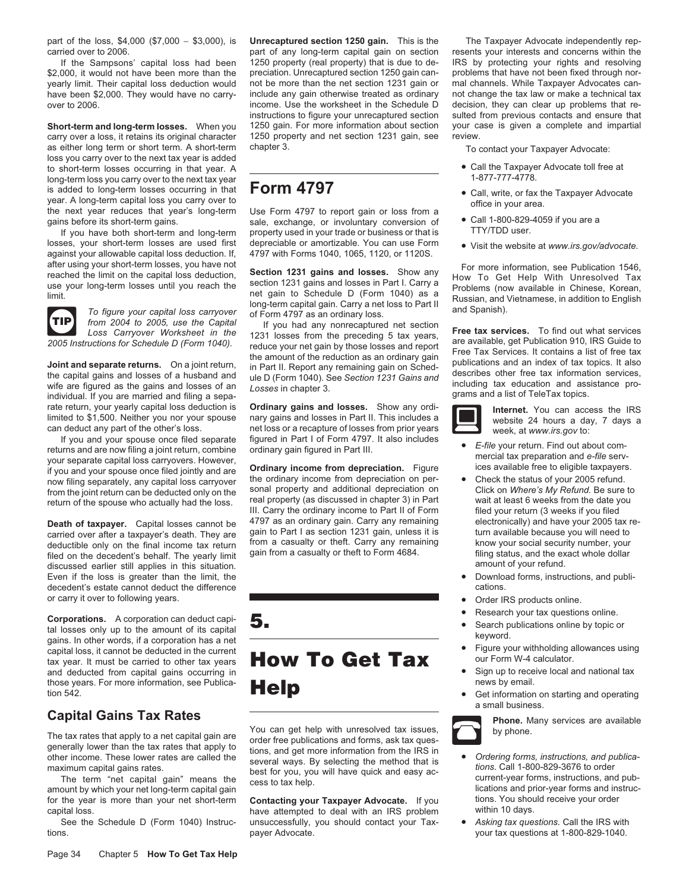part of the loss, $4,000 ($7,000 − $3,000), is carried over to 2006.

If the Sampsons' capital loss had been $2,000, it would not have been more than the yearly limit. Their capital loss deduction would have been $2,000. They would have no carryover to 2006.

**Short-term and long-term losses.** When you carry over a loss, it retains its original character as either long term or short term. A short-term loss you carry over to the next tax year is added to short-term losses occurring in that year. A long-term loss you carry over to the next tax year is added to long-term losses occurring in that year. A long-term capital loss you carry over to the next year reduces that year's long-term gains before its short-term gains.

If you have both short-term and long-term losses, your short-term losses are used first against your allowable capital loss deduction. If, after using your short-term losses, you have not reached the limit on the capital loss deduction, use your long-term losses until you reach the limit.

**TIP** *To figure your capital loss carryover from 2004 to 2005, use the Capital Loss Carryover Worksheet in the 2005 Instructions for Schedule D (Form 1040).*

**Joint and separate returns.** On a joint return, the capital gains and losses of a husband and wife are figured as the gains and losses of an individual. If you are married and filing a separate return, your yearly capital loss deduction is limited to $1,500. Neither you nor your spouse can deduct any part of the other's loss.

If you and your spouse once filed separate returns and are now filing a joint return, combine your separate capital loss carryovers. However, if you and your spouse once filed jointly and are now filing separately, any capital loss carryover from the joint return can be deducted only on the return of the spouse who actually had the loss.

**Death of taxpayer.** Capital losses cannot be carried over after a taxpayer's death. They are deductible only on the final income tax return filed on the decedent's behalf. The yearly limit discussed earlier still applies in this situation. Even if the loss is greater than the limit, the decedent's estate cannot deduct the difference or carry it over to following years.

**Corporations.** A corporation can deduct capital losses only up to the amount of its capital gains. In other words, if a corporation has a net capital loss, it cannot be deducted in the current tax year. It must be carried to other tax years and deducted from capital gains occurring in those years. For more information, see Publication 542.

## Capital Gains Tax Rates

The tax rates that apply to a net capital gain are generally lower than the tax rates that apply to other income. These lower rates are called the maximum capital gains rates.

The term "net capital gain" means the amount by which your net long-term capital gain for the year is more than your net short-term capital loss.

See the Schedule D (Form 1040) Instructions.

**Unrecaptured section 1250 gain.** This is the part of any long-term capital gain on section 1250 property (real property) that is due to depreciation. Unrecaptured section 1250 gain cannot be more than the net section 1231 gain or include any gain otherwise treated as ordinary income. Use the worksheet in the Schedule D instructions to figure your unrecaptured section 1250 gain. For more information about section 1250 property and net section 1231 gain, see chapter 3.

# Form 4797

Use Form 4797 to report gain or loss from a sale, exchange, or involuntary conversion of property used in your trade or business or that is depreciable or amortizable. You can use Form 4797 with Forms 1040, 1065, 1120, or 1120S.

**Section 1231 gains and losses.** Show any section 1231 gains and losses in Part I. Carry a net gain to Schedule D (Form 1040) as a long-term capital gain. Carry a net loss to Part II of Form 4797 as an ordinary loss.

If you had any nonrecaptured net section 1231 losses from the preceding 5 tax years, reduce your net gain by those losses and report the amount of the reduction as an ordinary gain in Part II. Report any remaining gain on Schedule D (Form 1040). See *Section 1231 Gains and Losses* in chapter 3.

**Ordinary gains and losses.** Show any ordinary gains and losses in Part II. This includes a net loss or a recapture of losses from prior years figured in Part I of Form 4797. It also includes ordinary gain figured in Part III.

**Ordinary income from depreciation.** Figure the ordinary income from depreciation on personal property and additional depreciation on real property (as discussed in chapter 3) in Part III. Carry the ordinary income to Part II of Form 4797 as an ordinary gain. Carry any remaining gain to Part I as section 1231 gain, unless it is from a casualty or theft. Carry any remaining gain from a casualty or theft to Form 4684.

# 5. How To Get Tax Help

You can get help with unresolved tax issues, order free publications and forms, ask tax questions, and get more information from the IRS in several ways. By selecting the method that is best for you, you will have quick and easy access to tax help.

**Contacting your Taxpayer Advocate.** If you have attempted to deal with an IRS problem unsuccessfully, you should contact your Taxpayer Advocate.

The Taxpayer Advocate independently represents your interests and concerns within the IRS by protecting your rights and resolving problems that have not been fixed through normal channels. While Taxpayer Advocates cannot change the tax law or make a technical tax decision, they can clear up problems that resulted from previous contacts and ensure that your case is given a complete and impartial review.

To contact your Taxpayer Advocate:

- Call the Taxpayer Advocate toll free at 1-877-777-4778.
- Call, write, or fax the Taxpayer Advocate office in your area.
- Call 1-800-829-4059 if you are a TTY/TDD user.
- Visit the website at *www.irs.gov/advocate*.

For more information, see Publication 1546, How To Get Help With Unresolved Tax Problems (now available in Chinese, Korean, Russian, and Vietnamese, in addition to English and Spanish).

**Free tax services.** To find out what services are available, get Publication 910, IRS Guide to Free Tax Services. It contains a list of free tax publications and an index of tax topics. It also describes other free tax information services, including tax education and assistance programs and a list of TeleTax topics.

**Internet.** You can access the IRS website 24 hours a day, 7 days a week, at *www.irs.gov* to:

- *E-file* your return. Find out about commercial tax preparation and *e-file* services available free to eligible taxpayers.
- Check the status of your 2005 refund. Click on *Where's My Refund*. Be sure to wait at least 6 weeks from the date you filed your return (3 weeks if you filed electronically) and have your 2005 tax return available because you will need to know your social security number, your filing status, and the exact whole dollar amount of your refund.
- Download forms, instructions, and publications.
- Order IRS products online.
- Research your tax questions online.
- Search publications online by topic or keyword.
- Figure your withholding allowances using our Form W-4 calculator.
- Sign up to receive local and national tax news by email.
- Get information on starting and operating a small business.

**Phone.** Many services are available by phone.

- *Ordering forms, instructions, and publications.* Call 1-800-829-3676 to order current-year forms, instructions, and publications and prior-year forms and instructions. You should receive your order within 10 days.
- *Asking tax questions.* Call the IRS with your tax questions at 1-800-829-1040.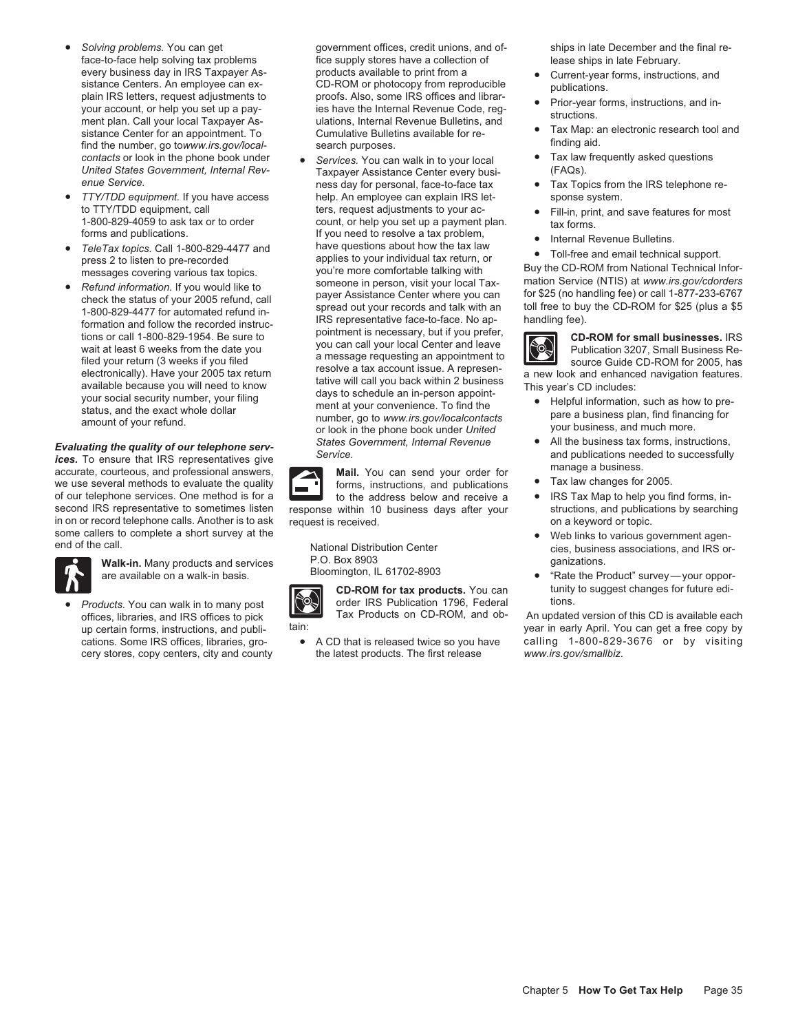- *Solving problems.* You can get face-to-face help solving tax problems every business day in IRS Taxpayer Assistance Centers. An employee can explain IRS letters, request adjustments to your account, or help you set up a payment plan. Call your local Taxpayer Assistance Center for an appointment. To find the number, go to*www.irs.gov/localcontacts* or look in the phone book under *United States Government, Internal Revenue Service.*
- *TTY/TDD equipment.* If you have access to TTY/TDD equipment, call 1-800-829-4059 to ask tax or to order forms and publications.
- *TeleTax topics.* Call 1-800-829-4477 and press 2 to listen to pre-recorded messages covering various tax topics.
- *Refund information.* If you would like to check the status of your 2005 refund, call 1-800-829-4477 for automated refund information and follow the recorded instructions or call 1-800-829-1954. Be sure to wait at least 6 weeks from the date you filed your return (3 weeks if you filed electronically). Have your 2005 tax return available because you will need to know your social security number, your filing status, and the exact whole dollar amount of your refund.

***Evaluating the quality of our telephone services.*** To ensure that IRS representatives give accurate, courteous, and professional answers, we use several methods to evaluate the quality of our telephone services. One method is for a second IRS representative to sometimes listen in on or record telephone calls. Another is to ask some callers to complete a short survey at the end of the call.

**Walk-in.** Many products and services are available on a walk-in basis.

- *Products.* You can walk in to many post offices, libraries, and IRS offices to pick up certain forms, instructions, and publications. Some IRS offices, libraries, grocery stores, copy centers, city and county government offices, credit unions, and office supply stores have a collection of products available to print from a CD-ROM or photocopy from reproducible proofs. Also, some IRS offices and libraries have the Internal Revenue Code, regulations, Internal Revenue Bulletins, and Cumulative Bulletins available for research purposes.
- *Services.* You can walk in to your local Taxpayer Assistance Center every business day for personal, face-to-face tax help. An employee can explain IRS letters, request adjustments to your account, or help you set up a payment plan. If you need to resolve a tax problem, have questions about how the tax law applies to your individual tax return, or you're more comfortable talking with someone in person, visit your local Taxpayer Assistance Center where you can spread out your records and talk with an IRS representative face-to-face. No appointment is necessary, but if you prefer, you can call your local Center and leave a message requesting an appointment to resolve a tax account issue. A representative will call you back within 2 business days to schedule an in-person appointment at your convenience. To find the number, go to *www.irs.gov/localcontacts* or look in the phone book under *United States Government, Internal Revenue Service.*

**Mail.** You can send your order for forms, instructions, and publications to the address below and receive a response within 10 business days after your request is received.

National Distribution Center
P.O. Box 8903
Bloomington, IL 61702-8903

**CD-ROM for tax products.** You can order IRS Publication 1796, Federal Tax Products on CD-ROM, and obtain:

- A CD that is released twice so you have the latest products. The first release ships in late December and the final release ships in late February.
- Current-year forms, instructions, and publications.
- Prior-year forms, instructions, and instructions.
- Tax Map: an electronic research tool and finding aid.
- Tax law frequently asked questions (FAQs).
- Tax Topics from the IRS telephone response system.
- Fill-in, print, and save features for most tax forms.
- Internal Revenue Bulletins.
- Toll-free and email technical support.

Buy the CD-ROM from National Technical Information Service (NTIS) at *www.irs.gov/cdorders* for $25 (no handling fee) or call 1-877-233-6767 toll free to buy the CD-ROM for $25 (plus a $5 handling fee).

**CD-ROM for small businesses.** IRS Publication 3207, Small Business Resource Guide CD-ROM for 2005, has a new look and enhanced navigation features. This year's CD includes:

- Helpful information, such as how to prepare a business plan, find financing for your business, and much more.
- All the business tax forms, instructions, and publications needed to successfully manage a business.
- Tax law changes for 2005.
- IRS Tax Map to help you find forms, instructions, and publications by searching on a keyword or topic.
- Web links to various government agencies, business associations, and IRS organizations.
- "Rate the Product" survey—your opportunity to suggest changes for future editions.

An updated version of this CD is available each year in early April. You can get a free copy by calling 1-800-829-3676 or by visiting *www.irs.gov/smallbiz*.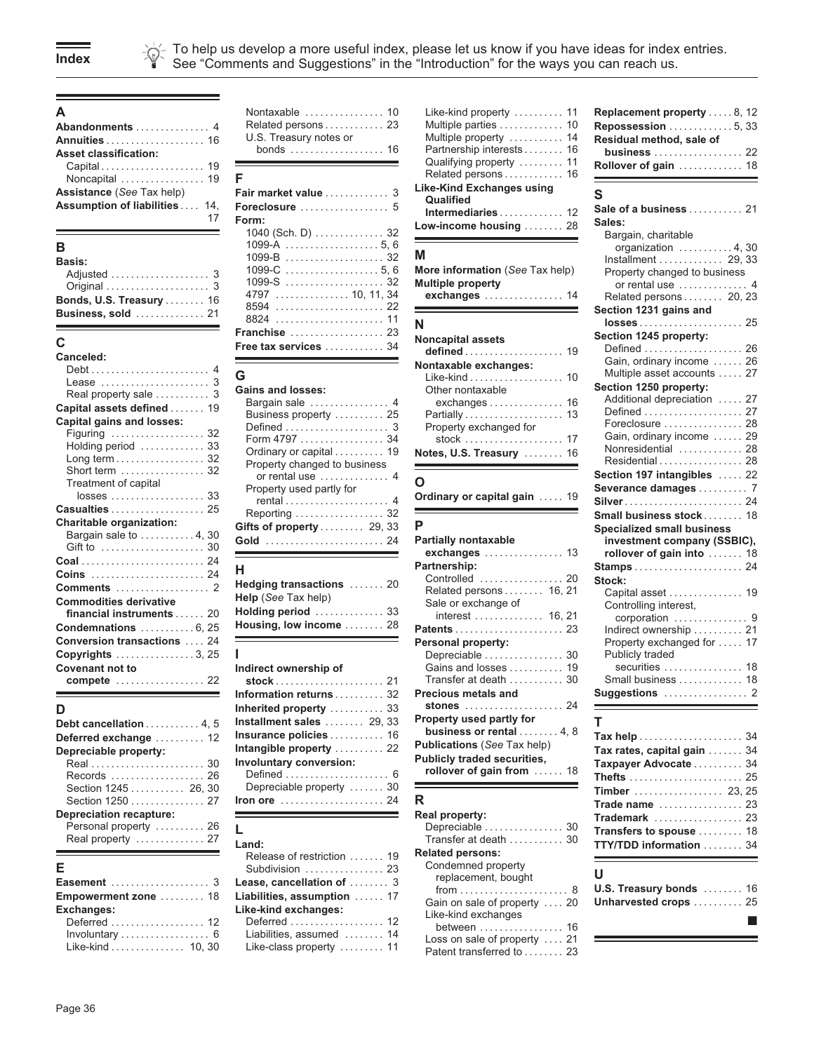# Index

To help us develop a more useful index, please let us know if you have ideas for index entries. See "Comments and Suggestions" in the "Introduction" for the ways you can reach us.

## A

**Abandonments** .... 4
**Annuities** .... 16
**Asset classification:**
- Capital .... 19
- Noncapital .... 19

**Assistance** (*See* Tax help)
**Assumption of liabilities** .... 14, 17

## B

**Basis:**
- Adjusted .... 3
- Original .... 3

**Bonds, U.S. Treasury** .... 16
**Business, sold** .... 21

## C

**Canceled:**
- Debt .... 4
- Lease .... 3
- Real property sale .... 3

**Capital assets defined** .... 19
**Capital gains and losses:**
- Figuring .... 32
- Holding period .... 33
- Long term .... 32
- Short term .... 32
- Treatment of capital losses .... 33

**Casualties** .... 25
**Charitable organization:**
- Bargain sale to .... 4, 30
- Gift to .... 30

**Coal** .... 24
**Coins** .... 24
**Comments** .... 2
**Commodities derivative financial instruments** .... 20
**Condemnations** .... 6, 25
**Conversion transactions** .... 24
**Copyrights** .... 3, 25
**Covenant not to compete** .... 22

## D

**Debt cancellation** .... 4, 5
**Deferred exchange** .... 12
**Depreciable property:**
- Real .... 30
- Records .... 26
- Section 1245 .... 26, 30
- Section 1250 .... 27

**Depreciation recapture:**
- Personal property .... 26
- Real property .... 27

## E

**Easement** .... 3
**Empowerment zone** .... 18
**Exchanges:**
- Deferred .... 12
- Involuntary .... 6
- Like-kind .... 10, 30
- Nontaxable .... 10
- Related persons .... 23
- U.S. Treasury notes or bonds .... 16

## F

**Fair market value** .... 3
**Foreclosure** .... 5
**Form:**
- 1040 (Sch. D) .... 32
- 1099-A .... 5, 6
- 1099-B .... 32
- 1099-C .... 5, 6
- 1099-S .... 32
- 4797 .... 10, 11, 34
- 8594 .... 22
- 8824 .... 11

**Franchise** .... 23
**Free tax services** .... 34

## G

**Gains and losses:**
- Bargain sale .... 4
- Business property .... 25
- Defined .... 3
- Form 4797 .... 34
- Ordinary or capital .... 19
- Property changed to business or rental use .... 4
- Property used partly for rental .... 4
- Reporting .... 32

**Gifts of property** .... 29, 33
**Gold** .... 24

## H

**Hedging transactions** .... 20
**Help** (*See* Tax help)
**Holding period** .... 33
**Housing, low income** .... 28

## I

**Indirect ownership of stock** .... 21
**Information returns** .... 32
**Inherited property** .... 33
**Installment sales** .... 29, 33
**Insurance policies** .... 16
**Intangible property** .... 22
**Involuntary conversion:**
- Defined .... 6
- Depreciable property .... 30

**Iron ore** .... 24

## L

**Land:**
- Release of restriction .... 19
- Subdivision .... 23

**Lease, cancellation of** .... 3
**Liabilities, assumption** .... 17
**Like-kind exchanges:**
- Deferred .... 12
- Liabilities, assumed .... 14
- Like-class property .... 11
- Like-kind property .... 11
- Multiple parties .... 10
- Multiple property .... 14
- Partnership interests .... 16
- Qualifying property .... 11
- Related persons .... 16

**Like-Kind Exchanges using Qualified Intermediaries** .... 12
**Low-income housing** .... 28

## M

**More information** (*See* Tax help)
**Multiple property exchanges** .... 14

## N

**Noncapital assets defined** .... 19
**Nontaxable exchanges:**
- Like-kind .... 10
- Other nontaxable exchanges .... 16
- Partially .... 13
- Property exchanged for stock .... 17

**Notes, U.S. Treasury** .... 16

## O

**Ordinary or capital gain** .... 19

## P

**Partially nontaxable exchanges** .... 13
**Partnership:**
- Controlled .... 20
- Related persons .... 16, 21
- Sale or exchange of interest .... 16, 21

**Patents** .... 23
**Personal property:**
- Depreciable .... 30
- Gains and losses .... 19
- Transfer at death .... 30

**Precious metals and stones** .... 24
**Property used partly for business or rental** .... 4, 8
**Publications** (*See* Tax help)
**Publicly traded securities, rollover of gain from** .... 18

## R

**Real property:**
- Depreciable .... 30
- Transfer at death .... 30

**Related persons:**
- Condemned property replacement, bought from .... 8
- Gain on sale of property .... 20
- Like-kind exchanges between .... 16
- Loss on sale of property .... 21
- Patent transferred to .... 23

**Replacement property** .... 8, 12
**Repossession** .... 5, 33
**Residual method, sale of business** .... 22
**Rollover of gain** .... 18

## S

**Sale of a business** .... 21
**Sales:**
- Bargain, charitable organization .... 4, 30
- Installment .... 29, 33
- Property changed to business or rental use .... 4
- Related persons .... 20, 23

**Section 1231 gains and losses** .... 25
**Section 1245 property:**
- Defined .... 26
- Gain, ordinary income .... 26
- Multiple asset accounts .... 27

**Section 1250 property:**
- Additional depreciation .... 27
- Defined .... 27
- Foreclosure .... 28
- Gain, ordinary income .... 29
- Nonresidential .... 28
- Residential .... 28

**Section 197 intangibles** .... 22
**Severance damages** .... 7
**Silver** .... 24
**Small business stock** .... 18
**Specialized small business investment company (SSBIC), rollover of gain into** .... 18
**Stamps** .... 24
**Stock:**
- Capital asset .... 19
- Controlling interest, corporation .... 9
- Indirect ownership .... 21
- Property exchanged for .... 17
- Publicly traded securities .... 18
- Small business .... 18

**Suggestions** .... 2

## T

**Tax help** .... 34
**Tax rates, capital gain** .... 34
**Taxpayer Advocate** .... 34
**Thefts** .... 25
**Timber** .... 23, 25
**Trade name** .... 23
**Trademark** .... 23
**Transfers to spouse** .... 18
**TTY/TDD information** .... 34

## U

**U.S. Treasury bonds** .... 16
**Unharvested crops** .... 25

■